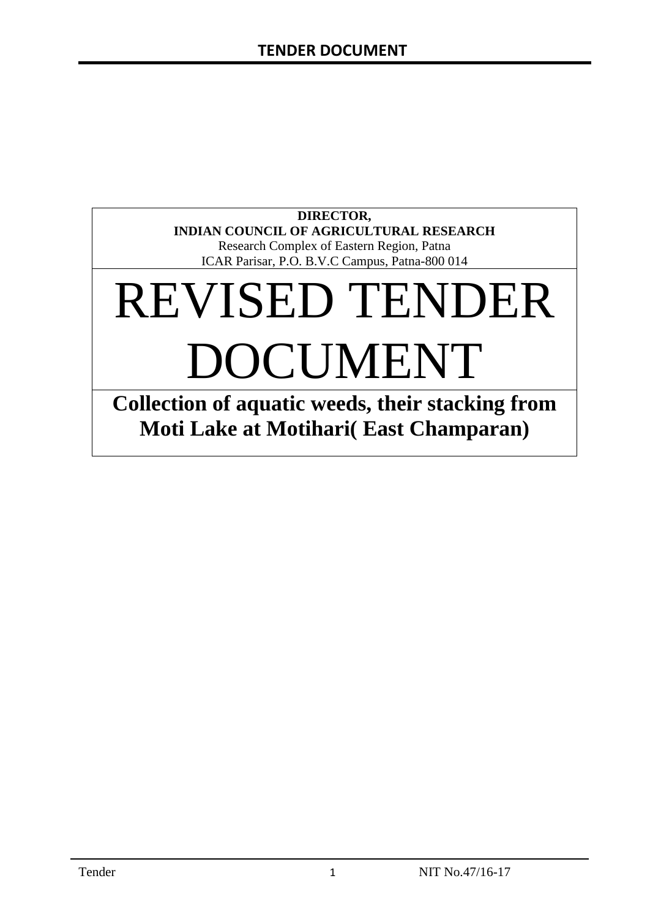**DIRECTOR,**
**INDIAN COUNCIL OF AGRICULTURAL RESEARCH**
Research Complex of Eastern Region, Patna
ICAR Parisar, P.O. B.V.C Campus, Patna-800 014

# REVISED TENDER DOCUMENT

## Collection of aquatic weeds, their stacking from Moti Lake at Motihari( East Champaran)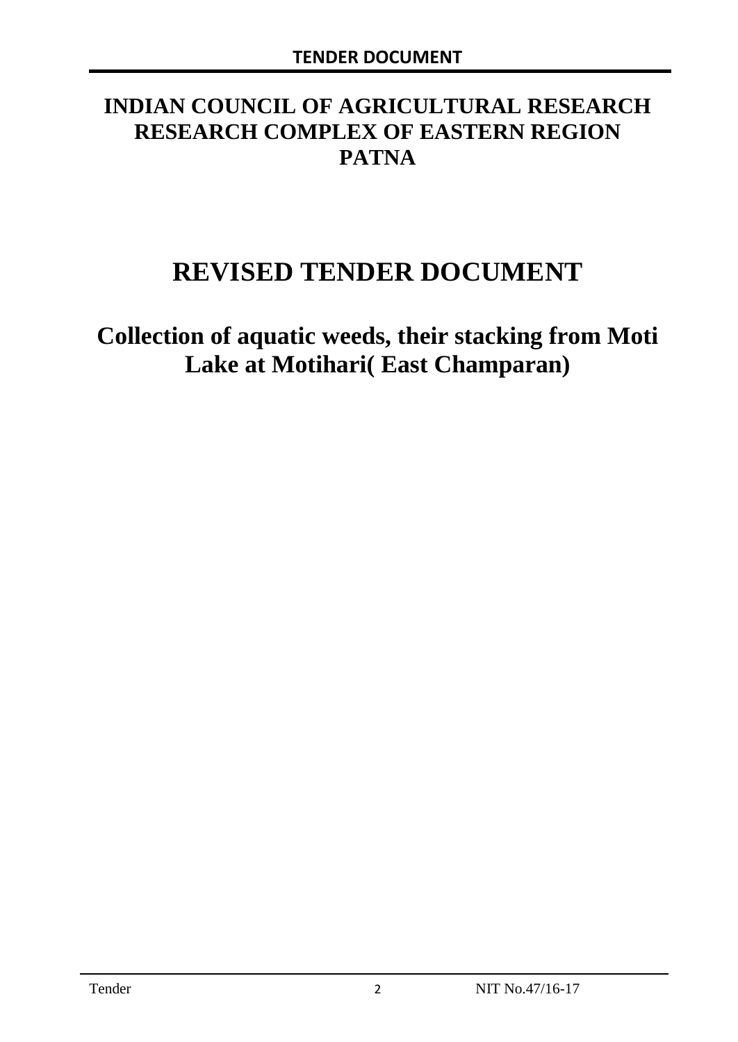# INDIAN COUNCIL OF AGRICULTURAL RESEARCH RESEARCH COMPLEX OF EASTERN REGION PATNA

# REVISED TENDER DOCUMENT

## Collection of aquatic weeds, their stacking from Moti Lake at Motihari( East Champaran)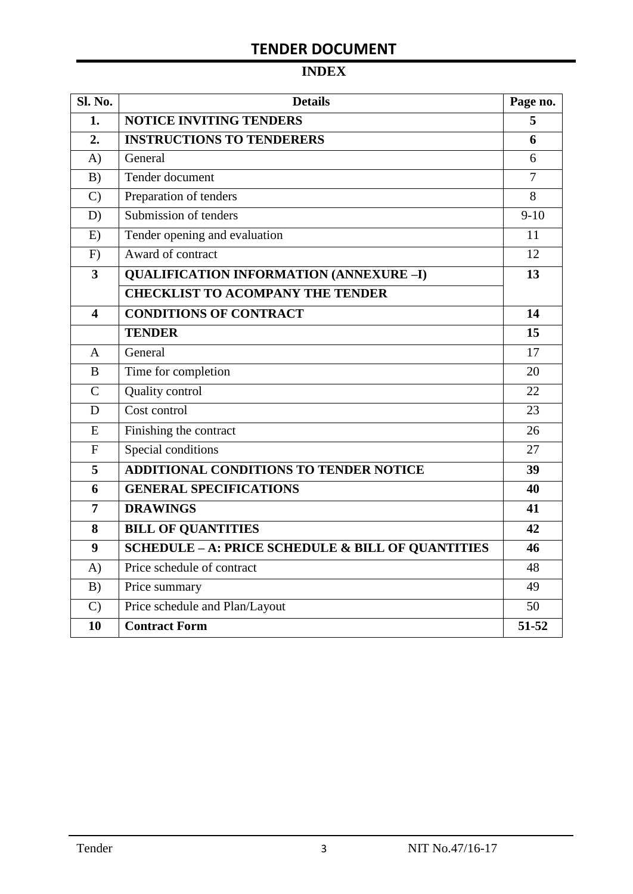# TENDER DOCUMENT

## INDEX

| Sl. No. | Details | Page no. |
|---|---|---|
| **1.** | **NOTICE INVITING TENDERS** | **5** |
| **2.** | **INSTRUCTIONS TO TENDERERS** | **6** |
| A) | General | 6 |
| B) | Tender document | 7 |
| C) | Preparation of tenders | 8 |
| D) | Submission of tenders | 9-10 |
| E) | Tender opening and evaluation | 11 |
| F) | Award of contract | 12 |
| **3** | **QUALIFICATION INFORMATION (ANNEXURE –I)** | **13** |
| | **CHECKLIST TO ACOMPANY THE TENDER** | |
| **4** | **CONDITIONS OF CONTRACT** | **14** |
| | **TENDER** | **15** |
| A | General | 17 |
| B | Time for completion | 20 |
| C | Quality control | 22 |
| D | Cost control | 23 |
| E | Finishing the contract | 26 |
| F | Special conditions | 27 |
| **5** | **ADDITIONAL CONDITIONS TO TENDER NOTICE** | **39** |
| **6** | **GENERAL SPECIFICATIONS** | **40** |
| **7** | **DRAWINGS** | **41** |
| **8** | **BILL OF QUANTITIES** | **42** |
| **9** | **SCHEDULE – A: PRICE SCHEDULE & BILL OF QUANTITIES** | **46** |
| A) | Price schedule of contract | 48 |
| B) | Price summary | 49 |
| C) | Price schedule and Plan/Layout | 50 |
| **10** | **Contract Form** | **51-52** |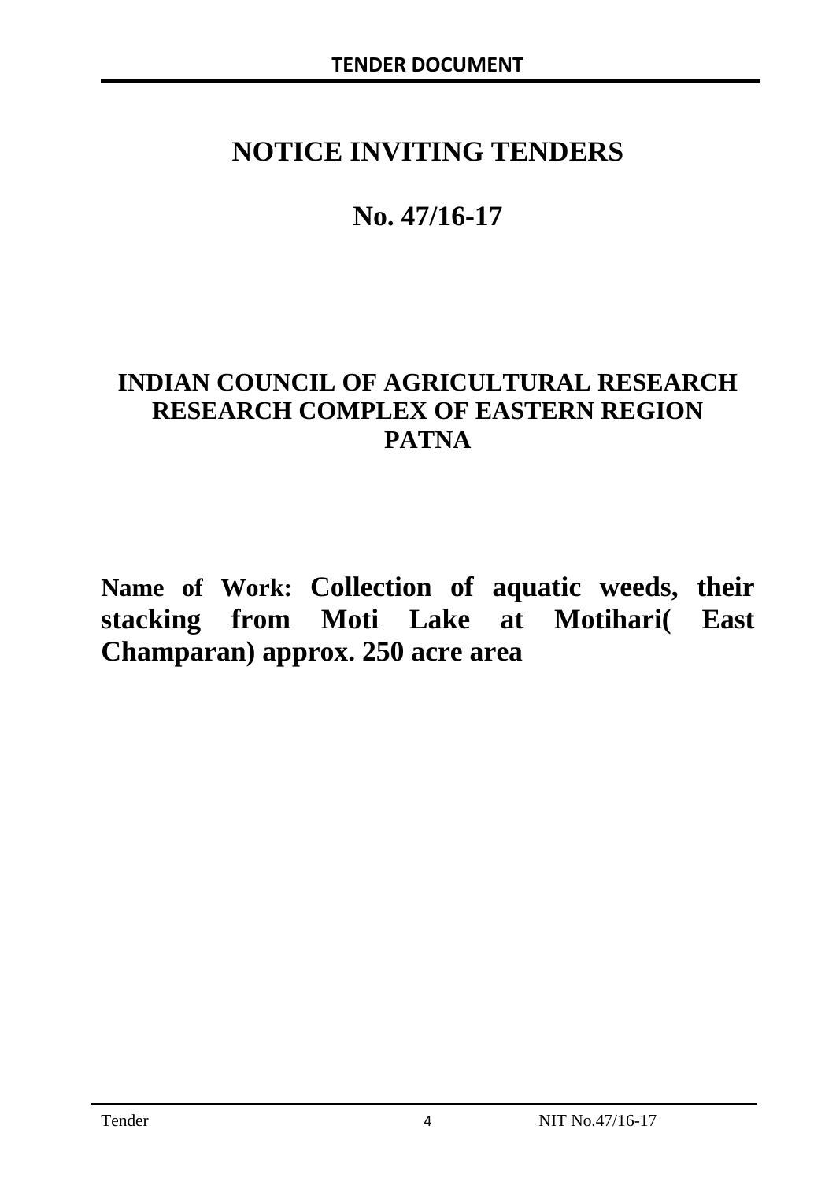# NOTICE INVITING TENDERS

# No. 47/16-17

## INDIAN COUNCIL OF AGRICULTURAL RESEARCH RESEARCH COMPLEX OF EASTERN REGION PATNA

**Name of Work: Collection of aquatic weeds, their stacking from Moti Lake at Motihari( East Champaran) approx. 250 acre area**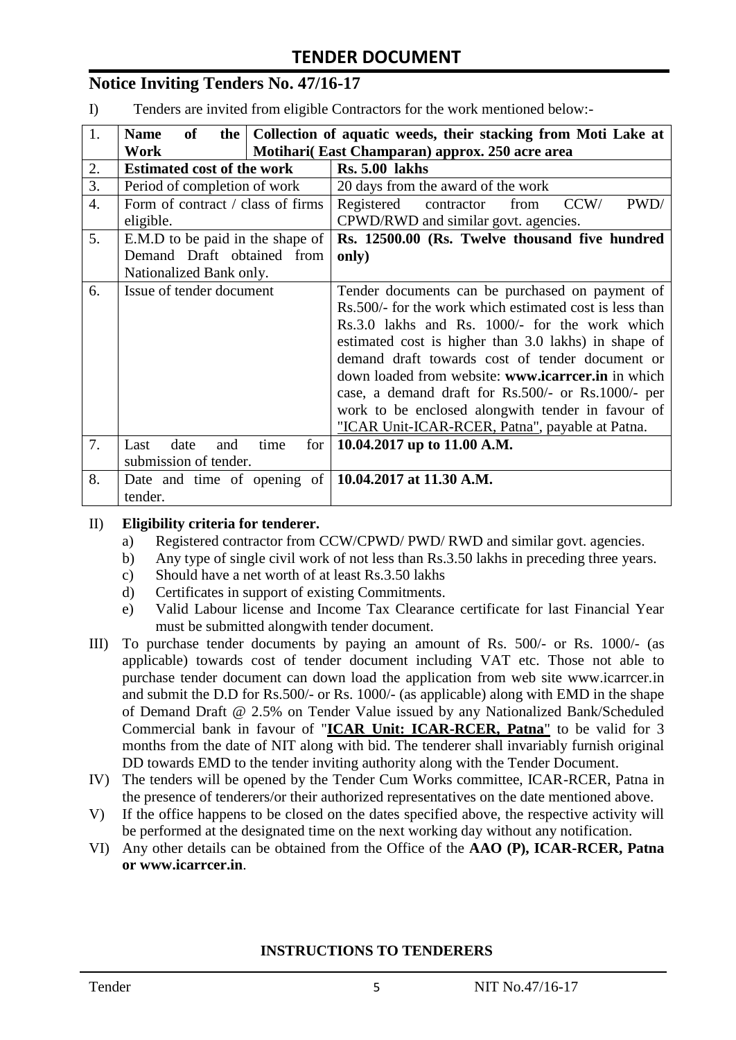# TENDER DOCUMENT

## Notice Inviting Tenders No. 47/16-17

I) Tenders are invited from eligible Contractors for the work mentioned below:-

| 1. | **Name of the Work** | **Collection of aquatic weeds, their stacking from Moti Lake at Motihari( East Champaran) approx. 250 acre area** |
|---|---|---|
| 2. | **Estimated cost of the work** | **Rs. 5.00 lakhs** |
| 3. | Period of completion of work | 20 days from the award of the work |
| 4. | Form of contract / class of firms eligible. | Registered contractor from CCW/ PWD/ CPWD/RWD and similar govt. agencies. |
| 5. | E.M.D to be paid in the shape of Demand Draft obtained from Nationalized Bank only. | **Rs. 12500.00 (Rs. Twelve thousand five hundred only)** |
| 6. | Issue of tender document | Tender documents can be purchased on payment of Rs.500/- for the work which estimated cost is less than Rs.3.0 lakhs and Rs. 1000/- for the work which estimated cost is higher than 3.0 lakhs) in shape of demand draft towards cost of tender document or down loaded from website: **www.icarrcer.in** in which case, a demand draft for Rs.500/- or Rs.1000/- per work to be enclosed alongwith tender in favour of "ICAR Unit-ICAR-RCER, Patna", payable at Patna. |
| 7. | Last date and time for submission of tender. | **10.04.2017 up to 11.00 A.M.** |
| 8. | Date and time of opening of tender. | **10.04.2017 at 11.30 A.M.** |

II) **Eligibility criteria for tenderer.**

a) Registered contractor from CCW/CPWD/ PWD/ RWD and similar govt. agencies.
b) Any type of single civil work of not less than Rs.3.50 lakhs in preceding three years.
c) Should have a net worth of at least Rs.3.50 lakhs
d) Certificates in support of existing Commitments.
e) Valid Labour license and Income Tax Clearance certificate for last Financial Year must be submitted alongwith tender document.

III) To purchase tender documents by paying an amount of Rs. 500/- or Rs. 1000/- (as applicable) towards cost of tender document including VAT etc. Those not able to purchase tender document can down load the application from web site www.icarrcer.in and submit the D.D for Rs.500/- or Rs. 1000/- (as applicable) along with EMD in the shape of Demand Draft @ 2.5% on Tender Value issued by any Nationalized Bank/Scheduled Commercial bank in favour of "**ICAR Unit: ICAR-RCER, Patna**" to be valid for 3 months from the date of NIT along with bid. The tenderer shall invariably furnish original DD towards EMD to the tender inviting authority along with the Tender Document.

IV) The tenders will be opened by the Tender Cum Works committee, ICAR-RCER, Patna in the presence of tenderers/or their authorized representatives on the date mentioned above.

V) If the office happens to be closed on the dates specified above, the respective activity will be performed at the designated time on the next working day without any notification.

VI) Any other details can be obtained from the Office of the **AAO (P), ICAR-RCER, Patna or www.icarrcer.in**.

**INSTRUCTIONS TO TENDERERS**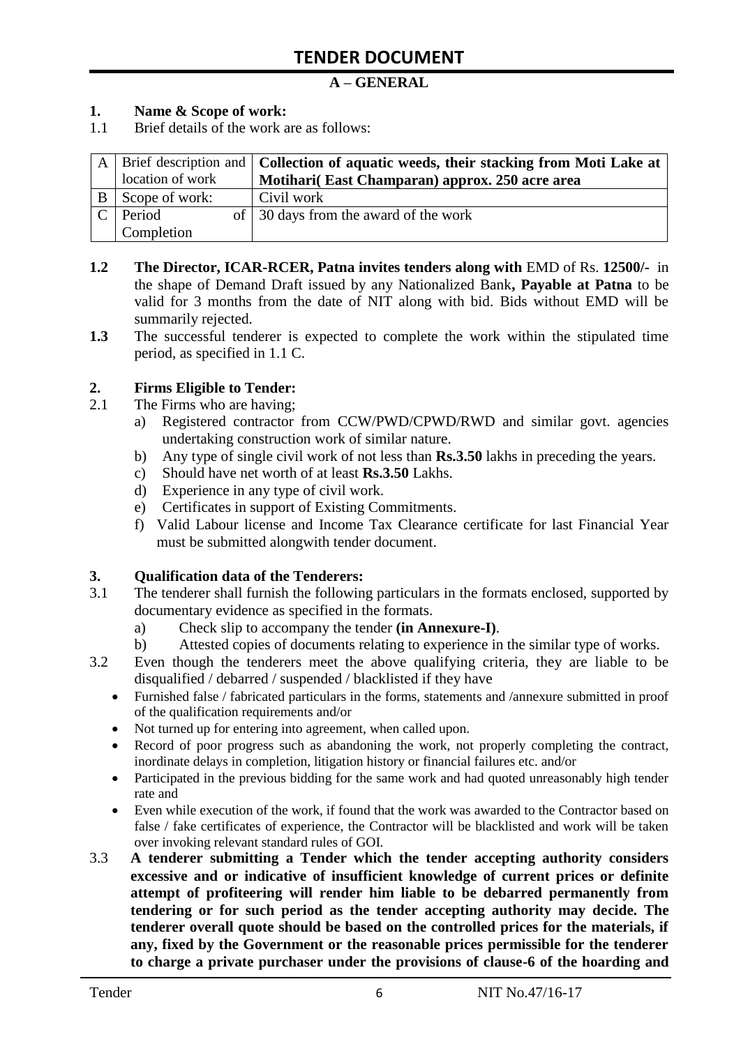# TENDER DOCUMENT

## A – GENERAL

**1. Name & Scope of work:**

1.1 Brief details of the work are as follows:

| | | |
|---|---|---|
| A | Brief description and location of work | **Collection of aquatic weeds, their stacking from Moti Lake at Motihari( East Champaran) approx. 250 acre area** |
| B | Scope of work: | Civil work |
| C | Period of Completion | 30 days from the award of the work |

**1.2** **The Director, ICAR-RCER, Patna invites tenders along with** EMD of Rs. **12500/-** in the shape of Demand Draft issued by any Nationalized Bank**, Payable at Patna** to be valid for 3 months from the date of NIT along with bid. Bids without EMD will be summarily rejected.

**1.3** The successful tenderer is expected to complete the work within the stipulated time period, as specified in 1.1 C.

**2. Firms Eligible to Tender:**

2.1 The Firms who are having;

a) Registered contractor from CCW/PWD/CPWD/RWD and similar govt. agencies undertaking construction work of similar nature.

b) Any type of single civil work of not less than **Rs.3.50** lakhs in preceding the years.

c) Should have net worth of at least **Rs.3.50** Lakhs.

d) Experience in any type of civil work.

e) Certificates in support of Existing Commitments.

f) Valid Labour license and Income Tax Clearance certificate for last Financial Year must be submitted alongwith tender document.

**3. Qualification data of the Tenderers:**

3.1 The tenderer shall furnish the following particulars in the formats enclosed, supported by documentary evidence as specified in the formats.

a) Check slip to accompany the tender **(in Annexure-I)**.

b) Attested copies of documents relating to experience in the similar type of works.

3.2 Even though the tenderers meet the above qualifying criteria, they are liable to be disqualified / debarred / suspended / blacklisted if they have

- Furnished false / fabricated particulars in the forms, statements and /annexure submitted in proof of the qualification requirements and/or
- Not turned up for entering into agreement, when called upon.
- Record of poor progress such as abandoning the work, not properly completing the contract, inordinate delays in completion, litigation history or financial failures etc. and/or
- Participated in the previous bidding for the same work and had quoted unreasonably high tender rate and
- Even while execution of the work, if found that the work was awarded to the Contractor based on false / fake certificates of experience, the Contractor will be blacklisted and work will be taken over invoking relevant standard rules of GOI.

3.3 **A tenderer submitting a Tender which the tender accepting authority considers excessive and or indicative of insufficient knowledge of current prices or definite attempt of profiteering will render him liable to be debarred permanently from tendering or for such period as the tender accepting authority may decide. The tenderer overall quote should be based on the controlled prices for the materials, if any, fixed by the Government or the reasonable prices permissible for the tenderer to charge a private purchaser under the provisions of clause-6 of the hoarding and**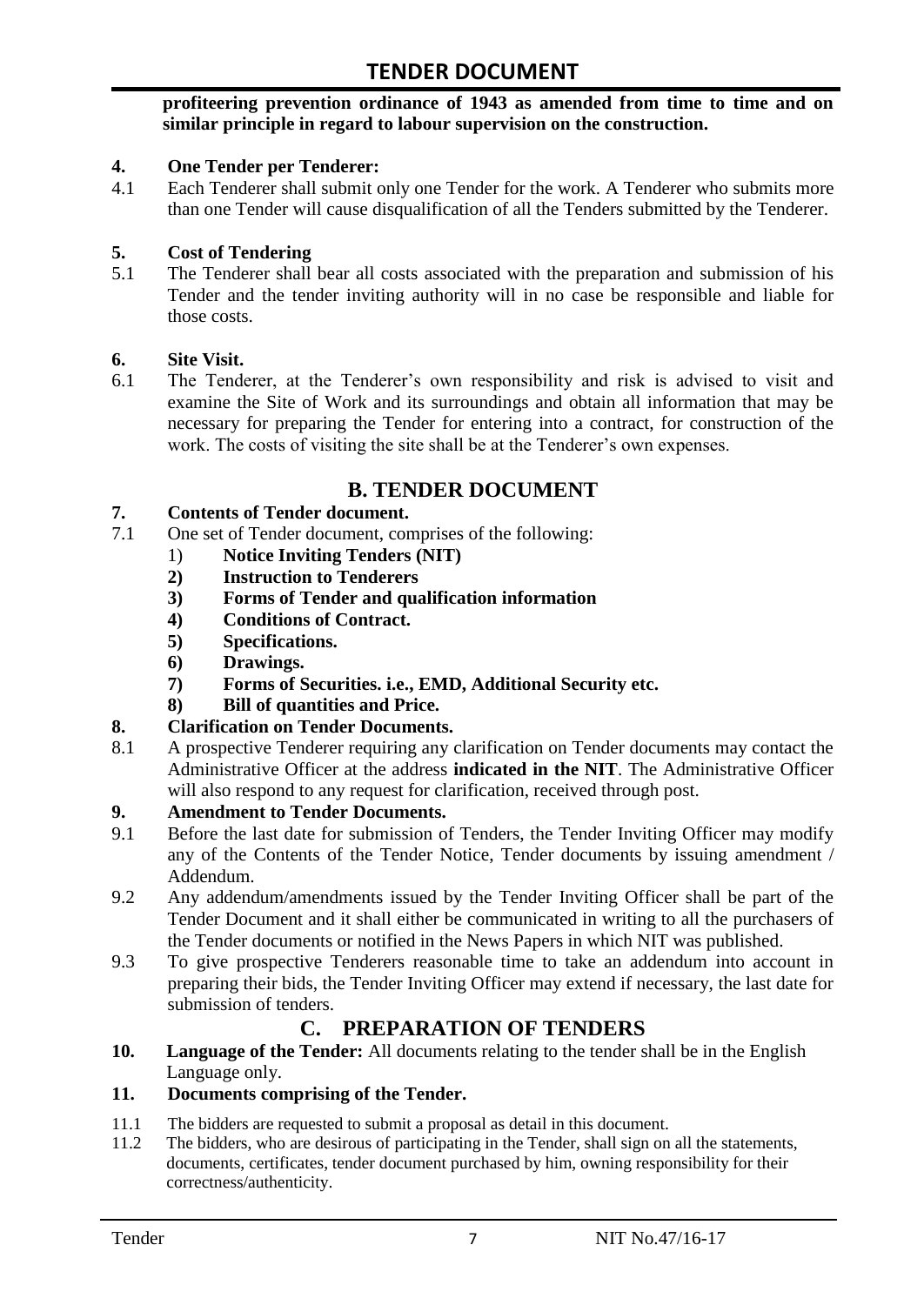**profiteering prevention ordinance of 1943 as amended from time to time and on similar principle in regard to labour supervision on the construction.**

**4. One Tender per Tenderer:**

4.1 Each Tenderer shall submit only one Tender for the work. A Tenderer who submits more than one Tender will cause disqualification of all the Tenders submitted by the Tenderer.

**5. Cost of Tendering**

5.1 The Tenderer shall bear all costs associated with the preparation and submission of his Tender and the tender inviting authority will in no case be responsible and liable for those costs.

**6. Site Visit.**

6.1 The Tenderer, at the Tenderer's own responsibility and risk is advised to visit and examine the Site of Work and its surroundings and obtain all information that may be necessary for preparing the Tender for entering into a contract, for construction of the work. The costs of visiting the site shall be at the Tenderer's own expenses.

## B. TENDER DOCUMENT

**7. Contents of Tender document.**

7.1 One set of Tender document, comprises of the following:

1) **Notice Inviting Tenders (NIT)**
2) **Instruction to Tenderers**
3) **Forms of Tender and qualification information**
4) **Conditions of Contract.**
5) **Specifications.**
6) **Drawings.**
7) **Forms of Securities. i.e., EMD, Additional Security etc.**
8) **Bill of quantities and Price.**

**8. Clarification on Tender Documents.**

8.1 A prospective Tenderer requiring any clarification on Tender documents may contact the Administrative Officer at the address **indicated in the NIT**. The Administrative Officer will also respond to any request for clarification, received through post.

**9. Amendment to Tender Documents.**

9.1 Before the last date for submission of Tenders, the Tender Inviting Officer may modify any of the Contents of the Tender Notice, Tender documents by issuing amendment / Addendum.

9.2 Any addendum/amendments issued by the Tender Inviting Officer shall be part of the Tender Document and it shall either be communicated in writing to all the purchasers of the Tender documents or notified in the News Papers in which NIT was published.

9.3 To give prospective Tenderers reasonable time to take an addendum into account in preparing their bids, the Tender Inviting Officer may extend if necessary, the last date for submission of tenders.

## C. PREPARATION OF TENDERS

**10. Language of the Tender:** All documents relating to the tender shall be in the English Language only.

**11. Documents comprising of the Tender.**

11.1 The bidders are requested to submit a proposal as detail in this document.

11.2 The bidders, who are desirous of participating in the Tender, shall sign on all the statements, documents, certificates, tender document purchased by him, owning responsibility for their correctness/authenticity.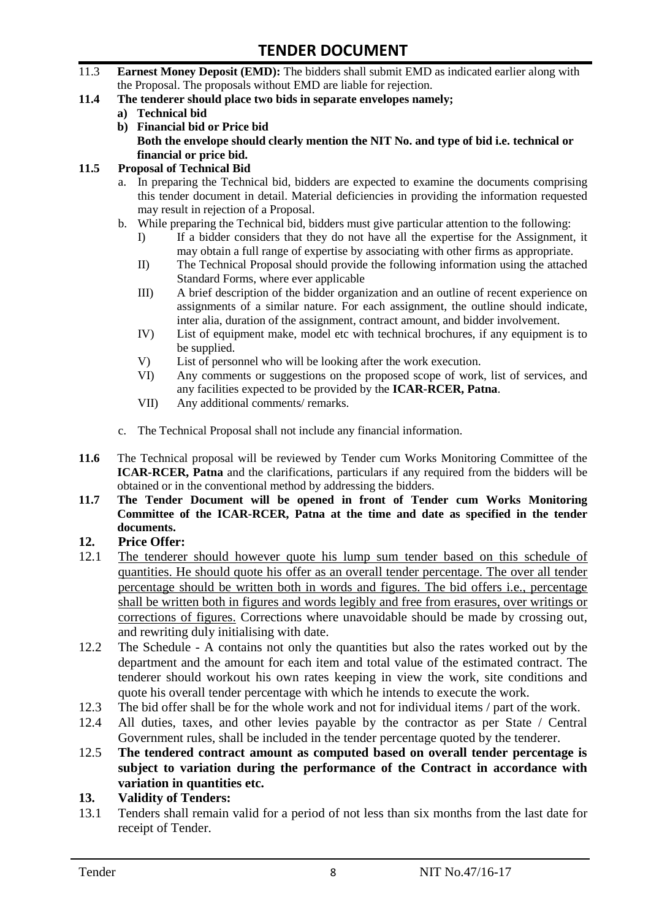11.3 **Earnest Money Deposit (EMD):** The bidders shall submit EMD as indicated earlier along with the Proposal. The proposals without EMD are liable for rejection.

**11.4 The tenderer should place two bids in separate envelopes namely;**

- **a) Technical bid**
- **b) Financial bid or Price bid**

  **Both the envelope should clearly mention the NIT No. and type of bid i.e. technical or financial or price bid.**

**11.5 Proposal of Technical Bid**

a. In preparing the Technical bid, bidders are expected to examine the documents comprising this tender document in detail. Material deficiencies in providing the information requested may result in rejection of a Proposal.

b. While preparing the Technical bid, bidders must give particular attention to the following:

- I) If a bidder considers that they do not have all the expertise for the Assignment, it may obtain a full range of expertise by associating with other firms as appropriate.
- II) The Technical Proposal should provide the following information using the attached Standard Forms, where ever applicable
- III) A brief description of the bidder organization and an outline of recent experience on assignments of a similar nature. For each assignment, the outline should indicate, inter alia, duration of the assignment, contract amount, and bidder involvement.
- IV) List of equipment make, model etc with technical brochures, if any equipment is to be supplied.
- V) List of personnel who will be looking after the work execution.
- VI) Any comments or suggestions on the proposed scope of work, list of services, and any facilities expected to be provided by the **ICAR-RCER, Patna**.
- VII) Any additional comments/ remarks.

c. The Technical Proposal shall not include any financial information.

**11.6** The Technical proposal will be reviewed by Tender cum Works Monitoring Committee of the **ICAR-RCER, Patna** and the clarifications, particulars if any required from the bidders will be obtained or in the conventional method by addressing the bidders.

**11.7 The Tender Document will be opened in front of Tender cum Works Monitoring Committee of the ICAR-RCER, Patna at the time and date as specified in the tender documents.**

**12. Price Offer:**

12.1 <u>The tenderer should however quote his lump sum tender based on this schedule of quantities. He should quote his offer as an overall tender percentage. The over all tender percentage should be written both in words and figures. The bid offers i.e., percentage shall be written both in figures and words legibly and free from erasures, over writings or corrections of figures.</u> Corrections where unavoidable should be made by crossing out, and rewriting duly initialising with date.

12.2 The Schedule - A contains not only the quantities but also the rates worked out by the department and the amount for each item and total value of the estimated contract. The tenderer should workout his own rates keeping in view the work, site conditions and quote his overall tender percentage with which he intends to execute the work.

12.3 The bid offer shall be for the whole work and not for individual items / part of the work.

12.4 All duties, taxes, and other levies payable by the contractor as per State / Central Government rules, shall be included in the tender percentage quoted by the tenderer.

12.5 **The tendered contract amount as computed based on overall tender percentage is subject to variation during the performance of the Contract in accordance with variation in quantities etc.**

**13. Validity of Tenders:**

13.1 Tenders shall remain valid for a period of not less than six months from the last date for receipt of Tender.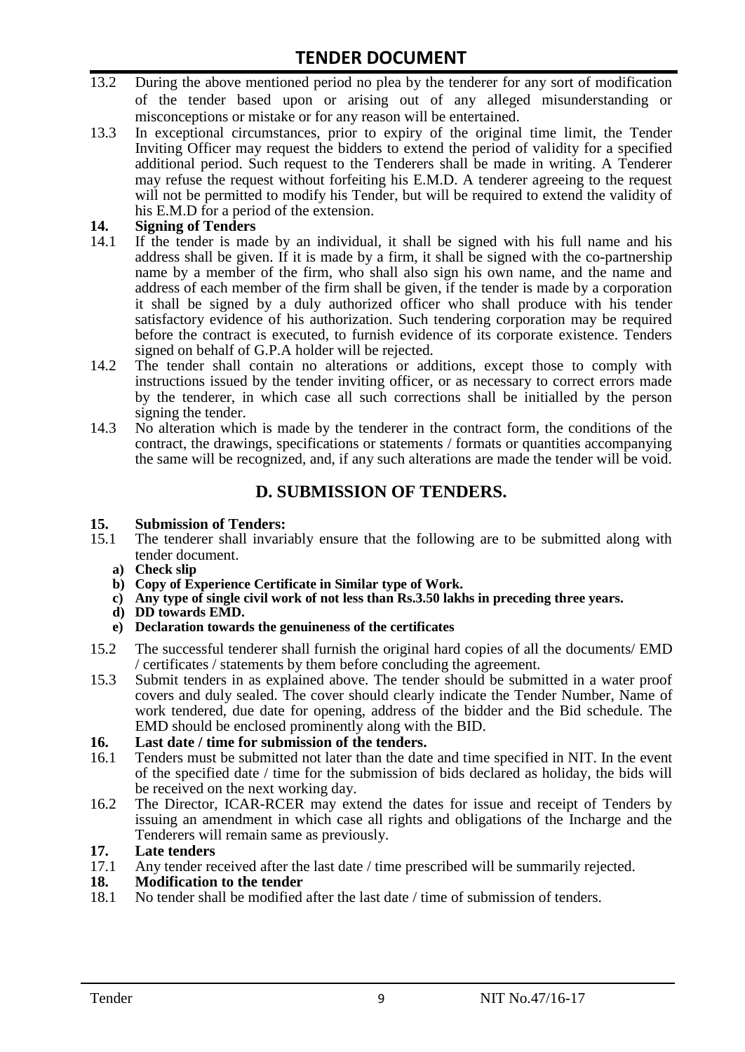13.2 During the above mentioned period no plea by the tenderer for any sort of modification of the tender based upon or arising out of any alleged misunderstanding or misconceptions or mistake or for any reason will be entertained.

13.3 In exceptional circumstances, prior to expiry of the original time limit, the Tender Inviting Officer may request the bidders to extend the period of validity for a specified additional period. Such request to the Tenderers shall be made in writing. A Tenderer may refuse the request without forfeiting his E.M.D. A tenderer agreeing to the request will not be permitted to modify his Tender, but will be required to extend the validity of his E.M.D for a period of the extension.

**14. Signing of Tenders**

14.1 If the tender is made by an individual, it shall be signed with his full name and his address shall be given. If it is made by a firm, it shall be signed with the co-partnership name by a member of the firm, who shall also sign his own name, and the name and address of each member of the firm shall be given, if the tender is made by a corporation it shall be signed by a duly authorized officer who shall produce with his tender satisfactory evidence of his authorization. Such tendering corporation may be required before the contract is executed, to furnish evidence of its corporate existence. Tenders signed on behalf of G.P.A holder will be rejected.

14.2 The tender shall contain no alterations or additions, except those to comply with instructions issued by the tender inviting officer, or as necessary to correct errors made by the tenderer, in which case all such corrections shall be initialled by the person signing the tender.

14.3 No alteration which is made by the tenderer in the contract form, the conditions of the contract, the drawings, specifications or statements / formats or quantities accompanying the same will be recognized, and, if any such alterations are made the tender will be void.

## D. SUBMISSION OF TENDERS.

**15. Submission of Tenders:**

15.1 The tenderer shall invariably ensure that the following are to be submitted along with tender document.

a) **Check slip**
b) **Copy of Experience Certificate in Similar type of Work.**
c) **Any type of single civil work of not less than Rs.3.50 lakhs in preceding three years.**
d) **DD towards EMD.**
e) **Declaration towards the genuineness of the certificates**

15.2 The successful tenderer shall furnish the original hard copies of all the documents/ EMD / certificates / statements by them before concluding the agreement.

15.3 Submit tenders in as explained above. The tender should be submitted in a water proof covers and duly sealed. The cover should clearly indicate the Tender Number, Name of work tendered, due date for opening, address of the bidder and the Bid schedule. The EMD should be enclosed prominently along with the BID.

**16. Last date / time for submission of the tenders.**

16.1 Tenders must be submitted not later than the date and time specified in NIT. In the event of the specified date / time for the submission of bids declared as holiday, the bids will be received on the next working day.

16.2 The Director, ICAR-RCER may extend the dates for issue and receipt of Tenders by issuing an amendment in which case all rights and obligations of the Incharge and the Tenderers will remain same as previously.

**17. Late tenders**

17.1 Any tender received after the last date / time prescribed will be summarily rejected.

**18. Modification to the tender**

18.1 No tender shall be modified after the last date / time of submission of tenders.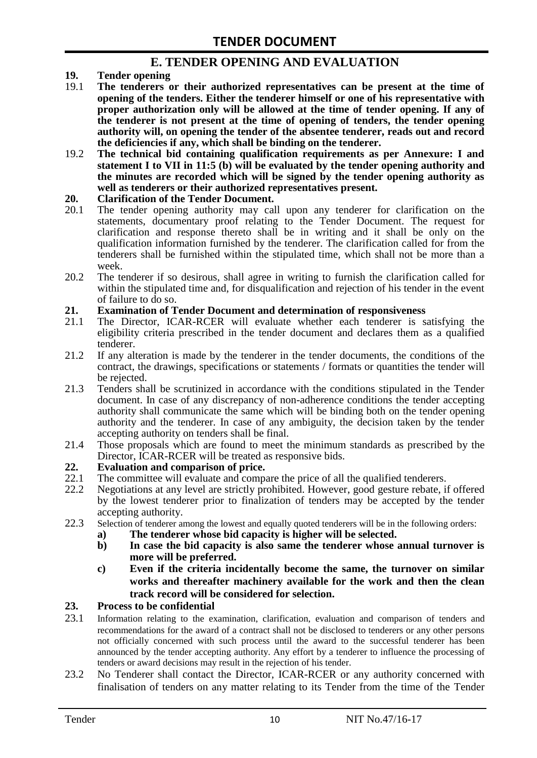## E. TENDER OPENING AND EVALUATION

**19. Tender opening**

19.1 **The tenderers or their authorized representatives can be present at the time of opening of the tenders. Either the tenderer himself or one of his representative with proper authorization only will be allowed at the time of tender opening. If any of the tenderer is not present at the time of opening of tenders, the tender opening authority will, on opening the tender of the absentee tenderer, reads out and record the deficiencies if any, which shall be binding on the tenderer.**

19.2 **The technical bid containing qualification requirements as per Annexure: I and statement I to VII in 11:5 (b) will be evaluated by the tender opening authority and the minutes are recorded which will be signed by the tender opening authority as well as tenderers or their authorized representatives present.**

**20. Clarification of the Tender Document.**

20.1 The tender opening authority may call upon any tenderer for clarification on the statements, documentary proof relating to the Tender Document. The request for clarification and response thereto shall be in writing and it shall be only on the qualification information furnished by the tenderer. The clarification called for from the tenderers shall be furnished within the stipulated time, which shall not be more than a week.

20.2 The tenderer if so desirous, shall agree in writing to furnish the clarification called for within the stipulated time and, for disqualification and rejection of his tender in the event of failure to do so.

**21. Examination of Tender Document and determination of responsiveness**

21.1 The Director, ICAR-RCER will evaluate whether each tenderer is satisfying the eligibility criteria prescribed in the tender document and declares them as a qualified tenderer.

21.2 If any alteration is made by the tenderer in the tender documents, the conditions of the contract, the drawings, specifications or statements / formats or quantities the tender will be rejected.

21.3 Tenders shall be scrutinized in accordance with the conditions stipulated in the Tender document. In case of any discrepancy of non-adherence conditions the tender accepting authority shall communicate the same which will be binding both on the tender opening authority and the tenderer. In case of any ambiguity, the decision taken by the tender accepting authority on tenders shall be final.

21.4 Those proposals which are found to meet the minimum standards as prescribed by the Director, ICAR-RCER will be treated as responsive bids.

**22. Evaluation and comparison of price.**

22.1 The committee will evaluate and compare the price of all the qualified tenderers.

22.2 Negotiations at any level are strictly prohibited. However, good gesture rebate, if offered by the lowest tenderer prior to finalization of tenders may be accepted by the tender accepting authority.

22.3 Selection of tenderer among the lowest and equally quoted tenderers will be in the following orders:

  **a) The tenderer whose bid capacity is higher will be selected.**

  **b) In case the bid capacity is also same the tenderer whose annual turnover is more will be preferred.**

  **c) Even if the criteria incidentally become the same, the turnover on similar works and thereafter machinery available for the work and then the clean track record will be considered for selection.**

**23. Process to be confidential**

23.1 Information relating to the examination, clarification, evaluation and comparison of tenders and recommendations for the award of a contract shall not be disclosed to tenderers or any other persons not officially concerned with such process until the award to the successful tenderer has been announced by the tender accepting authority. Any effort by a tenderer to influence the processing of tenders or award decisions may result in the rejection of his tender.

23.2 No Tenderer shall contact the Director, ICAR-RCER or any authority concerned with finalisation of tenders on any matter relating to its Tender from the time of the Tender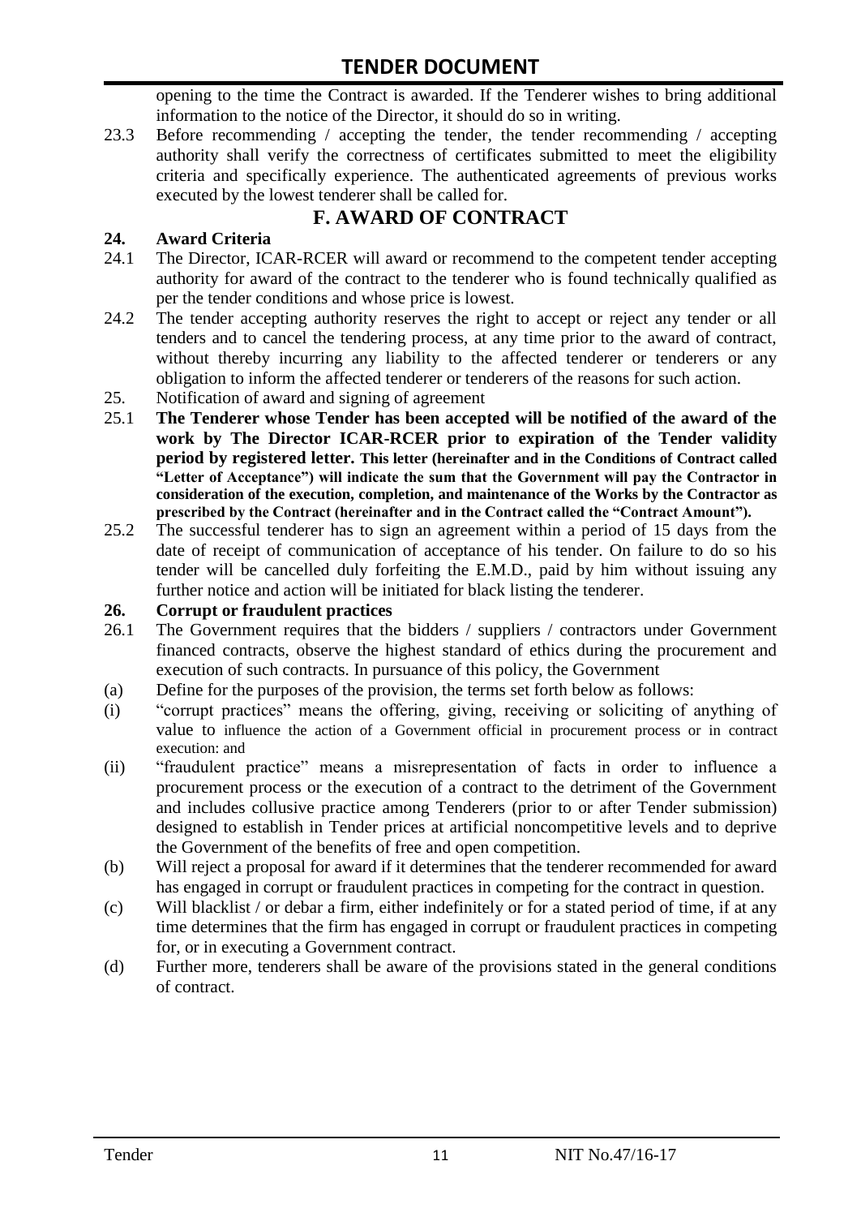opening to the time the Contract is awarded. If the Tenderer wishes to bring additional information to the notice of the Director, it should do so in writing.

23.3 Before recommending / accepting the tender, the tender recommending / accepting authority shall verify the correctness of certificates submitted to meet the eligibility criteria and specifically experience. The authenticated agreements of previous works executed by the lowest tenderer shall be called for.

## F. AWARD OF CONTRACT

**24. Award Criteria**

24.1 The Director, ICAR-RCER will award or recommend to the competent tender accepting authority for award of the contract to the tenderer who is found technically qualified as per the tender conditions and whose price is lowest.

24.2 The tender accepting authority reserves the right to accept or reject any tender or all tenders and to cancel the tendering process, at any time prior to the award of contract, without thereby incurring any liability to the affected tenderer or tenderers or any obligation to inform the affected tenderer or tenderers of the reasons for such action.

25. Notification of award and signing of agreement

25.1 **The Tenderer whose Tender has been accepted will be notified of the award of the work by The Director ICAR-RCER prior to expiration of the Tender validity period by registered letter. This letter (hereinafter and in the Conditions of Contract called "Letter of Acceptance") will indicate the sum that the Government will pay the Contractor in consideration of the execution, completion, and maintenance of the Works by the Contractor as prescribed by the Contract (hereinafter and in the Contract called the "Contract Amount").**

25.2 The successful tenderer has to sign an agreement within a period of 15 days from the date of receipt of communication of acceptance of his tender. On failure to do so his tender will be cancelled duly forfeiting the E.M.D., paid by him without issuing any further notice and action will be initiated for black listing the tenderer.

**26. Corrupt or fraudulent practices**

26.1 The Government requires that the bidders / suppliers / contractors under Government financed contracts, observe the highest standard of ethics during the procurement and execution of such contracts. In pursuance of this policy, the Government

(a) Define for the purposes of the provision, the terms set forth below as follows:

(i) "corrupt practices" means the offering, giving, receiving or soliciting of anything of value to influence the action of a Government official in procurement process or in contract execution: and

(ii) "fraudulent practice" means a misrepresentation of facts in order to influence a procurement process or the execution of a contract to the detriment of the Government and includes collusive practice among Tenderers (prior to or after Tender submission) designed to establish in Tender prices at artificial noncompetitive levels and to deprive the Government of the benefits of free and open competition.

(b) Will reject a proposal for award if it determines that the tenderer recommended for award has engaged in corrupt or fraudulent practices in competing for the contract in question.

(c) Will blacklist / or debar a firm, either indefinitely or for a stated period of time, if at any time determines that the firm has engaged in corrupt or fraudulent practices in competing for, or in executing a Government contract.

(d) Further more, tenderers shall be aware of the provisions stated in the general conditions of contract.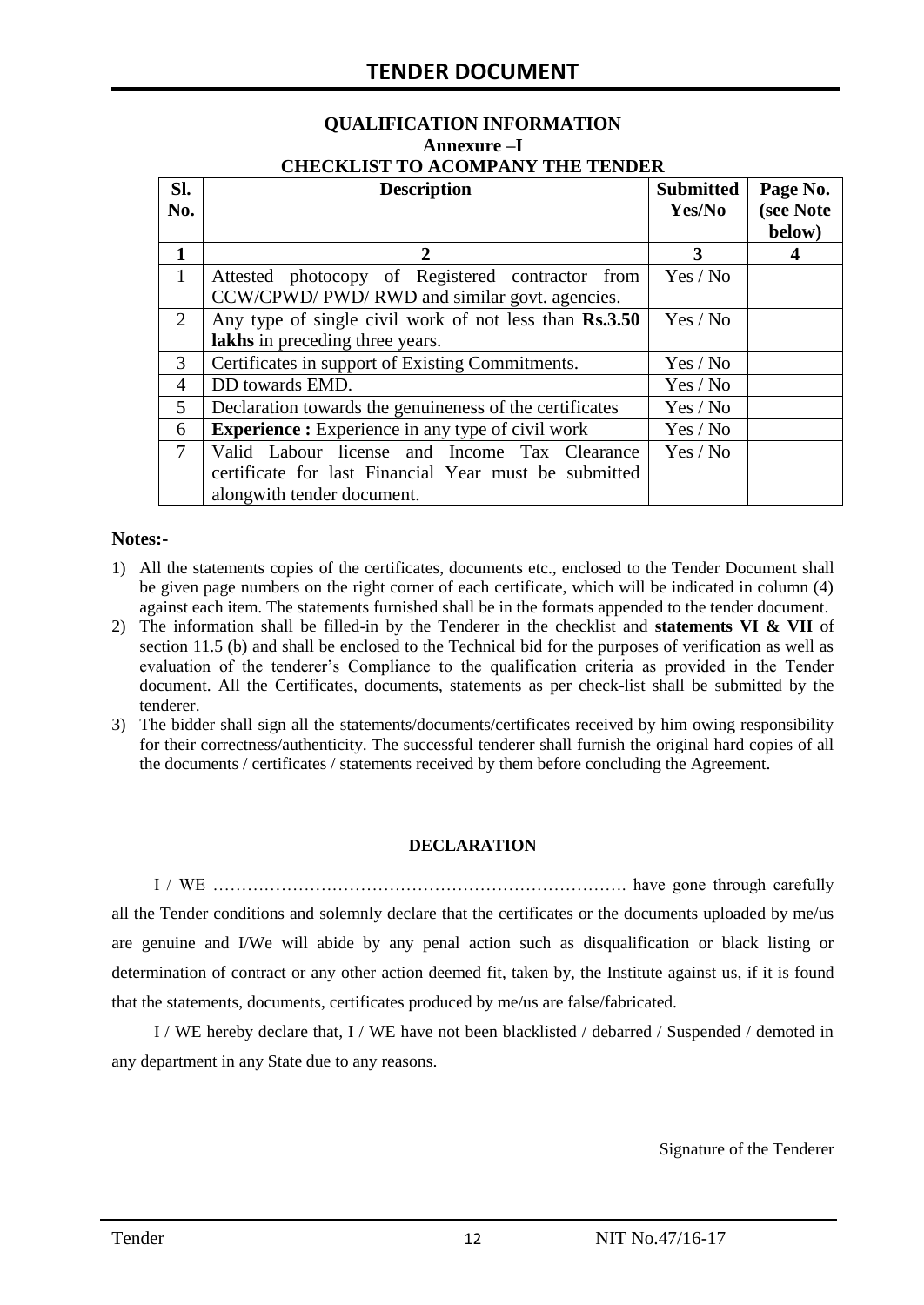## QUALIFICATION INFORMATION

### Annexure –I

### CHECKLIST TO ACOMPANY THE TENDER

| Sl. No. | Description | Submitted Yes/No | Page No. (see Note below) |
|---|---|---|---|
| **1** | **2** | **3** | **4** |
| 1 | Attested photocopy of Registered contractor from CCW/CPWD/ PWD/ RWD and similar govt. agencies. | Yes / No | |
| 2 | Any type of single civil work of not less than **Rs.3.50 lakhs** in preceding three years. | Yes / No | |
| 3 | Certificates in support of Existing Commitments. | Yes / No | |
| 4 | DD towards EMD. | Yes / No | |
| 5 | Declaration towards the genuineness of the certificates | Yes / No | |
| 6 | **Experience :** Experience in any type of civil work | Yes / No | |
| 7 | Valid Labour license and Income Tax Clearance certificate for last Financial Year must be submitted alongwith tender document. | Yes / No | |

**Notes:-**

1) All the statements copies of the certificates, documents etc., enclosed to the Tender Document shall be given page numbers on the right corner of each certificate, which will be indicated in column (4) against each item. The statements furnished shall be in the formats appended to the tender document.
2) The information shall be filled-in by the Tenderer in the checklist and **statements VI & VII** of section 11.5 (b) and shall be enclosed to the Technical bid for the purposes of verification as well as evaluation of the tenderer's Compliance to the qualification criteria as provided in the Tender document. All the Certificates, documents, statements as per check-list shall be submitted by the tenderer.
3) The bidder shall sign all the statements/documents/certificates received by him owing responsibility for their correctness/authenticity. The successful tenderer shall furnish the original hard copies of all the documents / certificates / statements received by them before concluding the Agreement.

**DECLARATION**

I / WE ……………………………………………………………… have gone through carefully all the Tender conditions and solemnly declare that the certificates or the documents uploaded by me/us are genuine and I/We will abide by any penal action such as disqualification or black listing or determination of contract or any other action deemed fit, taken by, the Institute against us, if it is found that the statements, documents, certificates produced by me/us are false/fabricated.

I / WE hereby declare that, I / WE have not been blacklisted / debarred / Suspended / demoted in any department in any State due to any reasons.

Signature of the Tenderer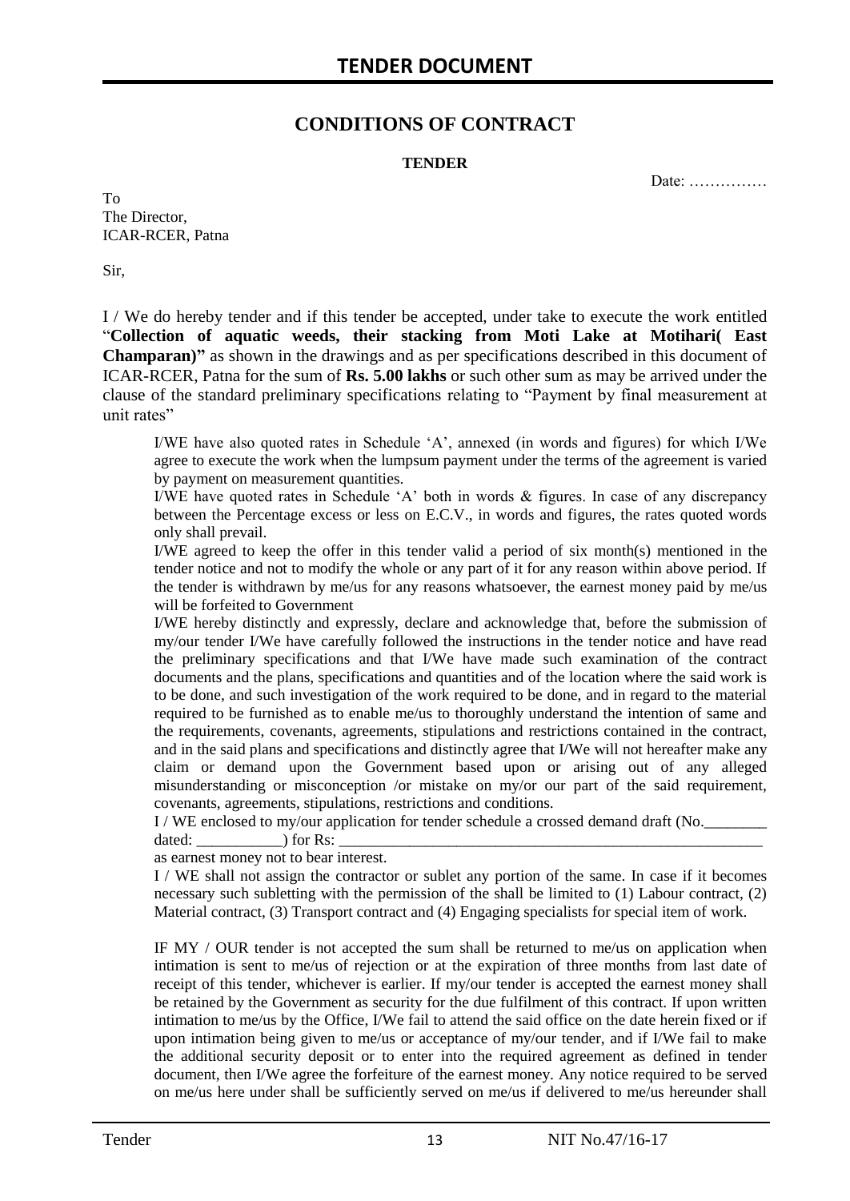# TENDER DOCUMENT

## CONDITIONS OF CONTRACT

**TENDER**

Date: ……………

To
The Director,
ICAR-RCER, Patna

Sir,

I / We do hereby tender and if this tender be accepted, under take to execute the work entitled "**Collection of aquatic weeds, their stacking from Moti Lake at Motihari( East Champaran)"** as shown in the drawings and as per specifications described in this document of ICAR-RCER, Patna for the sum of **Rs. 5.00 lakhs** or such other sum as may be arrived under the clause of the standard preliminary specifications relating to "Payment by final measurement at unit rates"

I/WE have also quoted rates in Schedule 'A', annexed (in words and figures) for which I/We agree to execute the work when the lumpsum payment under the terms of the agreement is varied by payment on measurement quantities.

I/WE have quoted rates in Schedule 'A' both in words & figures. In case of any discrepancy between the Percentage excess or less on E.C.V., in words and figures, the rates quoted words only shall prevail.

I/WE agreed to keep the offer in this tender valid a period of six month(s) mentioned in the tender notice and not to modify the whole or any part of it for any reason within above period. If the tender is withdrawn by me/us for any reasons whatsoever, the earnest money paid by me/us will be forfeited to Government

I/WE hereby distinctly and expressly, declare and acknowledge that, before the submission of my/our tender I/We have carefully followed the instructions in the tender notice and have read the preliminary specifications and that I/We have made such examination of the contract documents and the plans, specifications and quantities and of the location where the said work is to be done, and such investigation of the work required to be done, and in regard to the material required to be furnished as to enable me/us to thoroughly understand the intention of same and the requirements, covenants, agreements, stipulations and restrictions contained in the contract, and in the said plans and specifications and distinctly agree that I/We will not hereafter make any claim or demand upon the Government based upon or arising out of any alleged misunderstanding or misconception /or mistake on my/or our part of the said requirement, covenants, agreements, stipulations, restrictions and conditions.

I / WE enclosed to my/our application for tender schedule a crossed demand draft (No.________ dated: ___________) for Rs: ___________________________________________________________
as earnest money not to bear interest.

I / WE shall not assign the contractor or sublet any portion of the same. In case if it becomes necessary such subletting with the permission of the shall be limited to (1) Labour contract, (2) Material contract, (3) Transport contract and (4) Engaging specialists for special item of work.

IF MY / OUR tender is not accepted the sum shall be returned to me/us on application when intimation is sent to me/us of rejection or at the expiration of three months from last date of receipt of this tender, whichever is earlier. If my/our tender is accepted the earnest money shall be retained by the Government as security for the due fulfilment of this contract. If upon written intimation to me/us by the Office, I/We fail to attend the said office on the date herein fixed or if upon intimation being given to me/us or acceptance of my/our tender, and if I/We fail to make the additional security deposit or to enter into the required agreement as defined in tender document, then I/We agree the forfeiture of the earnest money. Any notice required to be served on me/us here under shall be sufficiently served on me/us if delivered to me/us hereunder shall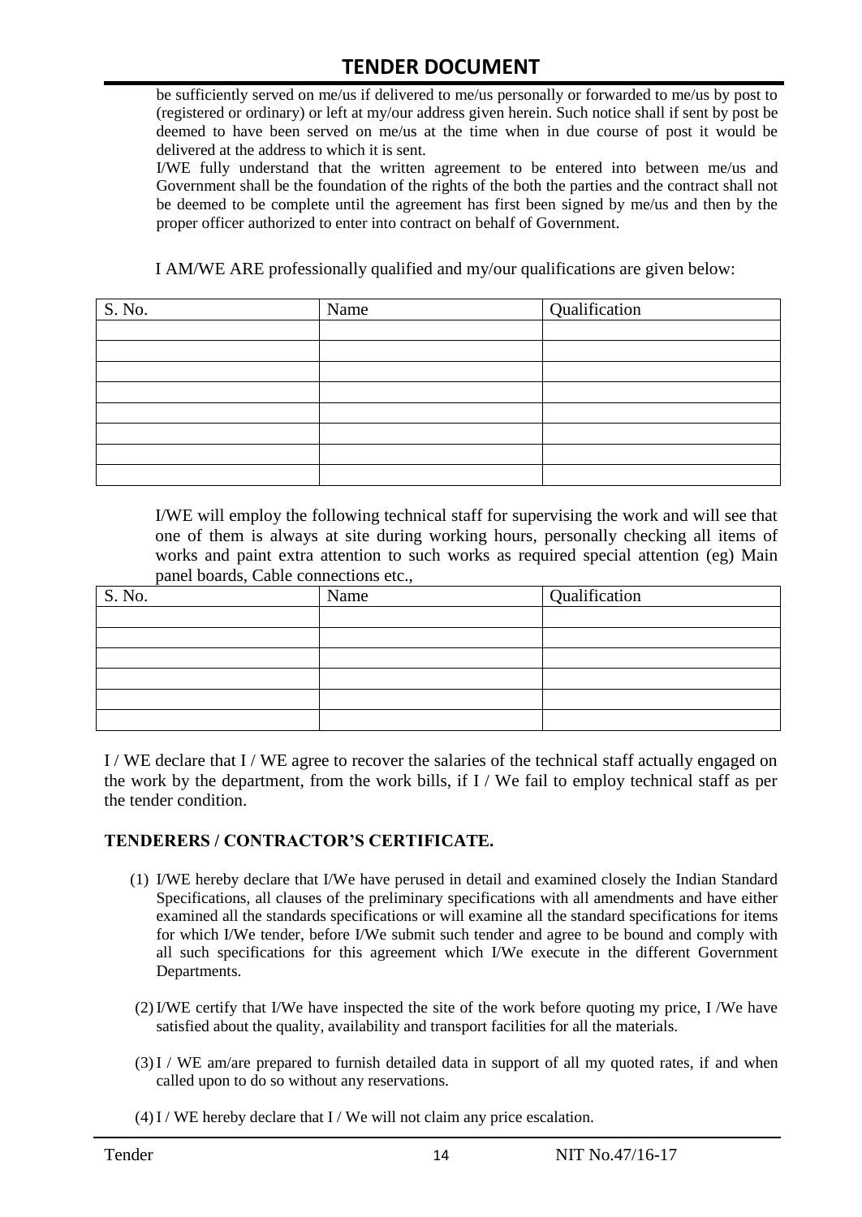be sufficiently served on me/us if delivered to me/us personally or forwarded to me/us by post to (registered or ordinary) or left at my/our address given herein. Such notice shall if sent by post be deemed to have been served on me/us at the time when in due course of post it would be delivered at the address to which it is sent.

I/WE fully understand that the written agreement to be entered into between me/us and Government shall be the foundation of the rights of the both the parties and the contract shall not be deemed to be complete until the agreement has first been signed by me/us and then by the proper officer authorized to enter into contract on behalf of Government.

I AM/WE ARE professionally qualified and my/our qualifications are given below:

| S. No. | Name | Qualification |
|---|---|---|
| | | |
| | | |
| | | |
| | | |
| | | |
| | | |
| | | |
| | | |

I/WE will employ the following technical staff for supervising the work and will see that one of them is always at site during working hours, personally checking all items of works and paint extra attention to such works as required special attention (eg) Main panel boards, Cable connections etc.,

| S. No. | Name | Qualification |
|---|---|---|
| | | |
| | | |
| | | |
| | | |
| | | |
| | | |

I / WE declare that I / WE agree to recover the salaries of the technical staff actually engaged on the work by the department, from the work bills, if I / We fail to employ technical staff as per the tender condition.

## TENDERERS / CONTRACTOR'S CERTIFICATE.

(1) I/WE hereby declare that I/We have perused in detail and examined closely the Indian Standard Specifications, all clauses of the preliminary specifications with all amendments and have either examined all the standards specifications or will examine all the standard specifications for items for which I/We tender, before I/We submit such tender and agree to be bound and comply with all such specifications for this agreement which I/We execute in the different Government Departments.

(2) I/WE certify that I/We have inspected the site of the work before quoting my price, I /We have satisfied about the quality, availability and transport facilities for all the materials.

(3) I / WE am/are prepared to furnish detailed data in support of all my quoted rates, if and when called upon to do so without any reservations.

(4) I / WE hereby declare that I / We will not claim any price escalation.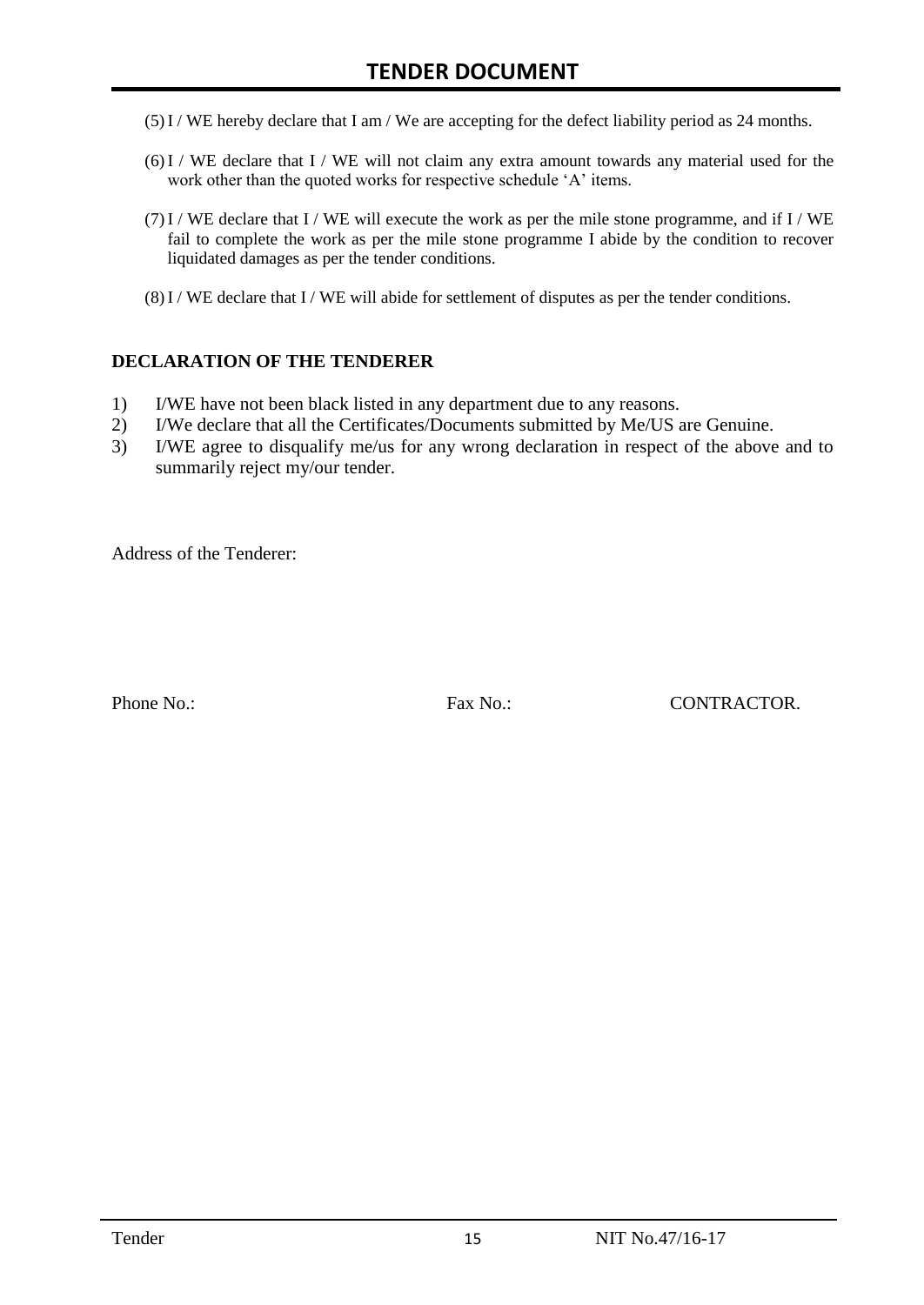(5) I / WE hereby declare that I am / We are accepting for the defect liability period as 24 months.

(6) I / WE declare that I / WE will not claim any extra amount towards any material used for the work other than the quoted works for respective schedule 'A' items.

(7) I / WE declare that I / WE will execute the work as per the mile stone programme, and if I / WE fail to complete the work as per the mile stone programme I abide by the condition to recover liquidated damages as per the tender conditions.

(8) I / WE declare that I / WE will abide for settlement of disputes as per the tender conditions.

**DECLARATION OF THE TENDERER**

1) I/WE have not been black listed in any department due to any reasons.
2) I/We declare that all the Certificates/Documents submitted by Me/US are Genuine.
3) I/WE agree to disqualify me/us for any wrong declaration in respect of the above and to summarily reject my/our tender.

Address of the Tenderer:

Phone No.: Fax No.: CONTRACTOR.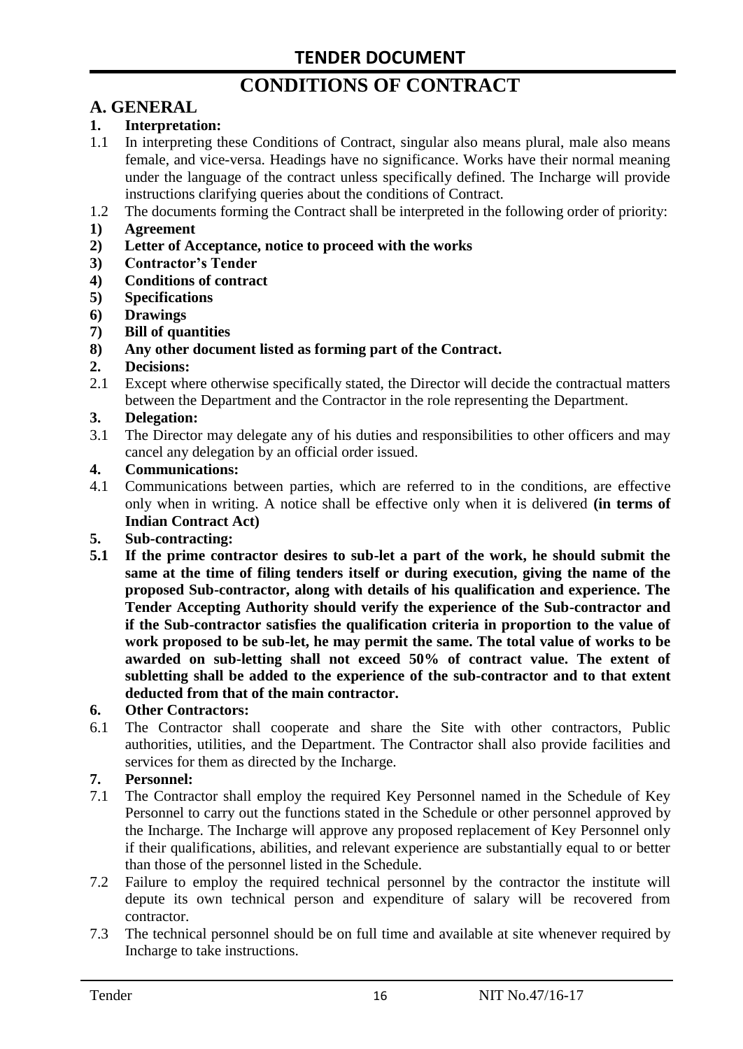# TENDER DOCUMENT

# CONDITIONS OF CONTRACT

## A. GENERAL

**1. Interpretation:**

1.1 In interpreting these Conditions of Contract, singular also means plural, male also means female, and vice-versa. Headings have no significance. Works have their normal meaning under the language of the contract unless specifically defined. The Incharge will provide instructions clarifying queries about the conditions of Contract.

1.2 The documents forming the Contract shall be interpreted in the following order of priority:

**1) Agreement**

**2) Letter of Acceptance, notice to proceed with the works**

**3) Contractor's Tender**

**4) Conditions of contract**

**5) Specifications**

**6) Drawings**

**7) Bill of quantities**

**8) Any other document listed as forming part of the Contract.**

**2. Decisions:**

2.1 Except where otherwise specifically stated, the Director will decide the contractual matters between the Department and the Contractor in the role representing the Department.

**3. Delegation:**

3.1 The Director may delegate any of his duties and responsibilities to other officers and may cancel any delegation by an official order issued.

**4. Communications:**

4.1 Communications between parties, which are referred to in the conditions, are effective only when in writing. A notice shall be effective only when it is delivered **(in terms of Indian Contract Act)**

**5. Sub-contracting:**

**5.1 If the prime contractor desires to sub-let a part of the work, he should submit the same at the time of filing tenders itself or during execution, giving the name of the proposed Sub-contractor, along with details of his qualification and experience. The Tender Accepting Authority should verify the experience of the Sub-contractor and if the Sub-contractor satisfies the qualification criteria in proportion to the value of work proposed to be sub-let, he may permit the same. The total value of works to be awarded on sub-letting shall not exceed 50% of contract value. The extent of subletting shall be added to the experience of the sub-contractor and to that extent deducted from that of the main contractor.**

**6. Other Contractors:**

6.1 The Contractor shall cooperate and share the Site with other contractors, Public authorities, utilities, and the Department. The Contractor shall also provide facilities and services for them as directed by the Incharge.

**7. Personnel:**

7.1 The Contractor shall employ the required Key Personnel named in the Schedule of Key Personnel to carry out the functions stated in the Schedule or other personnel approved by the Incharge. The Incharge will approve any proposed replacement of Key Personnel only if their qualifications, abilities, and relevant experience are substantially equal to or better than those of the personnel listed in the Schedule.

7.2 Failure to employ the required technical personnel by the contractor the institute will depute its own technical person and expenditure of salary will be recovered from contractor.

7.3 The technical personnel should be on full time and available at site whenever required by Incharge to take instructions.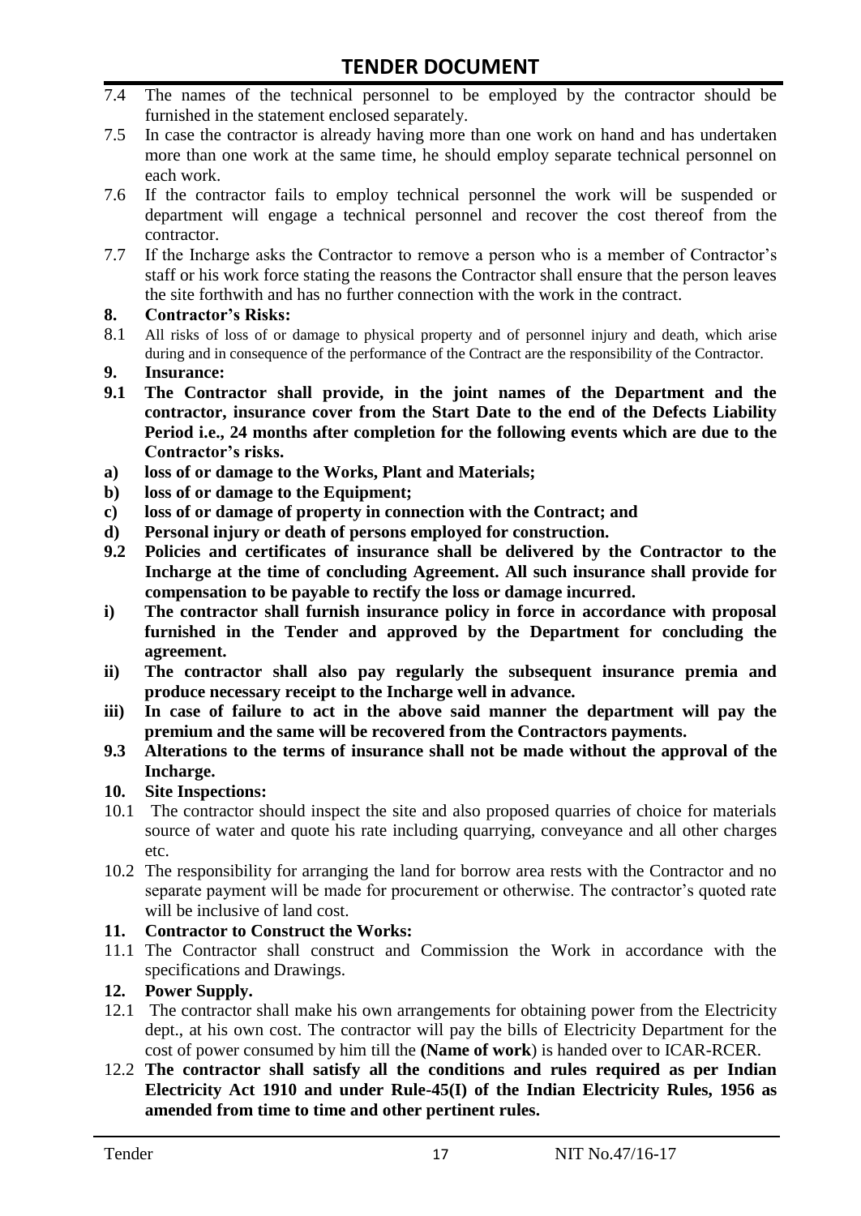7.4 The names of the technical personnel to be employed by the contractor should be furnished in the statement enclosed separately.

7.5 In case the contractor is already having more than one work on hand and has undertaken more than one work at the same time, he should employ separate technical personnel on each work.

7.6 If the contractor fails to employ technical personnel the work will be suspended or department will engage a technical personnel and recover the cost thereof from the contractor.

7.7 If the Incharge asks the Contractor to remove a person who is a member of Contractor's staff or his work force stating the reasons the Contractor shall ensure that the person leaves the site forthwith and has no further connection with the work in the contract.

**8. Contractor's Risks:**

8.1 All risks of loss of or damage to physical property and of personnel injury and death, which arise during and in consequence of the performance of the Contract are the responsibility of the Contractor.

**9. Insurance:**

**9.1 The Contractor shall provide, in the joint names of the Department and the contractor, insurance cover from the Start Date to the end of the Defects Liability Period i.e., 24 months after completion for the following events which are due to the Contractor's risks.**

**a) loss of or damage to the Works, Plant and Materials;**

**b) loss of or damage to the Equipment;**

**c) loss of or damage of property in connection with the Contract; and**

**d) Personal injury or death of persons employed for construction.**

**9.2 Policies and certificates of insurance shall be delivered by the Contractor to the Incharge at the time of concluding Agreement. All such insurance shall provide for compensation to be payable to rectify the loss or damage incurred.**

**i) The contractor shall furnish insurance policy in force in accordance with proposal furnished in the Tender and approved by the Department for concluding the agreement.**

**ii) The contractor shall also pay regularly the subsequent insurance premia and produce necessary receipt to the Incharge well in advance.**

**iii) In case of failure to act in the above said manner the department will pay the premium and the same will be recovered from the Contractors payments.**

**9.3 Alterations to the terms of insurance shall not be made without the approval of the Incharge.**

**10. Site Inspections:**

10.1 The contractor should inspect the site and also proposed quarries of choice for materials source of water and quote his rate including quarrying, conveyance and all other charges etc.

10.2 The responsibility for arranging the land for borrow area rests with the Contractor and no separate payment will be made for procurement or otherwise. The contractor's quoted rate will be inclusive of land cost.

**11. Contractor to Construct the Works:**

11.1 The Contractor shall construct and Commission the Work in accordance with the specifications and Drawings.

**12. Power Supply.**

12.1 The contractor shall make his own arrangements for obtaining power from the Electricity dept., at his own cost. The contractor will pay the bills of Electricity Department for the cost of power consumed by him till the **(Name of work**) is handed over to ICAR-RCER.

12.2 **The contractor shall satisfy all the conditions and rules required as per Indian Electricity Act 1910 and under Rule-45(I) of the Indian Electricity Rules, 1956 as amended from time to time and other pertinent rules.**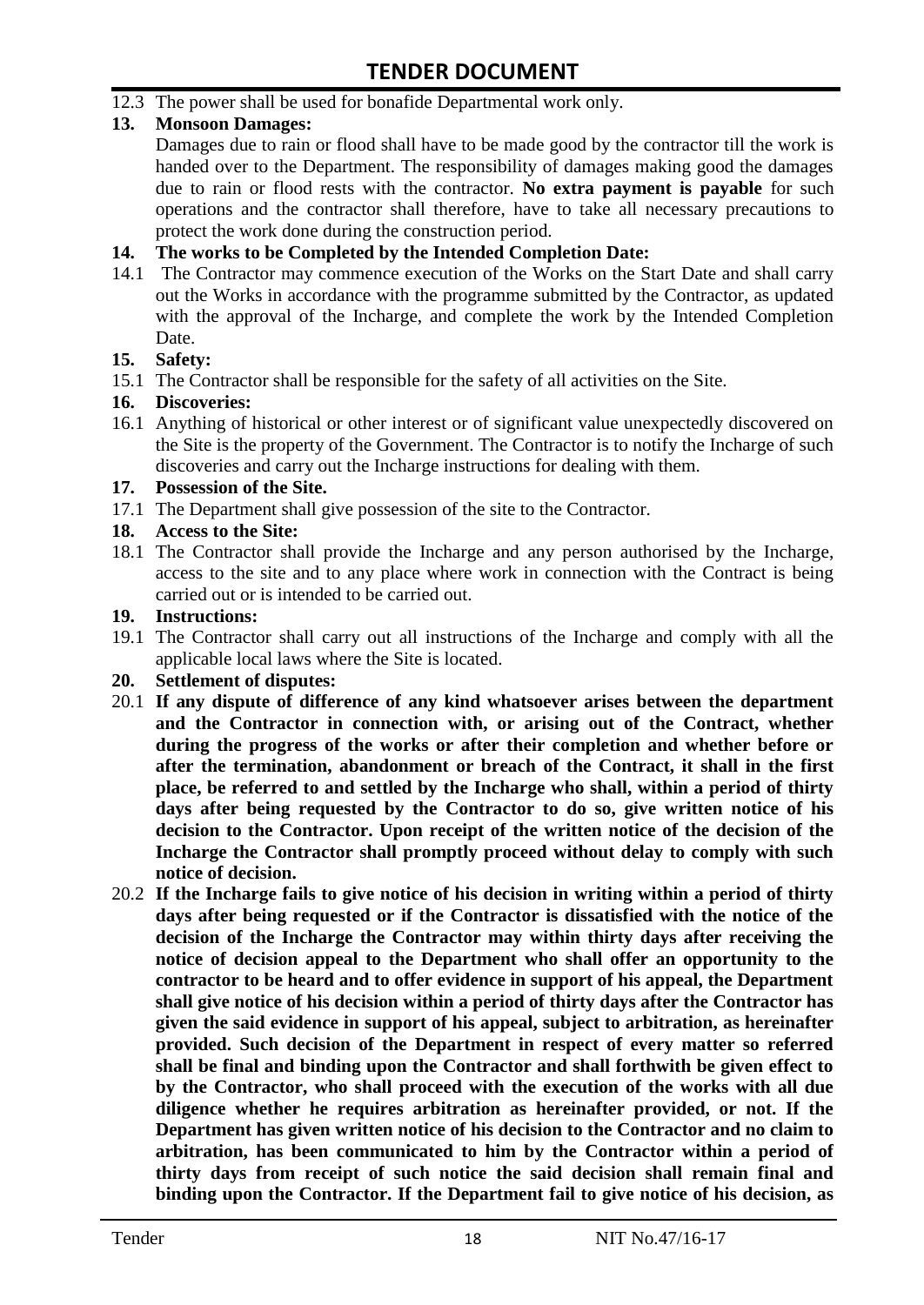12.3 The power shall be used for bonafide Departmental work only.

**13. Monsoon Damages:**

Damages due to rain or flood shall have to be made good by the contractor till the work is handed over to the Department. The responsibility of damages making good the damages due to rain or flood rests with the contractor. **No extra payment is payable** for such operations and the contractor shall therefore, have to take all necessary precautions to protect the work done during the construction period.

**14. The works to be Completed by the Intended Completion Date:**

14.1 The Contractor may commence execution of the Works on the Start Date and shall carry out the Works in accordance with the programme submitted by the Contractor, as updated with the approval of the Incharge, and complete the work by the Intended Completion Date.

**15. Safety:**

15.1 The Contractor shall be responsible for the safety of all activities on the Site.

**16. Discoveries:**

16.1 Anything of historical or other interest or of significant value unexpectedly discovered on the Site is the property of the Government. The Contractor is to notify the Incharge of such discoveries and carry out the Incharge instructions for dealing with them.

**17. Possession of the Site.**

17.1 The Department shall give possession of the site to the Contractor.

**18. Access to the Site:**

18.1 The Contractor shall provide the Incharge and any person authorised by the Incharge, access to the site and to any place where work in connection with the Contract is being carried out or is intended to be carried out.

**19. Instructions:**

19.1 The Contractor shall carry out all instructions of the Incharge and comply with all the applicable local laws where the Site is located.

**20. Settlement of disputes:**

20.1 **If any dispute of difference of any kind whatsoever arises between the department and the Contractor in connection with, or arising out of the Contract, whether during the progress of the works or after their completion and whether before or after the termination, abandonment or breach of the Contract, it shall in the first place, be referred to and settled by the Incharge who shall, within a period of thirty days after being requested by the Contractor to do so, give written notice of his decision to the Contractor. Upon receipt of the written notice of the decision of the Incharge the Contractor shall promptly proceed without delay to comply with such notice of decision.**

20.2 **If the Incharge fails to give notice of his decision in writing within a period of thirty days after being requested or if the Contractor is dissatisfied with the notice of the decision of the Incharge the Contractor may within thirty days after receiving the notice of decision appeal to the Department who shall offer an opportunity to the contractor to be heard and to offer evidence in support of his appeal, the Department shall give notice of his decision within a period of thirty days after the Contractor has given the said evidence in support of his appeal, subject to arbitration, as hereinafter provided. Such decision of the Department in respect of every matter so referred shall be final and binding upon the Contractor and shall forthwith be given effect to by the Contractor, who shall proceed with the execution of the works with all due diligence whether he requires arbitration as hereinafter provided, or not. If the Department has given written notice of his decision to the Contractor and no claim to arbitration, has been communicated to him by the Contractor within a period of thirty days from receipt of such notice the said decision shall remain final and binding upon the Contractor. If the Department fail to give notice of his decision, as**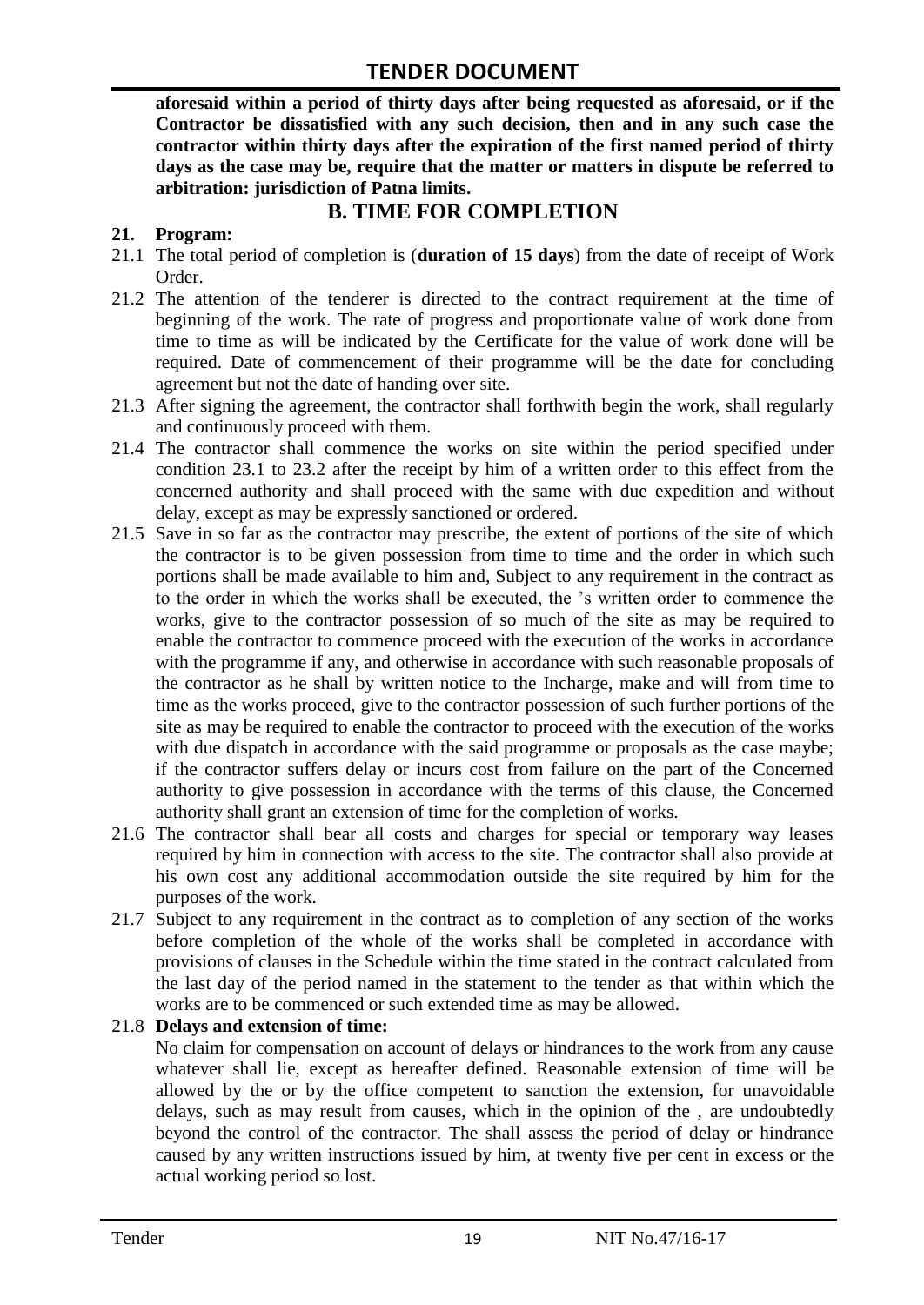**aforesaid within a period of thirty days after being requested as aforesaid, or if the Contractor be dissatisfied with any such decision, then and in any such case the contractor within thirty days after the expiration of the first named period of thirty days as the case may be, require that the matter or matters in dispute be referred to arbitration: jurisdiction of Patna limits.**

## B. TIME FOR COMPLETION

**21. Program:**

21.1 The total period of completion is (**duration of 15 days**) from the date of receipt of Work Order.

21.2 The attention of the tenderer is directed to the contract requirement at the time of beginning of the work. The rate of progress and proportionate value of work done from time to time as will be indicated by the Certificate for the value of work done will be required. Date of commencement of their programme will be the date for concluding agreement but not the date of handing over site.

21.3 After signing the agreement, the contractor shall forthwith begin the work, shall regularly and continuously proceed with them.

21.4 The contractor shall commence the works on site within the period specified under condition 23.1 to 23.2 after the receipt by him of a written order to this effect from the concerned authority and shall proceed with the same with due expedition and without delay, except as may be expressly sanctioned or ordered.

21.5 Save in so far as the contractor may prescribe, the extent of portions of the site of which the contractor is to be given possession from time to time and the order in which such portions shall be made available to him and, Subject to any requirement in the contract as to the order in which the works shall be executed, the 's written order to commence the works, give to the contractor possession of so much of the site as may be required to enable the contractor to commence proceed with the execution of the works in accordance with the programme if any, and otherwise in accordance with such reasonable proposals of the contractor as he shall by written notice to the Incharge, make and will from time to time as the works proceed, give to the contractor possession of such further portions of the site as may be required to enable the contractor to proceed with the execution of the works with due dispatch in accordance with the said programme or proposals as the case maybe; if the contractor suffers delay or incurs cost from failure on the part of the Concerned authority to give possession in accordance with the terms of this clause, the Concerned authority shall grant an extension of time for the completion of works.

21.6 The contractor shall bear all costs and charges for special or temporary way leases required by him in connection with access to the site. The contractor shall also provide at his own cost any additional accommodation outside the site required by him for the purposes of the work.

21.7 Subject to any requirement in the contract as to completion of any section of the works before completion of the whole of the works shall be completed in accordance with provisions of clauses in the Schedule within the time stated in the contract calculated from the last day of the period named in the statement to the tender as that within which the works are to be commenced or such extended time as may be allowed.

21.8 **Delays and extension of time:**

No claim for compensation on account of delays or hindrances to the work from any cause whatever shall lie, except as hereafter defined. Reasonable extension of time will be allowed by the or by the office competent to sanction the extension, for unavoidable delays, such as may result from causes, which in the opinion of the , are undoubtedly beyond the control of the contractor. The shall assess the period of delay or hindrance caused by any written instructions issued by him, at twenty five per cent in excess or the actual working period so lost.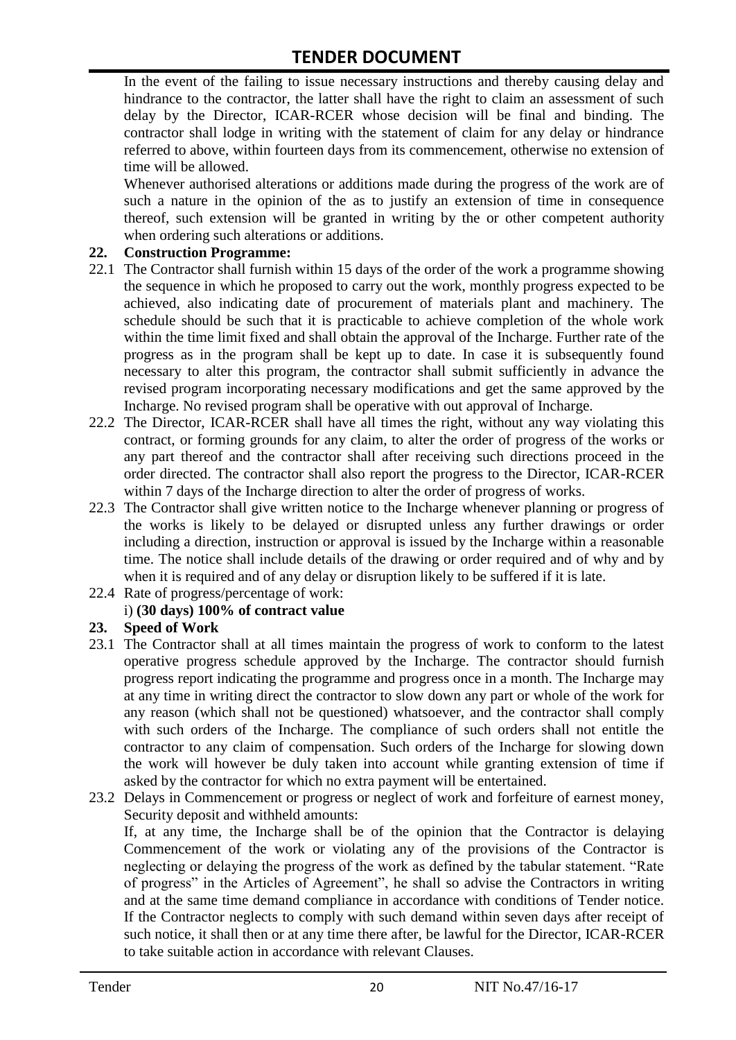In the event of the failing to issue necessary instructions and thereby causing delay and hindrance to the contractor, the latter shall have the right to claim an assessment of such delay by the Director, ICAR-RCER whose decision will be final and binding. The contractor shall lodge in writing with the statement of claim for any delay or hindrance referred to above, within fourteen days from its commencement, otherwise no extension of time will be allowed.

Whenever authorised alterations or additions made during the progress of the work are of such a nature in the opinion of the as to justify an extension of time in consequence thereof, such extension will be granted in writing by the or other competent authority when ordering such alterations or additions.

**22. Construction Programme:**

22.1 The Contractor shall furnish within 15 days of the order of the work a programme showing the sequence in which he proposed to carry out the work, monthly progress expected to be achieved, also indicating date of procurement of materials plant and machinery. The schedule should be such that it is practicable to achieve completion of the whole work within the time limit fixed and shall obtain the approval of the Incharge. Further rate of the progress as in the program shall be kept up to date. In case it is subsequently found necessary to alter this program, the contractor shall submit sufficiently in advance the revised program incorporating necessary modifications and get the same approved by the Incharge. No revised program shall be operative with out approval of Incharge.

22.2 The Director, ICAR-RCER shall have all times the right, without any way violating this contract, or forming grounds for any claim, to alter the order of progress of the works or any part thereof and the contractor shall after receiving such directions proceed in the order directed. The contractor shall also report the progress to the Director, ICAR-RCER within 7 days of the Incharge direction to alter the order of progress of works.

22.3 The Contractor shall give written notice to the Incharge whenever planning or progress of the works is likely to be delayed or disrupted unless any further drawings or order including a direction, instruction or approval is issued by the Incharge within a reasonable time. The notice shall include details of the drawing or order required and of why and by when it is required and of any delay or disruption likely to be suffered if it is late.

22.4 Rate of progress/percentage of work:

i) **(30 days) 100% of contract value**

**23. Speed of Work**

23.1 The Contractor shall at all times maintain the progress of work to conform to the latest operative progress schedule approved by the Incharge. The contractor should furnish progress report indicating the programme and progress once in a month. The Incharge may at any time in writing direct the contractor to slow down any part or whole of the work for any reason (which shall not be questioned) whatsoever, and the contractor shall comply with such orders of the Incharge. The compliance of such orders shall not entitle the contractor to any claim of compensation. Such orders of the Incharge for slowing down the work will however be duly taken into account while granting extension of time if asked by the contractor for which no extra payment will be entertained.

23.2 Delays in Commencement or progress or neglect of work and forfeiture of earnest money, Security deposit and withheld amounts:

If, at any time, the Incharge shall be of the opinion that the Contractor is delaying Commencement of the work or violating any of the provisions of the Contractor is neglecting or delaying the progress of the work as defined by the tabular statement. "Rate of progress" in the Articles of Agreement", he shall so advise the Contractors in writing and at the same time demand compliance in accordance with conditions of Tender notice. If the Contractor neglects to comply with such demand within seven days after receipt of such notice, it shall then or at any time there after, be lawful for the Director, ICAR-RCER to take suitable action in accordance with relevant Clauses.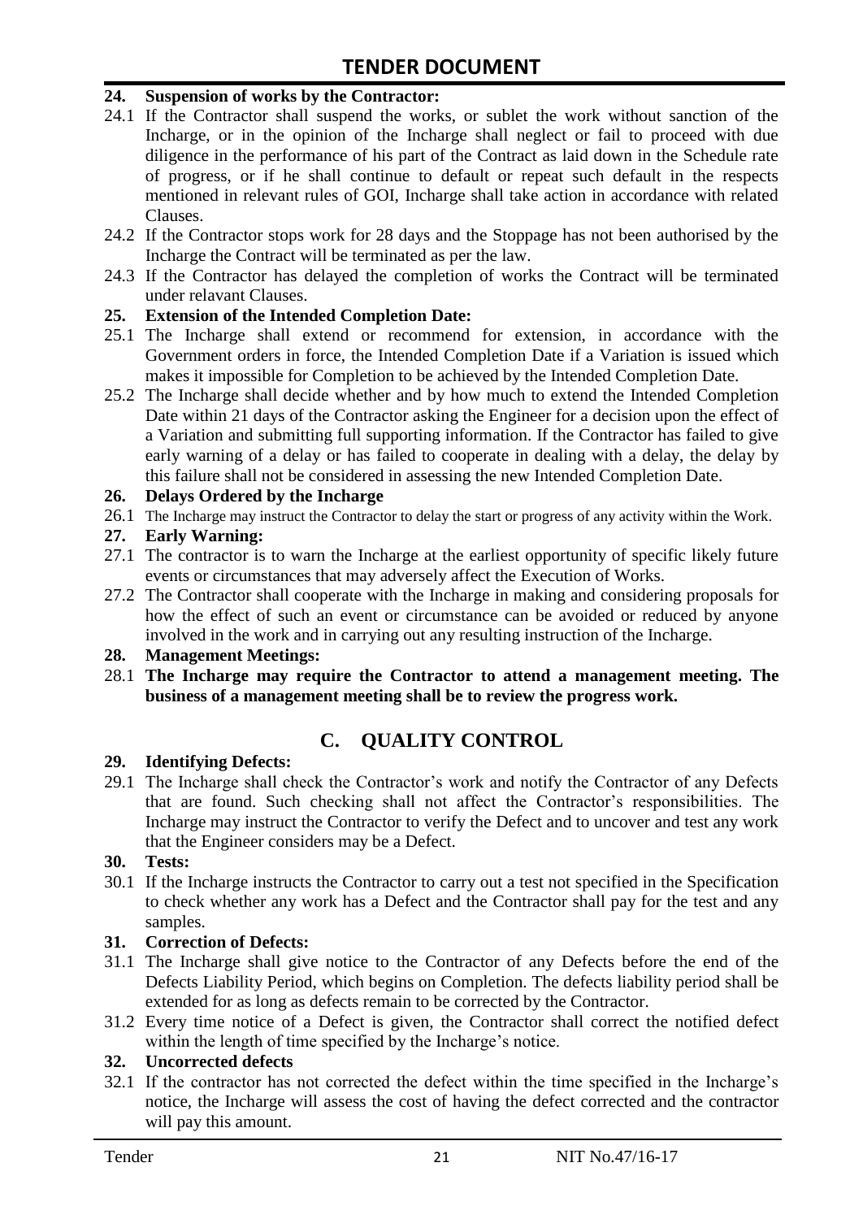**24. Suspension of works by the Contractor:**

24.1 If the Contractor shall suspend the works, or sublet the work without sanction of the Incharge, or in the opinion of the Incharge shall neglect or fail to proceed with due diligence in the performance of his part of the Contract as laid down in the Schedule rate of progress, or if he shall continue to default or repeat such default in the respects mentioned in relevant rules of GOI, Incharge shall take action in accordance with related Clauses.

24.2 If the Contractor stops work for 28 days and the Stoppage has not been authorised by the Incharge the Contract will be terminated as per the law.

24.3 If the Contractor has delayed the completion of works the Contract will be terminated under relavant Clauses.

**25. Extension of the Intended Completion Date:**

25.1 The Incharge shall extend or recommend for extension, in accordance with the Government orders in force, the Intended Completion Date if a Variation is issued which makes it impossible for Completion to be achieved by the Intended Completion Date.

25.2 The Incharge shall decide whether and by how much to extend the Intended Completion Date within 21 days of the Contractor asking the Engineer for a decision upon the effect of a Variation and submitting full supporting information. If the Contractor has failed to give early warning of a delay or has failed to cooperate in dealing with a delay, the delay by this failure shall not be considered in assessing the new Intended Completion Date.

**26. Delays Ordered by the Incharge**

26.1 The Incharge may instruct the Contractor to delay the start or progress of any activity within the Work.

**27. Early Warning:**

27.1 The contractor is to warn the Incharge at the earliest opportunity of specific likely future events or circumstances that may adversely affect the Execution of Works.

27.2 The Contractor shall cooperate with the Incharge in making and considering proposals for how the effect of such an event or circumstance can be avoided or reduced by anyone involved in the work and in carrying out any resulting instruction of the Incharge.

**28. Management Meetings:**

28.1 **The Incharge may require the Contractor to attend a management meeting. The business of a management meeting shall be to review the progress work.**

## C. QUALITY CONTROL

**29. Identifying Defects:**

29.1 The Incharge shall check the Contractor's work and notify the Contractor of any Defects that are found. Such checking shall not affect the Contractor's responsibilities. The Incharge may instruct the Contractor to verify the Defect and to uncover and test any work that the Engineer considers may be a Defect.

**30. Tests:**

30.1 If the Incharge instructs the Contractor to carry out a test not specified in the Specification to check whether any work has a Defect and the Contractor shall pay for the test and any samples.

**31. Correction of Defects:**

31.1 The Incharge shall give notice to the Contractor of any Defects before the end of the Defects Liability Period, which begins on Completion. The defects liability period shall be extended for as long as defects remain to be corrected by the Contractor.

31.2 Every time notice of a Defect is given, the Contractor shall correct the notified defect within the length of time specified by the Incharge's notice.

**32. Uncorrected defects**

32.1 If the contractor has not corrected the defect within the time specified in the Incharge's notice, the Incharge will assess the cost of having the defect corrected and the contractor will pay this amount.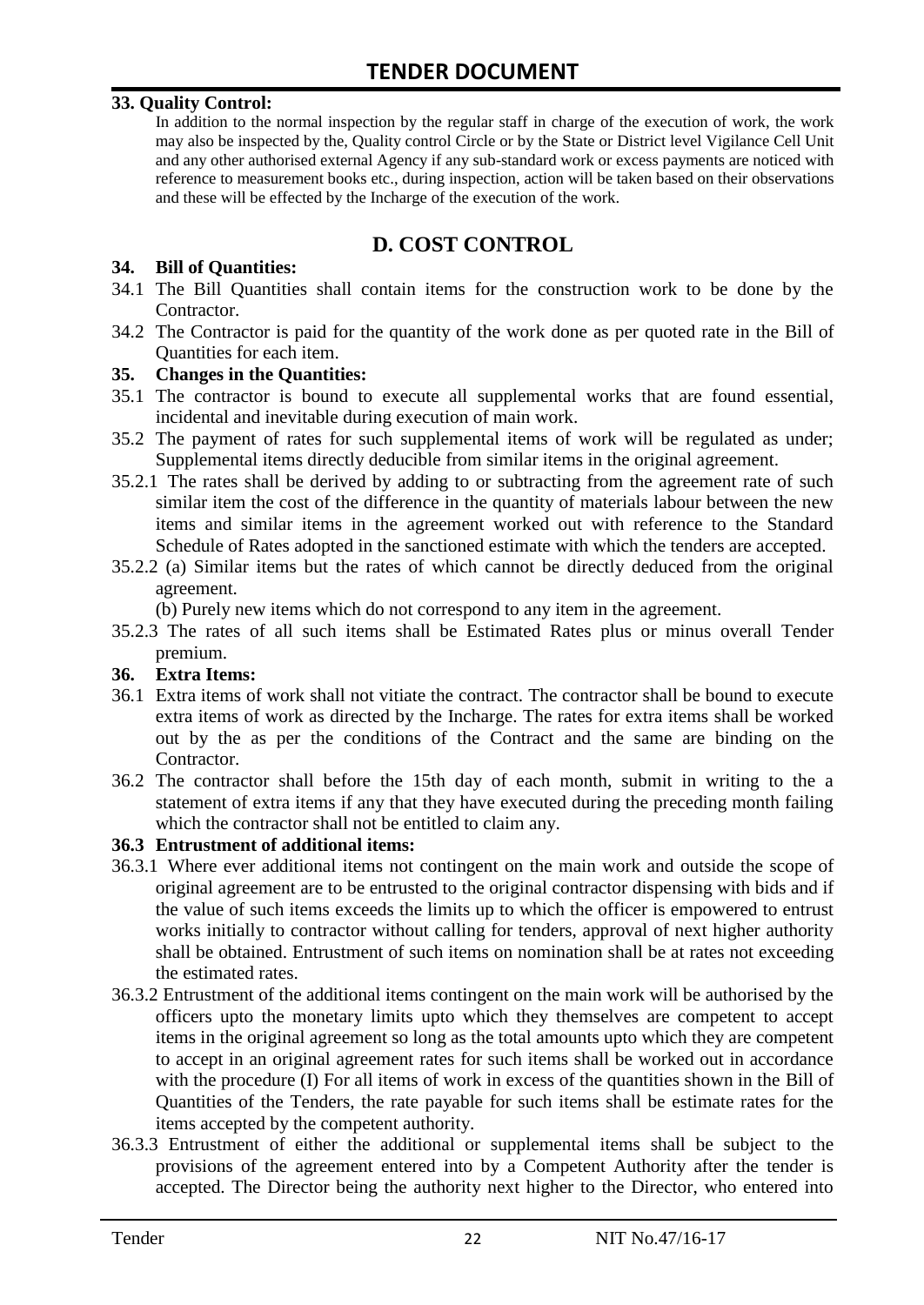**33. Quality Control:**

In addition to the normal inspection by the regular staff in charge of the execution of work, the work may also be inspected by the, Quality control Circle or by the State or District level Vigilance Cell Unit and any other authorised external Agency if any sub-standard work or excess payments are noticed with reference to measurement books etc., during inspection, action will be taken based on their observations and these will be effected by the Incharge of the execution of the work.

## D. COST CONTROL

**34. Bill of Quantities:**

34.1 The Bill Quantities shall contain items for the construction work to be done by the Contractor.

34.2 The Contractor is paid for the quantity of the work done as per quoted rate in the Bill of Quantities for each item.

**35. Changes in the Quantities:**

35.1 The contractor is bound to execute all supplemental works that are found essential, incidental and inevitable during execution of main work.

35.2 The payment of rates for such supplemental items of work will be regulated as under; Supplemental items directly deducible from similar items in the original agreement.

35.2.1 The rates shall be derived by adding to or subtracting from the agreement rate of such similar item the cost of the difference in the quantity of materials labour between the new items and similar items in the agreement worked out with reference to the Standard Schedule of Rates adopted in the sanctioned estimate with which the tenders are accepted.

35.2.2 (a) Similar items but the rates of which cannot be directly deduced from the original agreement.

(b) Purely new items which do not correspond to any item in the agreement.

35.2.3 The rates of all such items shall be Estimated Rates plus or minus overall Tender premium.

**36. Extra Items:**

36.1 Extra items of work shall not vitiate the contract. The contractor shall be bound to execute extra items of work as directed by the Incharge. The rates for extra items shall be worked out by the as per the conditions of the Contract and the same are binding on the Contractor.

36.2 The contractor shall before the 15th day of each month, submit in writing to the a statement of extra items if any that they have executed during the preceding month failing which the contractor shall not be entitled to claim any.

**36.3 Entrustment of additional items:**

36.3.1 Where ever additional items not contingent on the main work and outside the scope of original agreement are to be entrusted to the original contractor dispensing with bids and if the value of such items exceeds the limits up to which the officer is empowered to entrust works initially to contractor without calling for tenders, approval of next higher authority shall be obtained. Entrustment of such items on nomination shall be at rates not exceeding the estimated rates.

36.3.2 Entrustment of the additional items contingent on the main work will be authorised by the officers upto the monetary limits upto which they themselves are competent to accept items in the original agreement so long as the total amounts upto which they are competent to accept in an original agreement rates for such items shall be worked out in accordance with the procedure (I) For all items of work in excess of the quantities shown in the Bill of Quantities of the Tenders, the rate payable for such items shall be estimate rates for the items accepted by the competent authority.

36.3.3 Entrustment of either the additional or supplemental items shall be subject to the provisions of the agreement entered into by a Competent Authority after the tender is accepted. The Director being the authority next higher to the Director, who entered into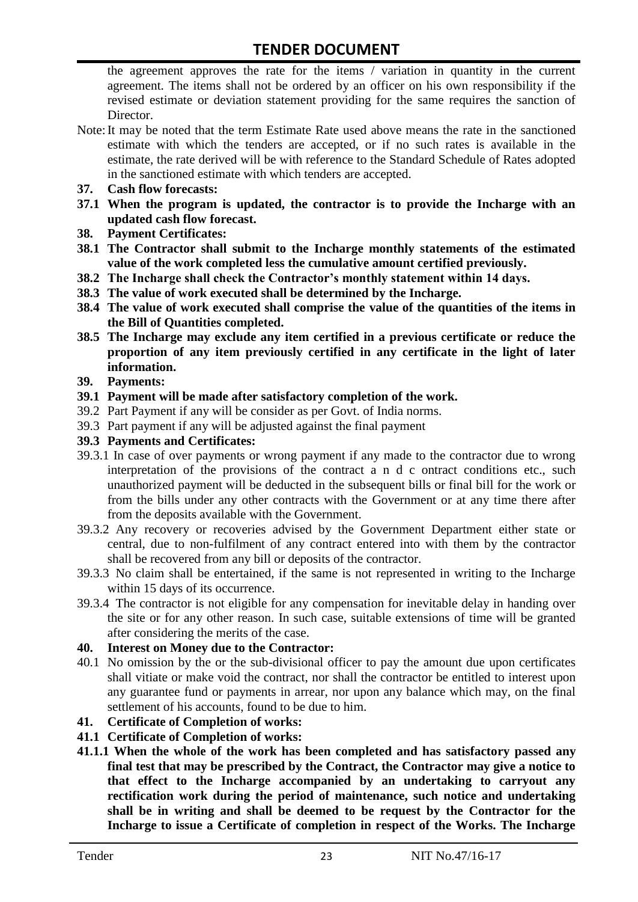the agreement approves the rate for the items / variation in quantity in the current agreement. The items shall not be ordered by an officer on his own responsibility if the revised estimate or deviation statement providing for the same requires the sanction of Director.

Note: It may be noted that the term Estimate Rate used above means the rate in the sanctioned estimate with which the tenders are accepted, or if no such rates is available in the estimate, the rate derived will be with reference to the Standard Schedule of Rates adopted in the sanctioned estimate with which tenders are accepted.

**37. Cash flow forecasts:**

**37.1 When the program is updated, the contractor is to provide the Incharge with an updated cash flow forecast.**

**38. Payment Certificates:**

**38.1 The Contractor shall submit to the Incharge monthly statements of the estimated value of the work completed less the cumulative amount certified previously.**

**38.2 The Incharge shall check the Contractor's monthly statement within 14 days.**

**38.3 The value of work executed shall be determined by the Incharge.**

**38.4 The value of work executed shall comprise the value of the quantities of the items in the Bill of Quantities completed.**

**38.5 The Incharge may exclude any item certified in a previous certificate or reduce the proportion of any item previously certified in any certificate in the light of later information.**

**39. Payments:**

**39.1 Payment will be made after satisfactory completion of the work.**

39.2 Part Payment if any will be consider as per Govt. of India norms.

39.3 Part payment if any will be adjusted against the final payment

**39.3 Payments and Certificates:**

39.3.1 In case of over payments or wrong payment if any made to the contractor due to wrong interpretation of the provisions of the contract a n d c ontract conditions etc., such unauthorized payment will be deducted in the subsequent bills or final bill for the work or from the bills under any other contracts with the Government or at any time there after from the deposits available with the Government.

39.3.2 Any recovery or recoveries advised by the Government Department either state or central, due to non-fulfilment of any contract entered into with them by the contractor shall be recovered from any bill or deposits of the contractor.

39.3.3 No claim shall be entertained, if the same is not represented in writing to the Incharge within 15 days of its occurrence.

39.3.4 The contractor is not eligible for any compensation for inevitable delay in handing over the site or for any other reason. In such case, suitable extensions of time will be granted after considering the merits of the case.

**40. Interest on Money due to the Contractor:**

40.1 No omission by the or the sub-divisional officer to pay the amount due upon certificates shall vitiate or make void the contract, nor shall the contractor be entitled to interest upon any guarantee fund or payments in arrear, nor upon any balance which may, on the final settlement of his accounts, found to be due to him.

**41. Certificate of Completion of works:**

**41.1 Certificate of Completion of works:**

**41.1.1 When the whole of the work has been completed and has satisfactory passed any final test that may be prescribed by the Contract, the Contractor may give a notice to that effect to the Incharge accompanied by an undertaking to carryout any rectification work during the period of maintenance, such notice and undertaking shall be in writing and shall be deemed to be request by the Contractor for the Incharge to issue a Certificate of completion in respect of the Works. The Incharge**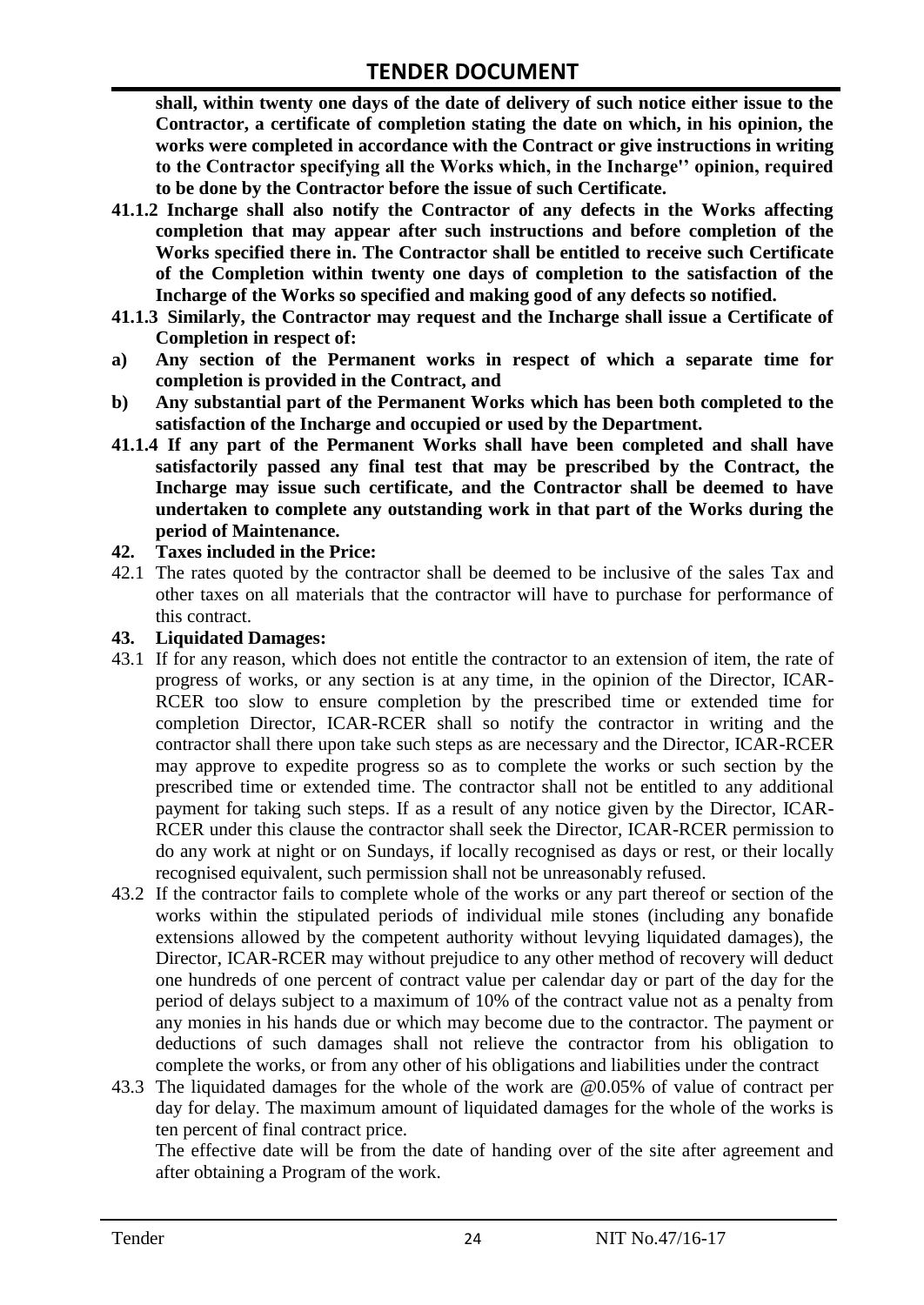**shall, within twenty one days of the date of delivery of such notice either issue to the Contractor, a certificate of completion stating the date on which, in his opinion, the works were completed in accordance with the Contract or give instructions in writing to the Contractor specifying all the Works which, in the Incharge'' opinion, required to be done by the Contractor before the issue of such Certificate.**

**41.1.2 Incharge shall also notify the Contractor of any defects in the Works affecting completion that may appear after such instructions and before completion of the Works specified there in. The Contractor shall be entitled to receive such Certificate of the Completion within twenty one days of completion to the satisfaction of the Incharge of the Works so specified and making good of any defects so notified.**

**41.1.3 Similarly, the Contractor may request and the Incharge shall issue a Certificate of Completion in respect of:**

**a) Any section of the Permanent works in respect of which a separate time for completion is provided in the Contract, and**

**b) Any substantial part of the Permanent Works which has been both completed to the satisfaction of the Incharge and occupied or used by the Department.**

**41.1.4 If any part of the Permanent Works shall have been completed and shall have satisfactorily passed any final test that may be prescribed by the Contract, the Incharge may issue such certificate, and the Contractor shall be deemed to have undertaken to complete any outstanding work in that part of the Works during the period of Maintenance.**

**42. Taxes included in the Price:**

42.1 The rates quoted by the contractor shall be deemed to be inclusive of the sales Tax and other taxes on all materials that the contractor will have to purchase for performance of this contract.

**43. Liquidated Damages:**

43.1 If for any reason, which does not entitle the contractor to an extension of item, the rate of progress of works, or any section is at any time, in the opinion of the Director, ICAR-RCER too slow to ensure completion by the prescribed time or extended time for completion Director, ICAR-RCER shall so notify the contractor in writing and the contractor shall there upon take such steps as are necessary and the Director, ICAR-RCER may approve to expedite progress so as to complete the works or such section by the prescribed time or extended time. The contractor shall not be entitled to any additional payment for taking such steps. If as a result of any notice given by the Director, ICAR-RCER under this clause the contractor shall seek the Director, ICAR-RCER permission to do any work at night or on Sundays, if locally recognised as days or rest, or their locally recognised equivalent, such permission shall not be unreasonably refused.

43.2 If the contractor fails to complete whole of the works or any part thereof or section of the works within the stipulated periods of individual mile stones (including any bonafide extensions allowed by the competent authority without levying liquidated damages), the Director, ICAR-RCER may without prejudice to any other method of recovery will deduct one hundreds of one percent of contract value per calendar day or part of the day for the period of delays subject to a maximum of 10% of the contract value not as a penalty from any monies in his hands due or which may become due to the contractor. The payment or deductions of such damages shall not relieve the contractor from his obligation to complete the works, or from any other of his obligations and liabilities under the contract

43.3 The liquidated damages for the whole of the work are @0.05% of value of contract per day for delay. The maximum amount of liquidated damages for the whole of the works is ten percent of final contract price.

The effective date will be from the date of handing over of the site after agreement and after obtaining a Program of the work.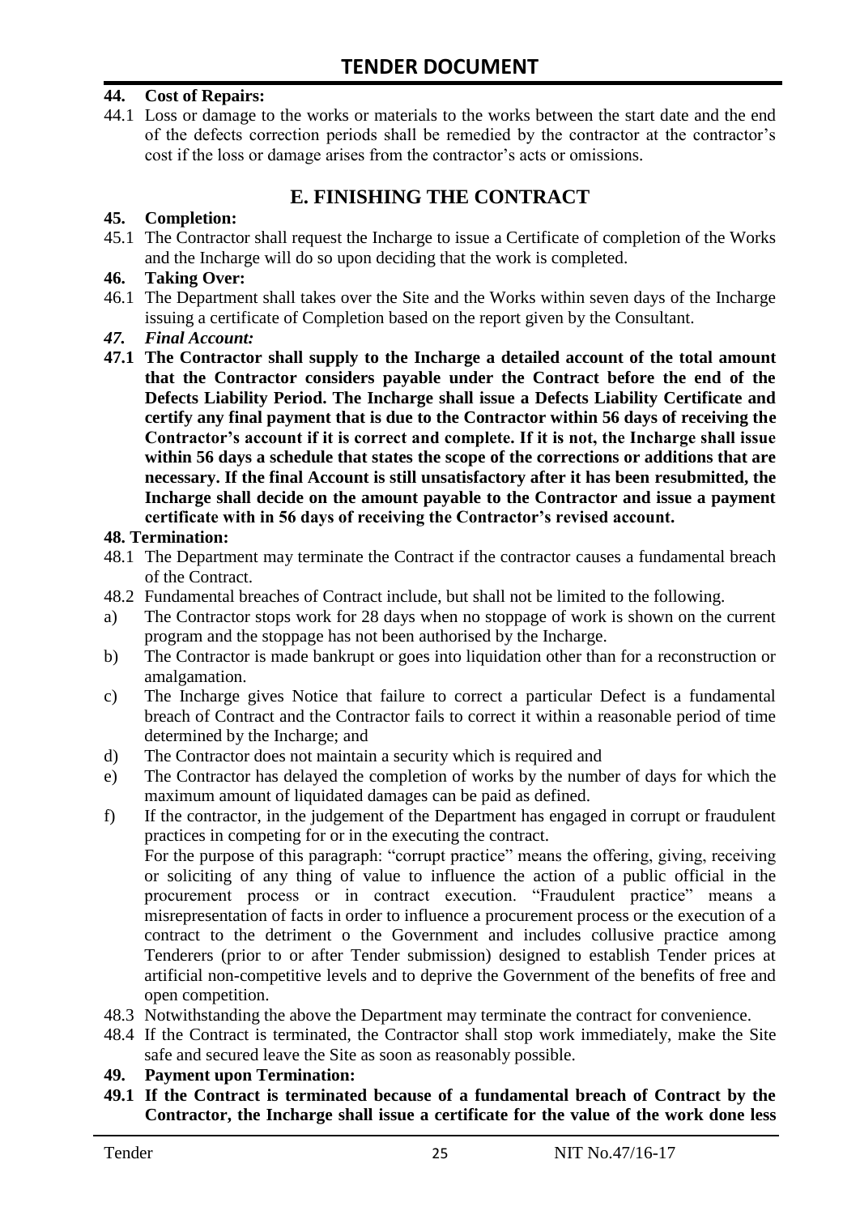**44. Cost of Repairs:**

44.1 Loss or damage to the works or materials to the works between the start date and the end of the defects correction periods shall be remedied by the contractor at the contractor's cost if the loss or damage arises from the contractor's acts or omissions.

## E. FINISHING THE CONTRACT

**45. Completion:**

45.1 The Contractor shall request the Incharge to issue a Certificate of completion of the Works and the Incharge will do so upon deciding that the work is completed.

**46. Taking Over:**

46.1 The Department shall takes over the Site and the Works within seven days of the Incharge issuing a certificate of Completion based on the report given by the Consultant.

***47. Final Account:***

**47.1 The Contractor shall supply to the Incharge a detailed account of the total amount that the Contractor considers payable under the Contract before the end of the Defects Liability Period. The Incharge shall issue a Defects Liability Certificate and certify any final payment that is due to the Contractor within 56 days of receiving the Contractor's account if it is correct and complete. If it is not, the Incharge shall issue within 56 days a schedule that states the scope of the corrections or additions that are necessary. If the final Account is still unsatisfactory after it has been resubmitted, the Incharge shall decide on the amount payable to the Contractor and issue a payment certificate with in 56 days of receiving the Contractor's revised account.**

**48. Termination:**

48.1 The Department may terminate the Contract if the contractor causes a fundamental breach of the Contract.

48.2 Fundamental breaches of Contract include, but shall not be limited to the following.

a) The Contractor stops work for 28 days when no stoppage of work is shown on the current program and the stoppage has not been authorised by the Incharge.

b) The Contractor is made bankrupt or goes into liquidation other than for a reconstruction or amalgamation.

c) The Incharge gives Notice that failure to correct a particular Defect is a fundamental breach of Contract and the Contractor fails to correct it within a reasonable period of time determined by the Incharge; and

d) The Contractor does not maintain a security which is required and

e) The Contractor has delayed the completion of works by the number of days for which the maximum amount of liquidated damages can be paid as defined.

f) If the contractor, in the judgement of the Department has engaged in corrupt or fraudulent practices in competing for or in the executing the contract.

For the purpose of this paragraph: "corrupt practice" means the offering, giving, receiving or soliciting of any thing of value to influence the action of a public official in the procurement process or in contract execution. "Fraudulent practice" means a misrepresentation of facts in order to influence a procurement process or the execution of a contract to the detriment o the Government and includes collusive practice among Tenderers (prior to or after Tender submission) designed to establish Tender prices at artificial non-competitive levels and to deprive the Government of the benefits of free and open competition.

48.3 Notwithstanding the above the Department may terminate the contract for convenience.

48.4 If the Contract is terminated, the Contractor shall stop work immediately, make the Site safe and secured leave the Site as soon as reasonably possible.

**49. Payment upon Termination:**

**49.1 If the Contract is terminated because of a fundamental breach of Contract by the Contractor, the Incharge shall issue a certificate for the value of the work done less**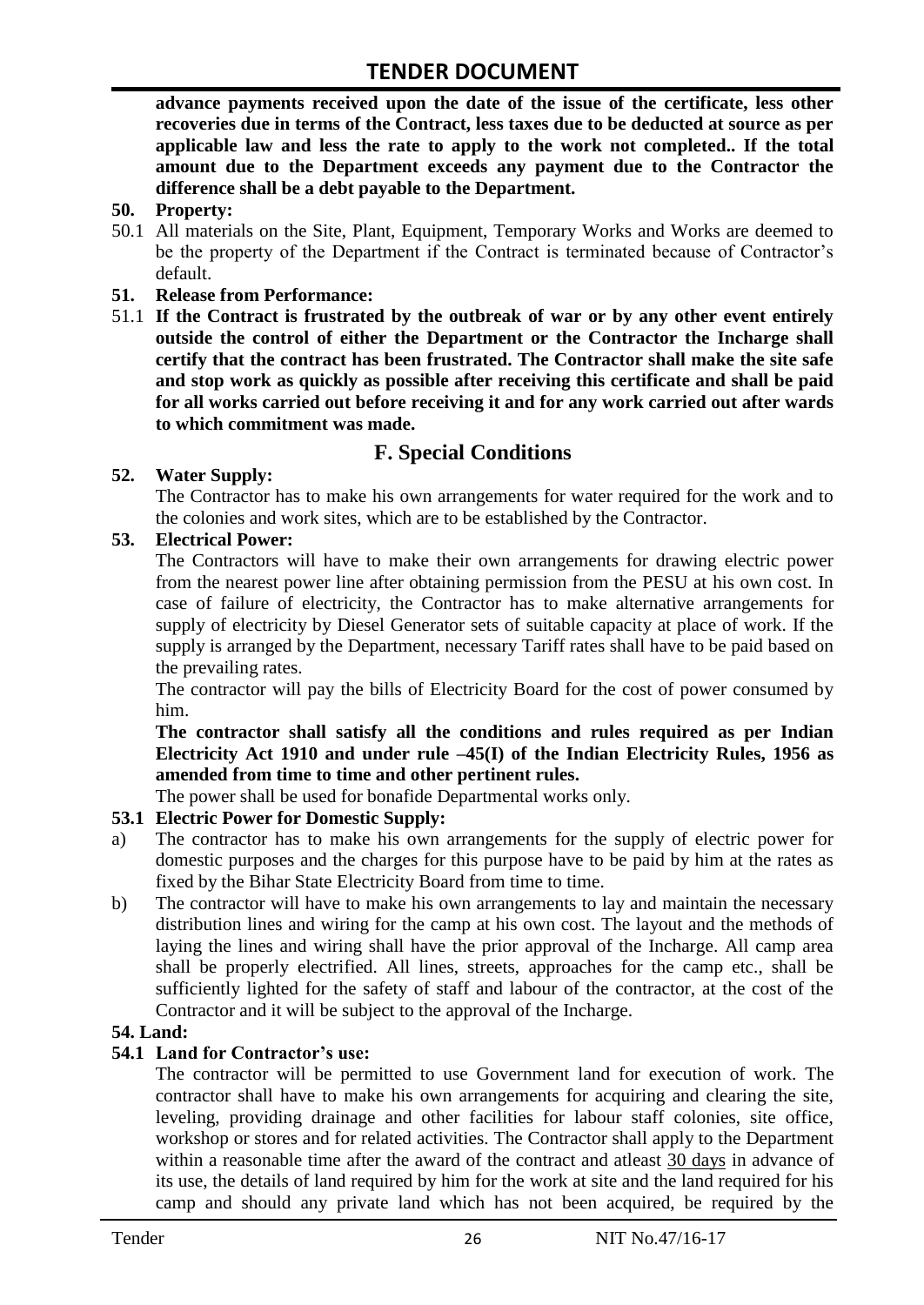**advance payments received upon the date of the issue of the certificate, less other recoveries due in terms of the Contract, less taxes due to be deducted at source as per applicable law and less the rate to apply to the work not completed.. If the total amount due to the Department exceeds any payment due to the Contractor the difference shall be a debt payable to the Department.**

**50. Property:**

50.1 All materials on the Site, Plant, Equipment, Temporary Works and Works are deemed to be the property of the Department if the Contract is terminated because of Contractor's default.

**51. Release from Performance:**

51.1 **If the Contract is frustrated by the outbreak of war or by any other event entirely outside the control of either the Department or the Contractor the Incharge shall certify that the contract has been frustrated. The Contractor shall make the site safe and stop work as quickly as possible after receiving this certificate and shall be paid for all works carried out before receiving it and for any work carried out after wards to which commitment was made.**

## F. Special Conditions

**52. Water Supply:**

The Contractor has to make his own arrangements for water required for the work and to the colonies and work sites, which are to be established by the Contractor.

**53. Electrical Power:**

The Contractors will have to make their own arrangements for drawing electric power from the nearest power line after obtaining permission from the PESU at his own cost. In case of failure of electricity, the Contractor has to make alternative arrangements for supply of electricity by Diesel Generator sets of suitable capacity at place of work. If the supply is arranged by the Department, necessary Tariff rates shall have to be paid based on the prevailing rates.

The contractor will pay the bills of Electricity Board for the cost of power consumed by him.

**The contractor shall satisfy all the conditions and rules required as per Indian Electricity Act 1910 and under rule –45(I) of the Indian Electricity Rules, 1956 as amended from time to time and other pertinent rules.**

The power shall be used for bonafide Departmental works only.

**53.1 Electric Power for Domestic Supply:**

a) The contractor has to make his own arrangements for the supply of electric power for domestic purposes and the charges for this purpose have to be paid by him at the rates as fixed by the Bihar State Electricity Board from time to time.

b) The contractor will have to make his own arrangements to lay and maintain the necessary distribution lines and wiring for the camp at his own cost. The layout and the methods of laying the lines and wiring shall have the prior approval of the Incharge. All camp area shall be properly electrified. All lines, streets, approaches for the camp etc., shall be sufficiently lighted for the safety of staff and labour of the contractor, at the cost of the Contractor and it will be subject to the approval of the Incharge.

**54. Land:**

**54.1 Land for Contractor's use:**

The contractor will be permitted to use Government land for execution of work. The contractor shall have to make his own arrangements for acquiring and clearing the site, leveling, providing drainage and other facilities for labour staff colonies, site office, workshop or stores and for related activities. The Contractor shall apply to the Department within a reasonable time after the award of the contract and atleast 30 days in advance of its use, the details of land required by him for the work at site and the land required for his camp and should any private land which has not been acquired, be required by the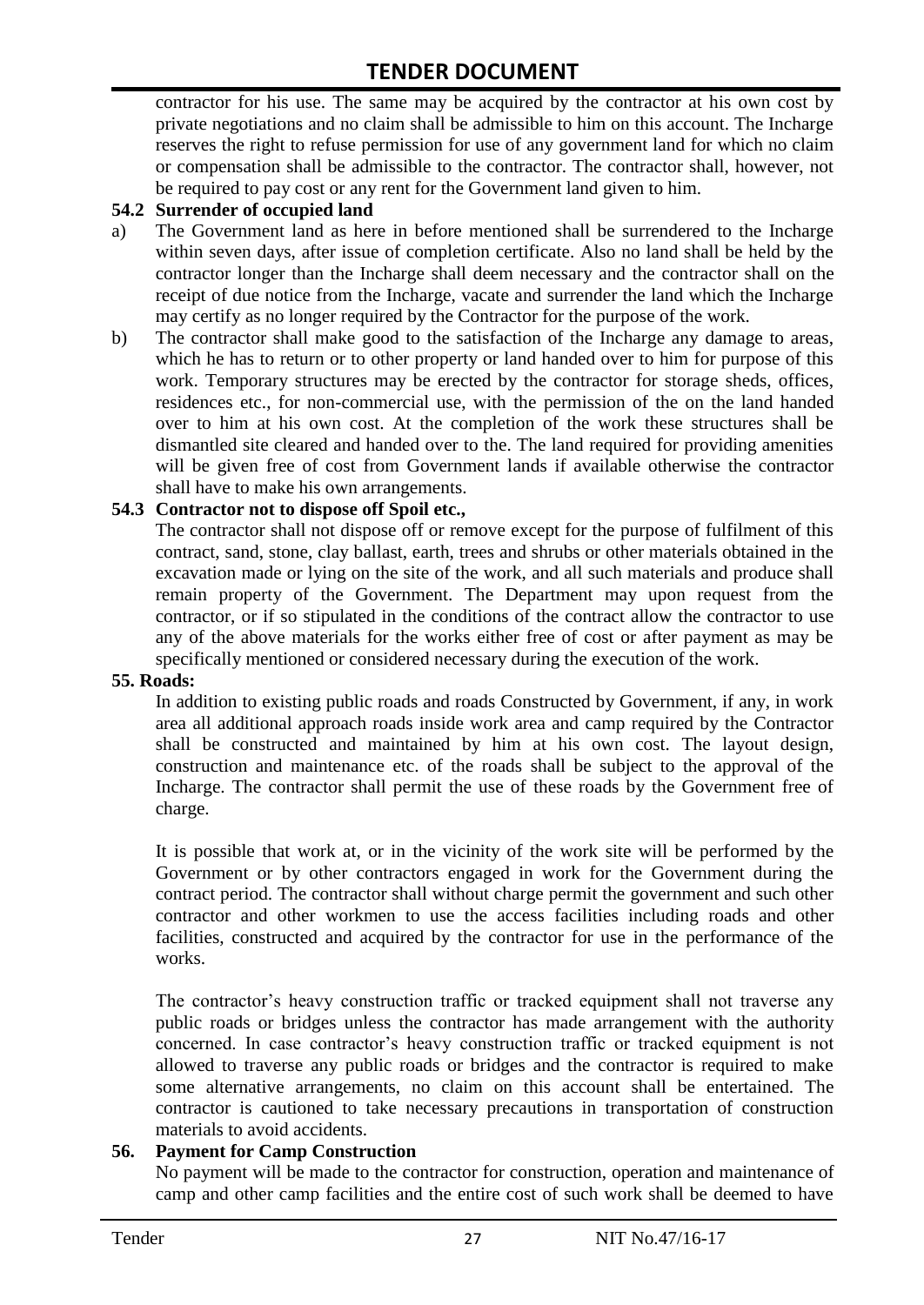contractor for his use. The same may be acquired by the contractor at his own cost by private negotiations and no claim shall be admissible to him on this account. The Incharge reserves the right to refuse permission for use of any government land for which no claim or compensation shall be admissible to the contractor. The contractor shall, however, not be required to pay cost or any rent for the Government land given to him.

**54.2 Surrender of occupied land**

a) The Government land as here in before mentioned shall be surrendered to the Incharge within seven days, after issue of completion certificate. Also no land shall be held by the contractor longer than the Incharge shall deem necessary and the contractor shall on the receipt of due notice from the Incharge, vacate and surrender the land which the Incharge may certify as no longer required by the Contractor for the purpose of the work.

b) The contractor shall make good to the satisfaction of the Incharge any damage to areas, which he has to return or to other property or land handed over to him for purpose of this work. Temporary structures may be erected by the contractor for storage sheds, offices, residences etc., for non-commercial use, with the permission of the on the land handed over to him at his own cost. At the completion of the work these structures shall be dismantled site cleared and handed over to the. The land required for providing amenities will be given free of cost from Government lands if available otherwise the contractor shall have to make his own arrangements.

**54.3 Contractor not to dispose off Spoil etc.,**

The contractor shall not dispose off or remove except for the purpose of fulfilment of this contract, sand, stone, clay ballast, earth, trees and shrubs or other materials obtained in the excavation made or lying on the site of the work, and all such materials and produce shall remain property of the Government. The Department may upon request from the contractor, or if so stipulated in the conditions of the contract allow the contractor to use any of the above materials for the works either free of cost or after payment as may be specifically mentioned or considered necessary during the execution of the work.

**55. Roads:**

In addition to existing public roads and roads Constructed by Government, if any, in work area all additional approach roads inside work area and camp required by the Contractor shall be constructed and maintained by him at his own cost. The layout design, construction and maintenance etc. of the roads shall be subject to the approval of the Incharge. The contractor shall permit the use of these roads by the Government free of charge.

It is possible that work at, or in the vicinity of the work site will be performed by the Government or by other contractors engaged in work for the Government during the contract period. The contractor shall without charge permit the government and such other contractor and other workmen to use the access facilities including roads and other facilities, constructed and acquired by the contractor for use in the performance of the works.

The contractor's heavy construction traffic or tracked equipment shall not traverse any public roads or bridges unless the contractor has made arrangement with the authority concerned. In case contractor's heavy construction traffic or tracked equipment is not allowed to traverse any public roads or bridges and the contractor is required to make some alternative arrangements, no claim on this account shall be entertained. The contractor is cautioned to take necessary precautions in transportation of construction materials to avoid accidents.

**56. Payment for Camp Construction**

No payment will be made to the contractor for construction, operation and maintenance of camp and other camp facilities and the entire cost of such work shall be deemed to have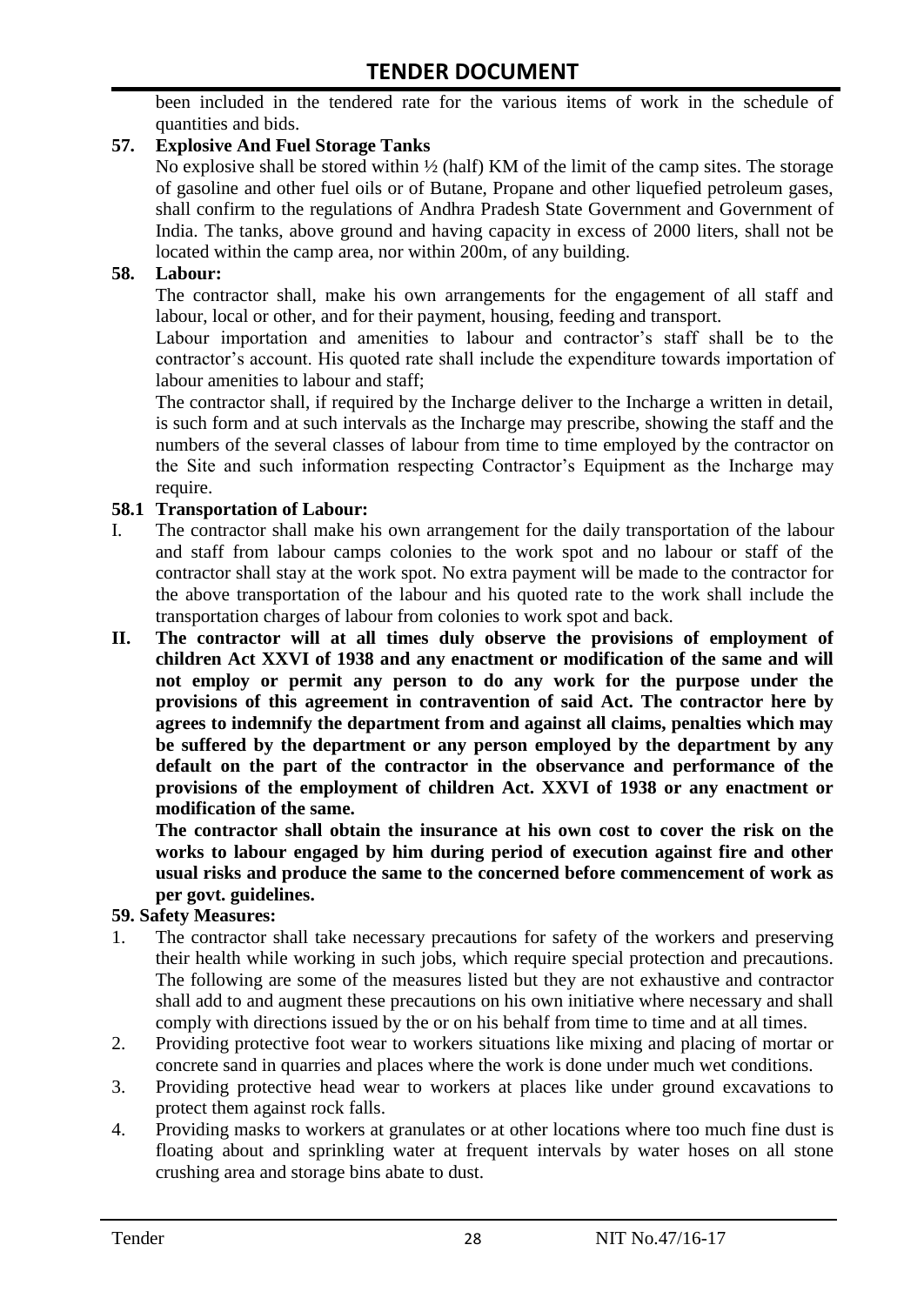been included in the tendered rate for the various items of work in the schedule of quantities and bids.

**57. Explosive And Fuel Storage Tanks**

No explosive shall be stored within ½ (half) KM of the limit of the camp sites. The storage of gasoline and other fuel oils or of Butane, Propane and other liquefied petroleum gases, shall confirm to the regulations of Andhra Pradesh State Government and Government of India. The tanks, above ground and having capacity in excess of 2000 liters, shall not be located within the camp area, nor within 200m, of any building.

**58. Labour:**

The contractor shall, make his own arrangements for the engagement of all staff and labour, local or other, and for their payment, housing, feeding and transport.

Labour importation and amenities to labour and contractor's staff shall be to the contractor's account. His quoted rate shall include the expenditure towards importation of labour amenities to labour and staff;

The contractor shall, if required by the Incharge deliver to the Incharge a written in detail, is such form and at such intervals as the Incharge may prescribe, showing the staff and the numbers of the several classes of labour from time to time employed by the contractor on the Site and such information respecting Contractor's Equipment as the Incharge may require.

**58.1 Transportation of Labour:**

I. The contractor shall make his own arrangement for the daily transportation of the labour and staff from labour camps colonies to the work spot and no labour or staff of the contractor shall stay at the work spot. No extra payment will be made to the contractor for the above transportation of the labour and his quoted rate to the work shall include the transportation charges of labour from colonies to work spot and back.

**II. The contractor will at all times duly observe the provisions of employment of children Act XXVI of 1938 and any enactment or modification of the same and will not employ or permit any person to do any work for the purpose under the provisions of this agreement in contravention of said Act. The contractor here by agrees to indemnify the department from and against all claims, penalties which may be suffered by the department or any person employed by the department by any default on the part of the contractor in the observance and performance of the provisions of the employment of children Act. XXVI of 1938 or any enactment or modification of the same.**

**The contractor shall obtain the insurance at his own cost to cover the risk on the works to labour engaged by him during period of execution against fire and other usual risks and produce the same to the concerned before commencement of work as per govt. guidelines.**

**59. Safety Measures:**

1. The contractor shall take necessary precautions for safety of the workers and preserving their health while working in such jobs, which require special protection and precautions. The following are some of the measures listed but they are not exhaustive and contractor shall add to and augment these precautions on his own initiative where necessary and shall comply with directions issued by the or on his behalf from time to time and at all times.
2. Providing protective foot wear to workers situations like mixing and placing of mortar or concrete sand in quarries and places where the work is done under much wet conditions.
3. Providing protective head wear to workers at places like under ground excavations to protect them against rock falls.
4. Providing masks to workers at granulates or at other locations where too much fine dust is floating about and sprinkling water at frequent intervals by water hoses on all stone crushing area and storage bins abate to dust.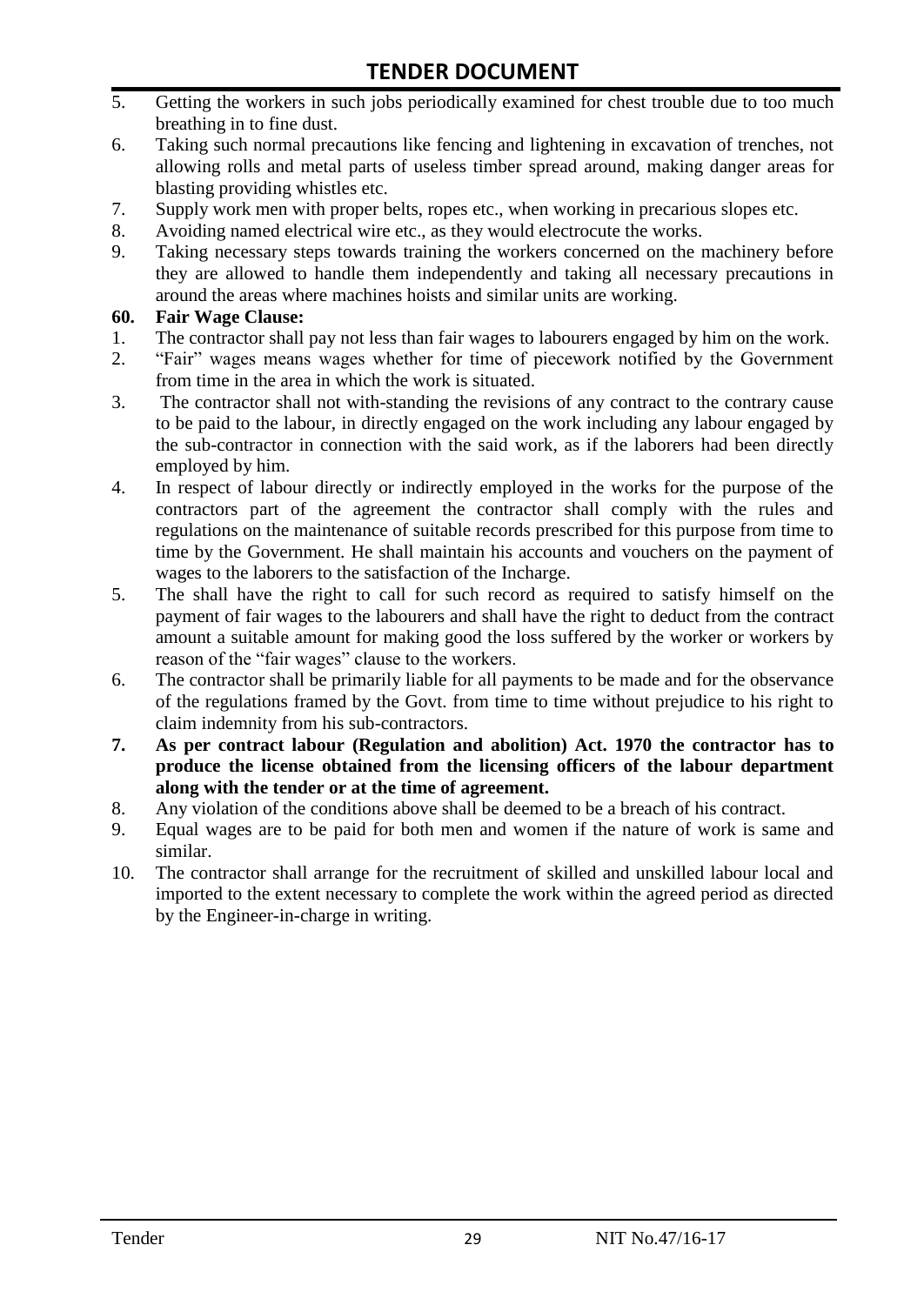5. Getting the workers in such jobs periodically examined for chest trouble due to too much breathing in to fine dust.
6. Taking such normal precautions like fencing and lightening in excavation of trenches, not allowing rolls and metal parts of useless timber spread around, making danger areas for blasting providing whistles etc.
7. Supply work men with proper belts, ropes etc., when working in precarious slopes etc.
8. Avoiding named electrical wire etc., as they would electrocute the works.
9. Taking necessary steps towards training the workers concerned on the machinery before they are allowed to handle them independently and taking all necessary precautions in around the areas where machines hoists and similar units are working.

**60. Fair Wage Clause:**

1. The contractor shall pay not less than fair wages to labourers engaged by him on the work.
2. "Fair" wages means wages whether for time of piecework notified by the Government from time in the area in which the work is situated.
3. The contractor shall not with-standing the revisions of any contract to the contrary cause to be paid to the labour, in directly engaged on the work including any labour engaged by the sub-contractor in connection with the said work, as if the laborers had been directly employed by him.
4. In respect of labour directly or indirectly employed in the works for the purpose of the contractors part of the agreement the contractor shall comply with the rules and regulations on the maintenance of suitable records prescribed for this purpose from time to time by the Government. He shall maintain his accounts and vouchers on the payment of wages to the laborers to the satisfaction of the Incharge.
5. The shall have the right to call for such record as required to satisfy himself on the payment of fair wages to the labourers and shall have the right to deduct from the contract amount a suitable amount for making good the loss suffered by the worker or workers by reason of the "fair wages" clause to the workers.
6. The contractor shall be primarily liable for all payments to be made and for the observance of the regulations framed by the Govt. from time to time without prejudice to his right to claim indemnity from his sub-contractors.
7. **As per contract labour (Regulation and abolition) Act. 1970 the contractor has to produce the license obtained from the licensing officers of the labour department along with the tender or at the time of agreement.**
8. Any violation of the conditions above shall be deemed to be a breach of his contract.
9. Equal wages are to be paid for both men and women if the nature of work is same and similar.
10. The contractor shall arrange for the recruitment of skilled and unskilled labour local and imported to the extent necessary to complete the work within the agreed period as directed by the Engineer-in-charge in writing.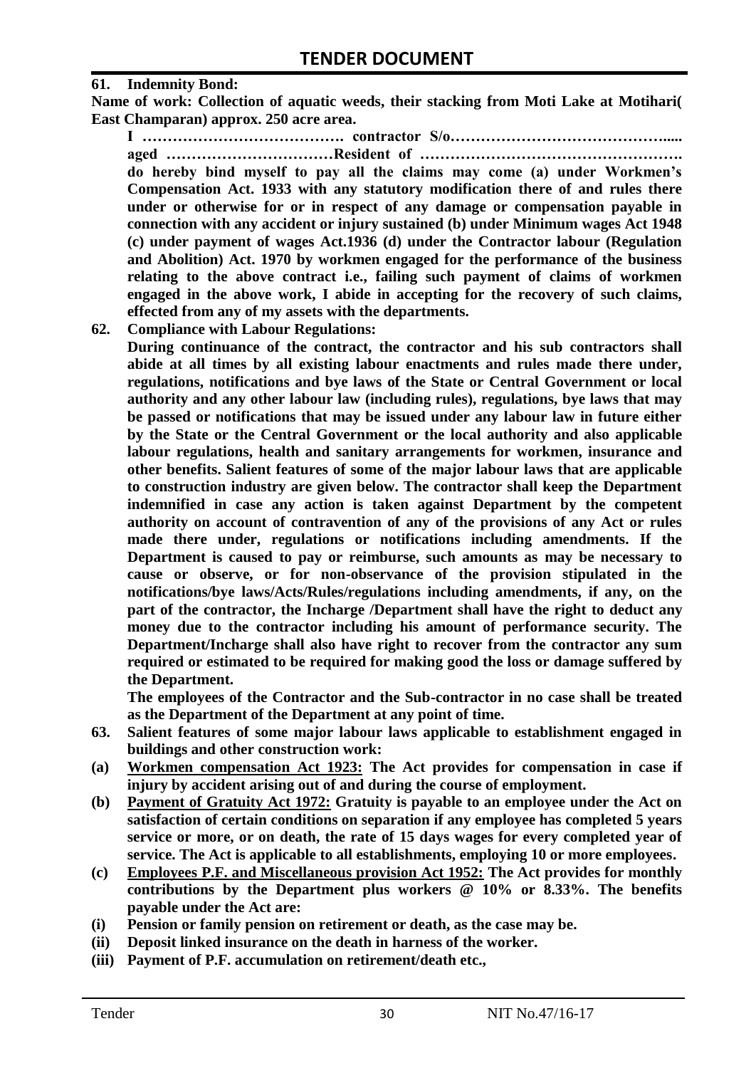**61. Indemnity Bond:**

**Name of work: Collection of aquatic weeds, their stacking from Moti Lake at Motihari( East Champaran) approx. 250 acre area.**

**I …………………………………. contractor S/o……………………………………..... aged ……………………………Resident of ……………………………………………. do hereby bind myself to pay all the claims may come (a) under Workmen's Compensation Act. 1933 with any statutory modification there of and rules there under or otherwise for or in respect of any damage or compensation payable in connection with any accident or injury sustained (b) under Minimum wages Act 1948 (c) under payment of wages Act.1936 (d) under the Contractor labour (Regulation and Abolition) Act. 1970 by workmen engaged for the performance of the business relating to the above contract i.e., failing such payment of claims of workmen engaged in the above work, I abide in accepting for the recovery of such claims, effected from any of my assets with the departments.**

**62. Compliance with Labour Regulations:**

**During continuance of the contract, the contractor and his sub contractors shall abide at all times by all existing labour enactments and rules made there under, regulations, notifications and bye laws of the State or Central Government or local authority and any other labour law (including rules), regulations, bye laws that may be passed or notifications that may be issued under any labour law in future either by the State or the Central Government or the local authority and also applicable labour regulations, health and sanitary arrangements for workmen, insurance and other benefits. Salient features of some of the major labour laws that are applicable to construction industry are given below. The contractor shall keep the Department indemnified in case any action is taken against Department by the competent authority on account of contravention of any of the provisions of any Act or rules made there under, regulations or notifications including amendments. If the Department is caused to pay or reimburse, such amounts as may be necessary to cause or observe, or for non-observance of the provision stipulated in the notifications/bye laws/Acts/Rules/regulations including amendments, if any, on the part of the contractor, the Incharge /Department shall have the right to deduct any money due to the contractor including his amount of performance security. The Department/Incharge shall also have right to recover from the contractor any sum required or estimated to be required for making good the loss or damage suffered by the Department.**

**The employees of the Contractor and the Sub-contractor in no case shall be treated as the Department of the Department at any point of time.**

**63. Salient features of some major labour laws applicable to establishment engaged in buildings and other construction work:**

**(a) <u>Workmen compensation Act 1923:</u> The Act provides for compensation in case if injury by accident arising out of and during the course of employment.**

**(b) <u>Payment of Gratuity Act 1972:</u> Gratuity is payable to an employee under the Act on satisfaction of certain conditions on separation if any employee has completed 5 years service or more, or on death, the rate of 15 days wages for every completed year of service. The Act is applicable to all establishments, employing 10 or more employees.**

**(c) <u>Employees P.F. and Miscellaneous provision Act 1952:</u> The Act provides for monthly contributions by the Department plus workers @ 10% or 8.33%. The benefits payable under the Act are:**

**(i) Pension or family pension on retirement or death, as the case may be.**

**(ii) Deposit linked insurance on the death in harness of the worker.**

**(iii) Payment of P.F. accumulation on retirement/death etc.,**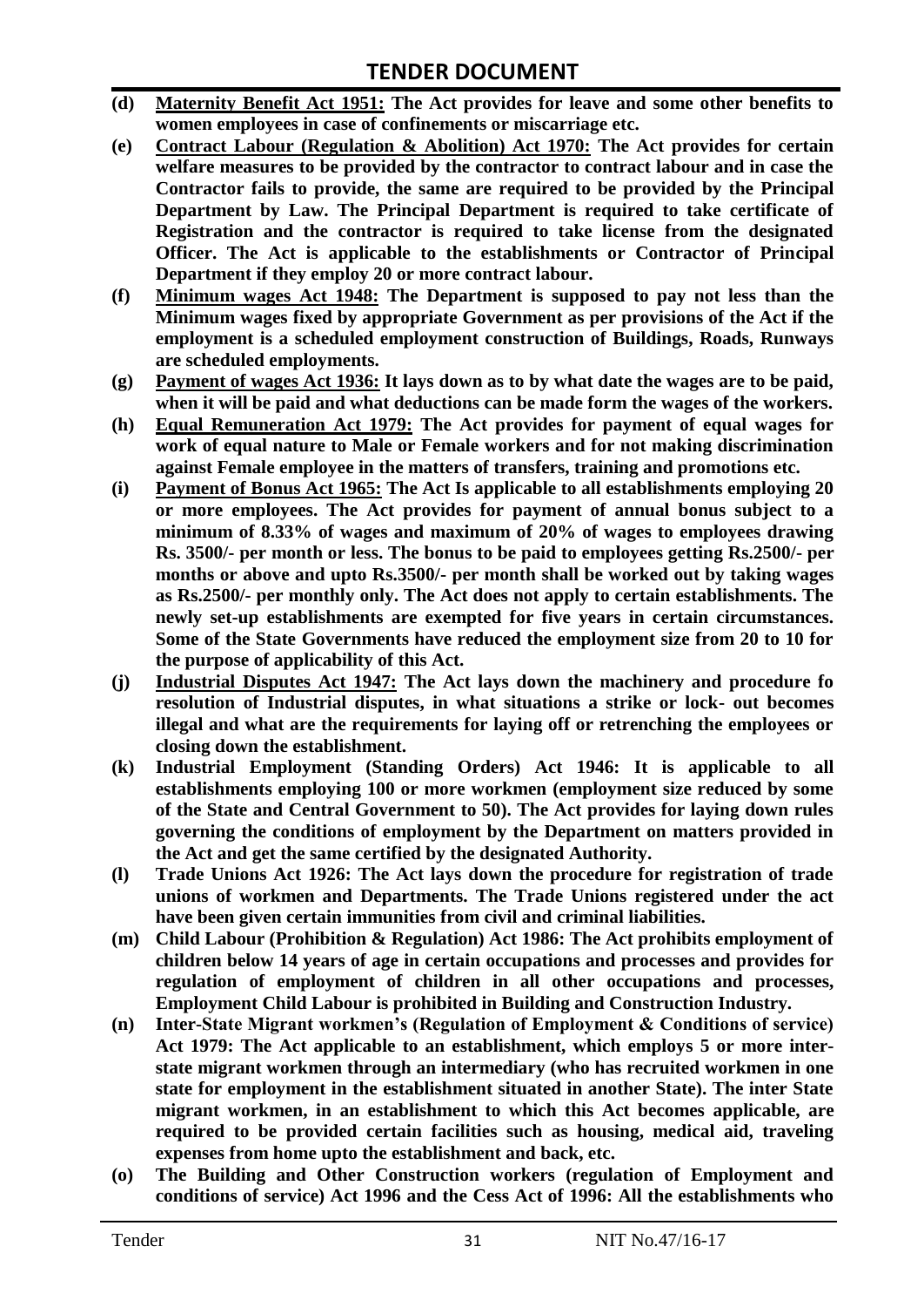**(d)** **<u>Maternity Benefit Act 1951:</u> The Act provides for leave and some other benefits to women employees in case of confinements or miscarriage etc.**

**(e)** **<u>Contract Labour (Regulation & Abolition) Act 1970:</u> The Act provides for certain welfare measures to be provided by the contractor to contract labour and in case the Contractor fails to provide, the same are required to be provided by the Principal Department by Law. The Principal Department is required to take certificate of Registration and the contractor is required to take license from the designated Officer. The Act is applicable to the establishments or Contractor of Principal Department if they employ 20 or more contract labour.**

**(f)** **<u>Minimum wages Act 1948:</u> The Department is supposed to pay not less than the Minimum wages fixed by appropriate Government as per provisions of the Act if the employment is a scheduled employment construction of Buildings, Roads, Runways are scheduled employments.**

**(g)** **<u>Payment of wages Act 1936:</u> It lays down as to by what date the wages are to be paid, when it will be paid and what deductions can be made form the wages of the workers.**

**(h)** **<u>Equal Remuneration Act 1979:</u> The Act provides for payment of equal wages for work of equal nature to Male or Female workers and for not making discrimination against Female employee in the matters of transfers, training and promotions etc.**

**(i)** **<u>Payment of Bonus Act 1965:</u> The Act Is applicable to all establishments employing 20 or more employees. The Act provides for payment of annual bonus subject to a minimum of 8.33% of wages and maximum of 20% of wages to employees drawing Rs. 3500/- per month or less. The bonus to be paid to employees getting Rs.2500/- per months or above and upto Rs.3500/- per month shall be worked out by taking wages as Rs.2500/- per monthly only. The Act does not apply to certain establishments. The newly set-up establishments are exempted for five years in certain circumstances. Some of the State Governments have reduced the employment size from 20 to 10 for the purpose of applicability of this Act.**

**(j)** **<u>Industrial Disputes Act 1947:</u> The Act lays down the machinery and procedure fo resolution of Industrial disputes, in what situations a strike or lock- out becomes illegal and what are the requirements for laying off or retrenching the employees or closing down the establishment.**

**(k)** **Industrial Employment (Standing Orders) Act 1946: It is applicable to all establishments employing 100 or more workmen (employment size reduced by some of the State and Central Government to 50). The Act provides for laying down rules governing the conditions of employment by the Department on matters provided in the Act and get the same certified by the designated Authority.**

**(l)** **Trade Unions Act 1926: The Act lays down the procedure for registration of trade unions of workmen and Departments. The Trade Unions registered under the act have been given certain immunities from civil and criminal liabilities.**

**(m)** **Child Labour (Prohibition & Regulation) Act 1986: The Act prohibits employment of children below 14 years of age in certain occupations and processes and provides for regulation of employment of children in all other occupations and processes, Employment Child Labour is prohibited in Building and Construction Industry.**

**(n)** **Inter-State Migrant workmen's (Regulation of Employment & Conditions of service) Act 1979: The Act applicable to an establishment, which employs 5 or more inter-state migrant workmen through an intermediary (who has recruited workmen in one state for employment in the establishment situated in another State). The inter State migrant workmen, in an establishment to which this Act becomes applicable, are required to be provided certain facilities such as housing, medical aid, traveling expenses from home upto the establishment and back, etc.**

**(o)** **The Building and Other Construction workers (regulation of Employment and conditions of service) Act 1996 and the Cess Act of 1996: All the establishments who**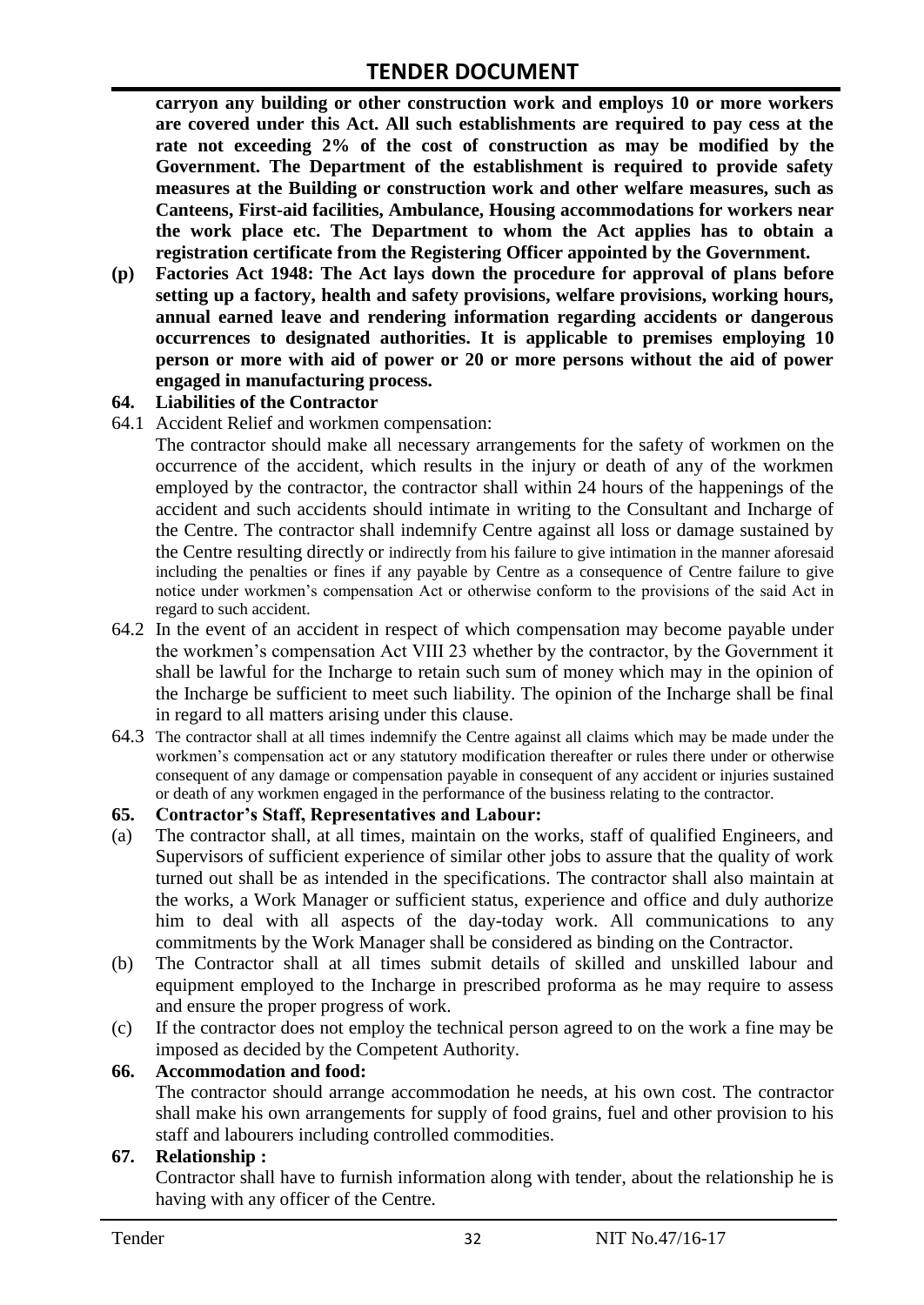**carryon any building or other construction work and employs 10 or more workers are covered under this Act. All such establishments are required to pay cess at the rate not exceeding 2% of the cost of construction as may be modified by the Government. The Department of the establishment is required to provide safety measures at the Building or construction work and other welfare measures, such as Canteens, First-aid facilities, Ambulance, Housing accommodations for workers near the work place etc. The Department to whom the Act applies has to obtain a registration certificate from the Registering Officer appointed by the Government.**

**(p) Factories Act 1948: The Act lays down the procedure for approval of plans before setting up a factory, health and safety provisions, welfare provisions, working hours, annual earned leave and rendering information regarding accidents or dangerous occurrences to designated authorities. It is applicable to premises employing 10 person or more with aid of power or 20 or more persons without the aid of power engaged in manufacturing process.**

### 64. Liabilities of the Contractor

64.1 Accident Relief and workmen compensation:

The contractor should make all necessary arrangements for the safety of workmen on the occurrence of the accident, which results in the injury or death of any of the workmen employed by the contractor, the contractor shall within 24 hours of the happenings of the accident and such accidents should intimate in writing to the Consultant and Incharge of the Centre. The contractor shall indemnify Centre against all loss or damage sustained by the Centre resulting directly or indirectly from his failure to give intimation in the manner aforesaid including the penalties or fines if any payable by Centre as a consequence of Centre failure to give notice under workmen's compensation Act or otherwise conform to the provisions of the said Act in regard to such accident.

64.2 In the event of an accident in respect of which compensation may become payable under the workmen's compensation Act VIII 23 whether by the contractor, by the Government it shall be lawful for the Incharge to retain such sum of money which may in the opinion of the Incharge be sufficient to meet such liability. The opinion of the Incharge shall be final in regard to all matters arising under this clause.

64.3 The contractor shall at all times indemnify the Centre against all claims which may be made under the workmen's compensation act or any statutory modification thereafter or rules there under or otherwise consequent of any damage or compensation payable in consequent of any accident or injuries sustained or death of any workmen engaged in the performance of the business relating to the contractor.

### 65. Contractor's Staff, Representatives and Labour:

(a) The contractor shall, at all times, maintain on the works, staff of qualified Engineers, and Supervisors of sufficient experience of similar other jobs to assure that the quality of work turned out shall be as intended in the specifications. The contractor shall also maintain at the works, a Work Manager or sufficient status, experience and office and duly authorize him to deal with all aspects of the day-today work. All communications to any commitments by the Work Manager shall be considered as binding on the Contractor.

(b) The Contractor shall at all times submit details of skilled and unskilled labour and equipment employed to the Incharge in prescribed proforma as he may require to assess and ensure the proper progress of work.

(c) If the contractor does not employ the technical person agreed to on the work a fine may be imposed as decided by the Competent Authority.

### 66. Accommodation and food:

The contractor should arrange accommodation he needs, at his own cost. The contractor shall make his own arrangements for supply of food grains, fuel and other provision to his staff and labourers including controlled commodities.

### 67. Relationship :

Contractor shall have to furnish information along with tender, about the relationship he is having with any officer of the Centre.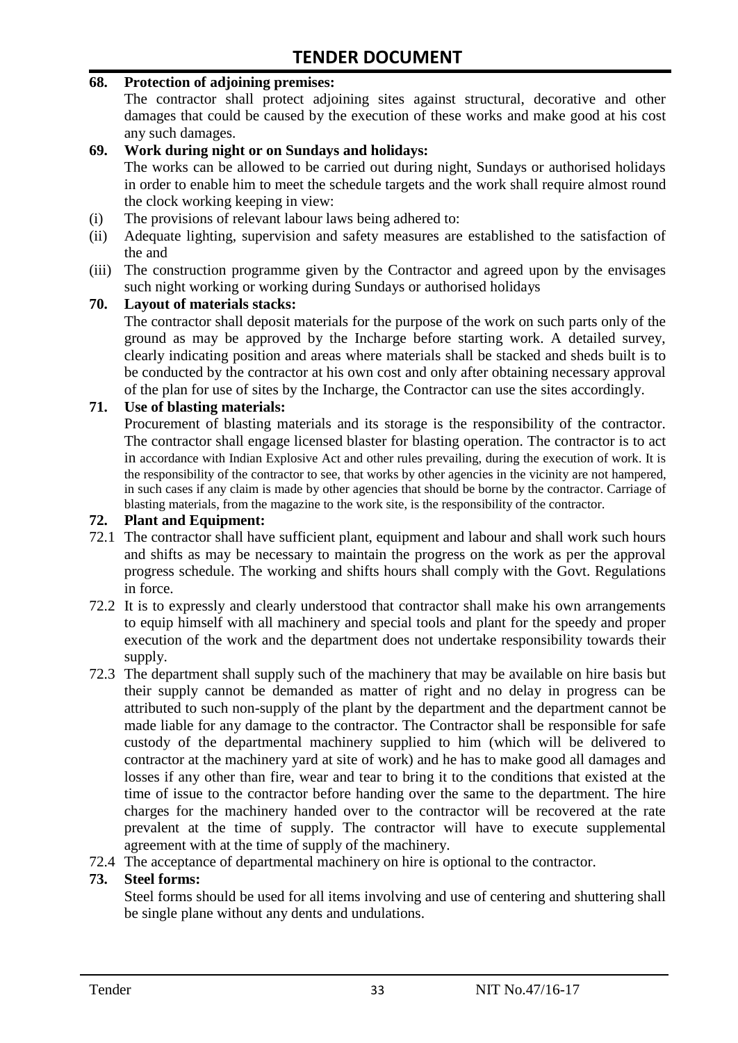**68. Protection of adjoining premises:**

The contractor shall protect adjoining sites against structural, decorative and other damages that could be caused by the execution of these works and make good at his cost any such damages.

**69. Work during night or on Sundays and holidays:**

The works can be allowed to be carried out during night, Sundays or authorised holidays in order to enable him to meet the schedule targets and the work shall require almost round the clock working keeping in view:

(i) The provisions of relevant labour laws being adhered to:

(ii) Adequate lighting, supervision and safety measures are established to the satisfaction of the and

(iii) The construction programme given by the Contractor and agreed upon by the envisages such night working or working during Sundays or authorised holidays

**70. Layout of materials stacks:**

The contractor shall deposit materials for the purpose of the work on such parts only of the ground as may be approved by the Incharge before starting work. A detailed survey, clearly indicating position and areas where materials shall be stacked and sheds built is to be conducted by the contractor at his own cost and only after obtaining necessary approval of the plan for use of sites by the Incharge, the Contractor can use the sites accordingly.

**71. Use of blasting materials:**

Procurement of blasting materials and its storage is the responsibility of the contractor. The contractor shall engage licensed blaster for blasting operation. The contractor is to act in accordance with Indian Explosive Act and other rules prevailing, during the execution of work. It is the responsibility of the contractor to see, that works by other agencies in the vicinity are not hampered, in such cases if any claim is made by other agencies that should be borne by the contractor. Carriage of blasting materials, from the magazine to the work site, is the responsibility of the contractor.

**72. Plant and Equipment:**

72.1 The contractor shall have sufficient plant, equipment and labour and shall work such hours and shifts as may be necessary to maintain the progress on the work as per the approval progress schedule. The working and shifts hours shall comply with the Govt. Regulations in force.

72.2 It is to expressly and clearly understood that contractor shall make his own arrangements to equip himself with all machinery and special tools and plant for the speedy and proper execution of the work and the department does not undertake responsibility towards their supply.

72.3 The department shall supply such of the machinery that may be available on hire basis but their supply cannot be demanded as matter of right and no delay in progress can be attributed to such non-supply of the plant by the department and the department cannot be made liable for any damage to the contractor. The Contractor shall be responsible for safe custody of the departmental machinery supplied to him (which will be delivered to contractor at the machinery yard at site of work) and he has to make good all damages and losses if any other than fire, wear and tear to bring it to the conditions that existed at the time of issue to the contractor before handing over the same to the department. The hire charges for the machinery handed over to the contractor will be recovered at the rate prevalent at the time of supply. The contractor will have to execute supplemental agreement with at the time of supply of the machinery.

72.4 The acceptance of departmental machinery on hire is optional to the contractor.

**73. Steel forms:**

Steel forms should be used for all items involving and use of centering and shuttering shall be single plane without any dents and undulations.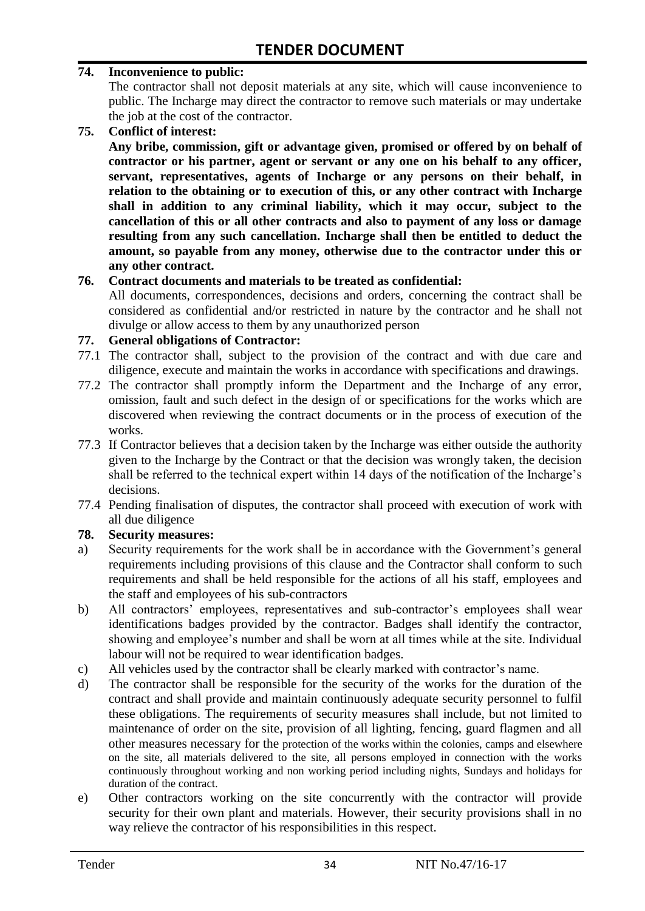**74. Inconvenience to public:**

The contractor shall not deposit materials at any site, which will cause inconvenience to public. The Incharge may direct the contractor to remove such materials or may undertake the job at the cost of the contractor.

**75. Conflict of interest:**

**Any bribe, commission, gift or advantage given, promised or offered by on behalf of contractor or his partner, agent or servant or any one on his behalf to any officer, servant, representatives, agents of Incharge or any persons on their behalf, in relation to the obtaining or to execution of this, or any other contract with Incharge shall in addition to any criminal liability, which it may occur, subject to the cancellation of this or all other contracts and also to payment of any loss or damage resulting from any such cancellation. Incharge shall then be entitled to deduct the amount, so payable from any money, otherwise due to the contractor under this or any other contract.**

**76. Contract documents and materials to be treated as confidential:**

All documents, correspondences, decisions and orders, concerning the contract shall be considered as confidential and/or restricted in nature by the contractor and he shall not divulge or allow access to them by any unauthorized person

**77. General obligations of Contractor:**

77.1 The contractor shall, subject to the provision of the contract and with due care and diligence, execute and maintain the works in accordance with specifications and drawings.

77.2 The contractor shall promptly inform the Department and the Incharge of any error, omission, fault and such defect in the design of or specifications for the works which are discovered when reviewing the contract documents or in the process of execution of the works.

77.3 If Contractor believes that a decision taken by the Incharge was either outside the authority given to the Incharge by the Contract or that the decision was wrongly taken, the decision shall be referred to the technical expert within 14 days of the notification of the Incharge's decisions.

77.4 Pending finalisation of disputes, the contractor shall proceed with execution of work with all due diligence

**78. Security measures:**

a) Security requirements for the work shall be in accordance with the Government's general requirements including provisions of this clause and the Contractor shall conform to such requirements and shall be held responsible for the actions of all his staff, employees and the staff and employees of his sub-contractors

b) All contractors' employees, representatives and sub-contractor's employees shall wear identifications badges provided by the contractor. Badges shall identify the contractor, showing and employee's number and shall be worn at all times while at the site. Individual labour will not be required to wear identification badges.

c) All vehicles used by the contractor shall be clearly marked with contractor's name.

d) The contractor shall be responsible for the security of the works for the duration of the contract and shall provide and maintain continuously adequate security personnel to fulfil these obligations. The requirements of security measures shall include, but not limited to maintenance of order on the site, provision of all lighting, fencing, guard flagmen and all other measures necessary for the protection of the works within the colonies, camps and elsewhere on the site, all materials delivered to the site, all persons employed in connection with the works continuously throughout working and non working period including nights, Sundays and holidays for duration of the contract.

e) Other contractors working on the site concurrently with the contractor will provide security for their own plant and materials. However, their security provisions shall in no way relieve the contractor of his responsibilities in this respect.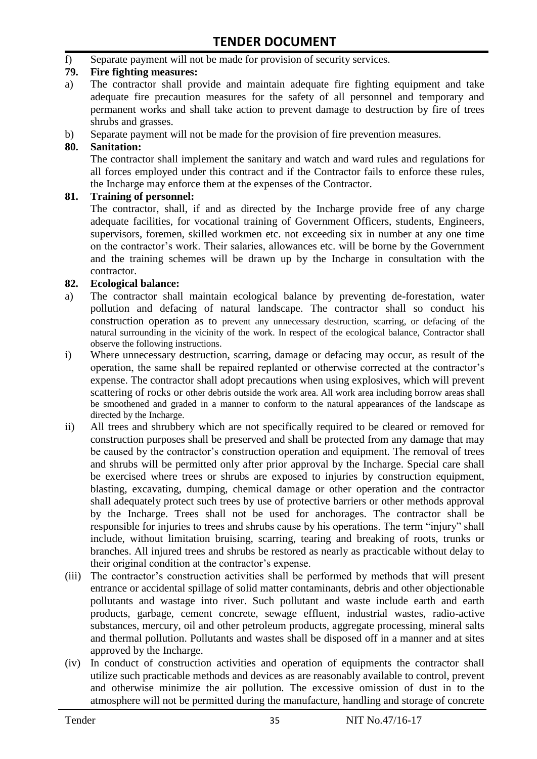f) Separate payment will not be made for provision of security services.

**79. Fire fighting measures:**

a) The contractor shall provide and maintain adequate fire fighting equipment and take adequate fire precaution measures for the safety of all personnel and temporary and permanent works and shall take action to prevent damage to destruction by fire of trees shrubs and grasses.

b) Separate payment will not be made for the provision of fire prevention measures.

**80. Sanitation:**

The contractor shall implement the sanitary and watch and ward rules and regulations for all forces employed under this contract and if the Contractor fails to enforce these rules, the Incharge may enforce them at the expenses of the Contractor.

**81. Training of personnel:**

The contractor, shall, if and as directed by the Incharge provide free of any charge adequate facilities, for vocational training of Government Officers, students, Engineers, supervisors, foremen, skilled workmen etc. not exceeding six in number at any one time on the contractor's work. Their salaries, allowances etc. will be borne by the Government and the training schemes will be drawn up by the Incharge in consultation with the contractor.

**82. Ecological balance:**

a) The contractor shall maintain ecological balance by preventing de-forestation, water pollution and defacing of natural landscape. The contractor shall so conduct his construction operation as to prevent any unnecessary destruction, scarring, or defacing of the natural surrounding in the vicinity of the work. In respect of the ecological balance, Contractor shall observe the following instructions.

i) Where unnecessary destruction, scarring, damage or defacing may occur, as result of the operation, the same shall be repaired replanted or otherwise corrected at the contractor's expense. The contractor shall adopt precautions when using explosives, which will prevent scattering of rocks or other debris outside the work area. All work area including borrow areas shall be smoothened and graded in a manner to conform to the natural appearances of the landscape as directed by the Incharge.

ii) All trees and shrubbery which are not specifically required to be cleared or removed for construction purposes shall be preserved and shall be protected from any damage that may be caused by the contractor's construction operation and equipment. The removal of trees and shrubs will be permitted only after prior approval by the Incharge. Special care shall be exercised where trees or shrubs are exposed to injuries by construction equipment, blasting, excavating, dumping, chemical damage or other operation and the contractor shall adequately protect such trees by use of protective barriers or other methods approval by the Incharge. Trees shall not be used for anchorages. The contractor shall be responsible for injuries to trees and shrubs cause by his operations. The term "injury" shall include, without limitation bruising, scarring, tearing and breaking of roots, trunks or branches. All injured trees and shrubs be restored as nearly as practicable without delay to their original condition at the contractor's expense.

(iii) The contractor's construction activities shall be performed by methods that will present entrance or accidental spillage of solid matter contaminants, debris and other objectionable pollutants and wastage into river. Such pollutant and waste include earth and earth products, garbage, cement concrete, sewage effluent, industrial wastes, radio-active substances, mercury, oil and other petroleum products, aggregate processing, mineral salts and thermal pollution. Pollutants and wastes shall be disposed off in a manner and at sites approved by the Incharge.

(iv) In conduct of construction activities and operation of equipments the contractor shall utilize such practicable methods and devices as are reasonably available to control, prevent and otherwise minimize the air pollution. The excessive omission of dust in to the atmosphere will not be permitted during the manufacture, handling and storage of concrete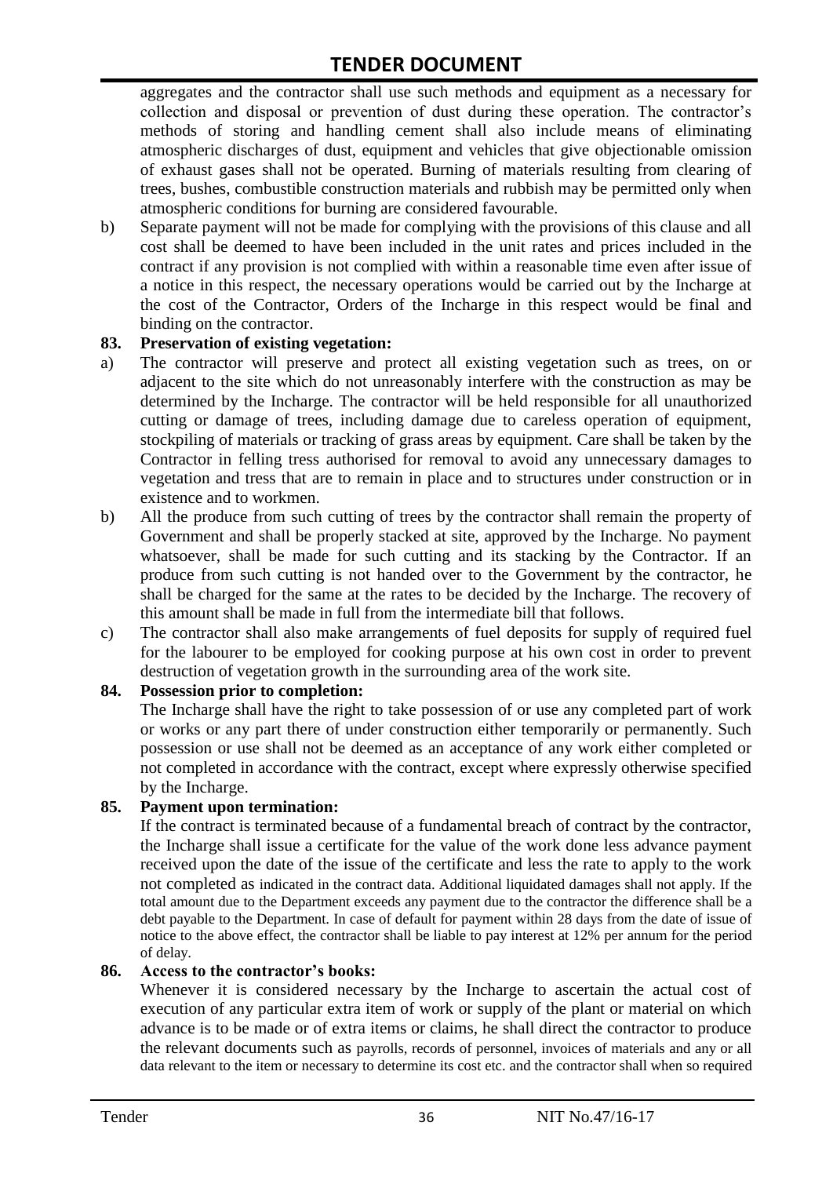aggregates and the contractor shall use such methods and equipment as a necessary for collection and disposal or prevention of dust during these operation. The contractor's methods of storing and handling cement shall also include means of eliminating atmospheric discharges of dust, equipment and vehicles that give objectionable omission of exhaust gases shall not be operated. Burning of materials resulting from clearing of trees, bushes, combustible construction materials and rubbish may be permitted only when atmospheric conditions for burning are considered favourable.

b) Separate payment will not be made for complying with the provisions of this clause and all cost shall be deemed to have been included in the unit rates and prices included in the contract if any provision is not complied with within a reasonable time even after issue of a notice in this respect, the necessary operations would be carried out by the Incharge at the cost of the Contractor, Orders of the Incharge in this respect would be final and binding on the contractor.

**83. Preservation of existing vegetation:**

a) The contractor will preserve and protect all existing vegetation such as trees, on or adjacent to the site which do not unreasonably interfere with the construction as may be determined by the Incharge. The contractor will be held responsible for all unauthorized cutting or damage of trees, including damage due to careless operation of equipment, stockpiling of materials or tracking of grass areas by equipment. Care shall be taken by the Contractor in felling tress authorised for removal to avoid any unnecessary damages to vegetation and tress that are to remain in place and to structures under construction or in existence and to workmen.

b) All the produce from such cutting of trees by the contractor shall remain the property of Government and shall be properly stacked at site, approved by the Incharge. No payment whatsoever, shall be made for such cutting and its stacking by the Contractor. If an produce from such cutting is not handed over to the Government by the contractor, he shall be charged for the same at the rates to be decided by the Incharge. The recovery of this amount shall be made in full from the intermediate bill that follows.

c) The contractor shall also make arrangements of fuel deposits for supply of required fuel for the labourer to be employed for cooking purpose at his own cost in order to prevent destruction of vegetation growth in the surrounding area of the work site.

**84. Possession prior to completion:**

The Incharge shall have the right to take possession of or use any completed part of work or works or any part there of under construction either temporarily or permanently. Such possession or use shall not be deemed as an acceptance of any work either completed or not completed in accordance with the contract, except where expressly otherwise specified by the Incharge.

**85. Payment upon termination:**

If the contract is terminated because of a fundamental breach of contract by the contractor, the Incharge shall issue a certificate for the value of the work done less advance payment received upon the date of the issue of the certificate and less the rate to apply to the work not completed as indicated in the contract data. Additional liquidated damages shall not apply. If the total amount due to the Department exceeds any payment due to the contractor the difference shall be a debt payable to the Department. In case of default for payment within 28 days from the date of issue of notice to the above effect, the contractor shall be liable to pay interest at 12% per annum for the period of delay.

**86. Access to the contractor's books:**

Whenever it is considered necessary by the Incharge to ascertain the actual cost of execution of any particular extra item of work or supply of the plant or material on which advance is to be made or of extra items or claims, he shall direct the contractor to produce the relevant documents such as payrolls, records of personnel, invoices of materials and any or all data relevant to the item or necessary to determine its cost etc. and the contractor shall when so required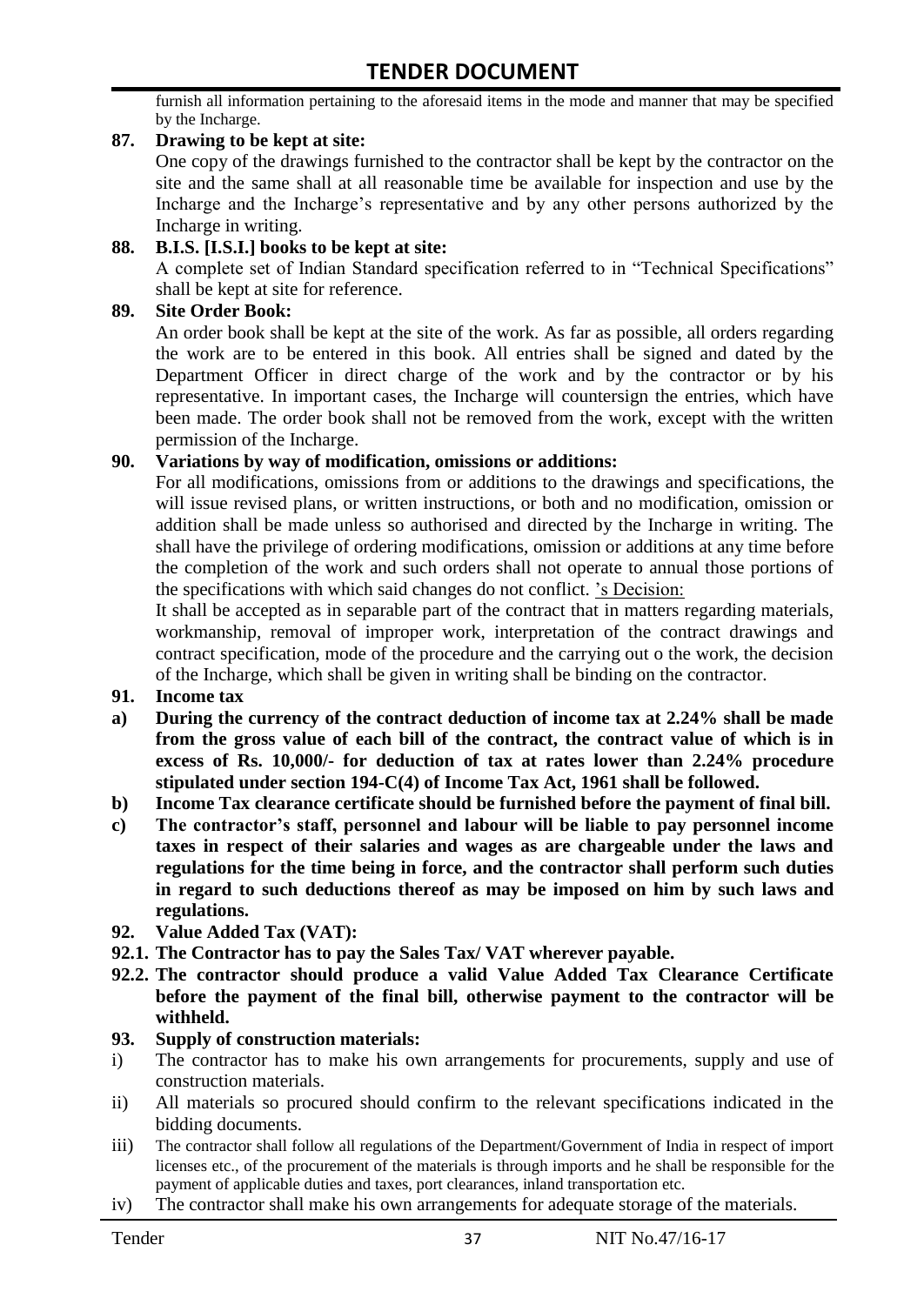furnish all information pertaining to the aforesaid items in the mode and manner that may be specified by the Incharge.

**87. Drawing to be kept at site:**

One copy of the drawings furnished to the contractor shall be kept by the contractor on the site and the same shall at all reasonable time be available for inspection and use by the Incharge and the Incharge's representative and by any other persons authorized by the Incharge in writing.

**88. B.I.S. [I.S.I.] books to be kept at site:**

A complete set of Indian Standard specification referred to in "Technical Specifications" shall be kept at site for reference.

**89. Site Order Book:**

An order book shall be kept at the site of the work. As far as possible, all orders regarding the work are to be entered in this book. All entries shall be signed and dated by the Department Officer in direct charge of the work and by the contractor or by his representative. In important cases, the Incharge will countersign the entries, which have been made. The order book shall not be removed from the work, except with the written permission of the Incharge.

**90. Variations by way of modification, omissions or additions:**

For all modifications, omissions from or additions to the drawings and specifications, the will issue revised plans, or written instructions, or both and no modification, omission or addition shall be made unless so authorised and directed by the Incharge in writing. The shall have the privilege of ordering modifications, omission or additions at any time before the completion of the work and such orders shall not operate to annual those portions of the specifications with which said changes do not conflict. 's Decision:

It shall be accepted as in separable part of the contract that in matters regarding materials, workmanship, removal of improper work, interpretation of the contract drawings and contract specification, mode of the procedure and the carrying out o the work, the decision of the Incharge, which shall be given in writing shall be binding on the contractor.

**91. Income tax**

**a) During the currency of the contract deduction of income tax at 2.24% shall be made from the gross value of each bill of the contract, the contract value of which is in excess of Rs. 10,000/- for deduction of tax at rates lower than 2.24% procedure stipulated under section 194-C(4) of Income Tax Act, 1961 shall be followed.**

**b) Income Tax clearance certificate should be furnished before the payment of final bill.**

**c) The contractor's staff, personnel and labour will be liable to pay personnel income taxes in respect of their salaries and wages as are chargeable under the laws and regulations for the time being in force, and the contractor shall perform such duties in regard to such deductions thereof as may be imposed on him by such laws and regulations.**

**92. Value Added Tax (VAT):**

**92.1. The Contractor has to pay the Sales Tax/ VAT wherever payable.**

**92.2. The contractor should produce a valid Value Added Tax Clearance Certificate before the payment of the final bill, otherwise payment to the contractor will be withheld.**

**93. Supply of construction materials:**

i) The contractor has to make his own arrangements for procurements, supply and use of construction materials.

ii) All materials so procured should confirm to the relevant specifications indicated in the bidding documents.

iii) The contractor shall follow all regulations of the Department/Government of India in respect of import licenses etc., of the procurement of the materials is through imports and he shall be responsible for the payment of applicable duties and taxes, port clearances, inland transportation etc.

iv) The contractor shall make his own arrangements for adequate storage of the materials.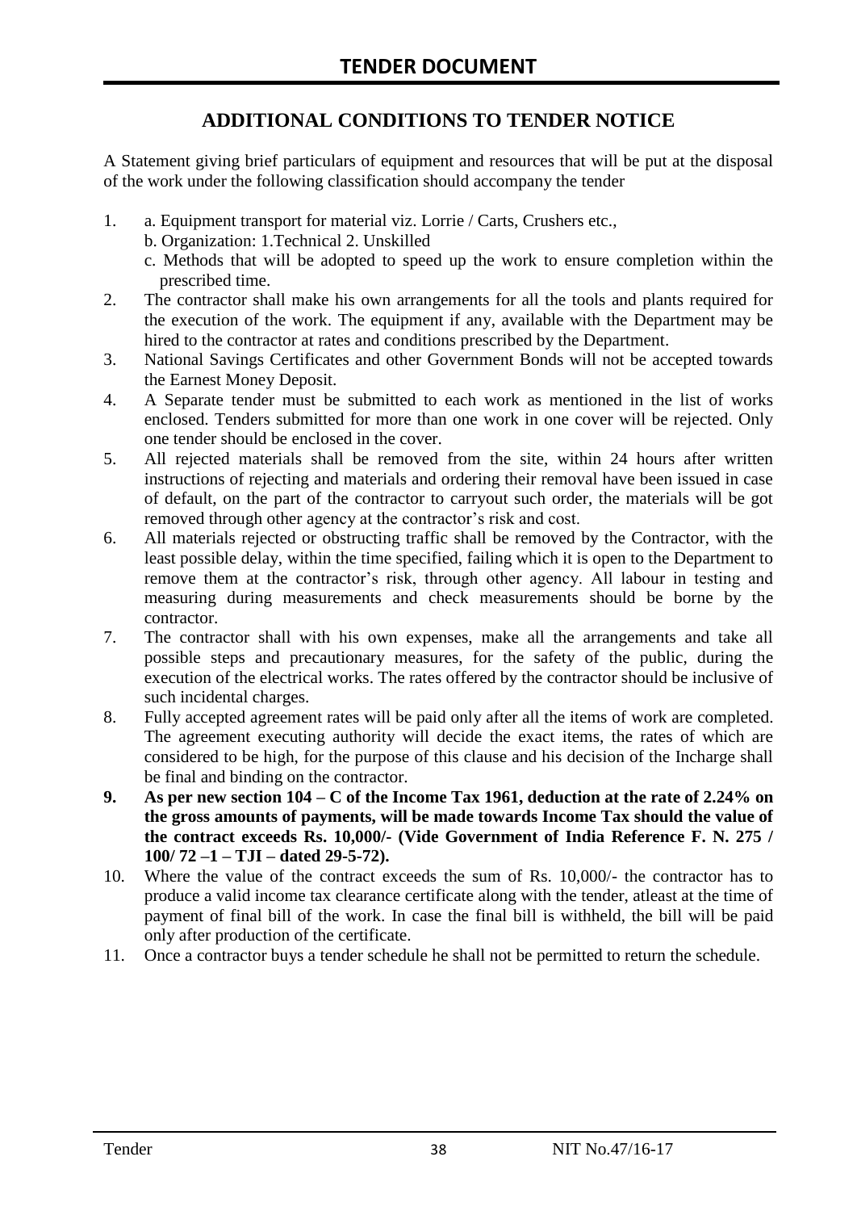# ADDITIONAL CONDITIONS TO TENDER NOTICE

A Statement giving brief particulars of equipment and resources that will be put at the disposal of the work under the following classification should accompany the tender

1. a. Equipment transport for material viz. Lorrie / Carts, Crushers etc.,
   b. Organization: 1.Technical 2. Unskilled
   c. Methods that will be adopted to speed up the work to ensure completion within the prescribed time.
2. The contractor shall make his own arrangements for all the tools and plants required for the execution of the work. The equipment if any, available with the Department may be hired to the contractor at rates and conditions prescribed by the Department.
3. National Savings Certificates and other Government Bonds will not be accepted towards the Earnest Money Deposit.
4. A Separate tender must be submitted to each work as mentioned in the list of works enclosed. Tenders submitted for more than one work in one cover will be rejected. Only one tender should be enclosed in the cover.
5. All rejected materials shall be removed from the site, within 24 hours after written instructions of rejecting and materials and ordering their removal have been issued in case of default, on the part of the contractor to carryout such order, the materials will be got removed through other agency at the contractor's risk and cost.
6. All materials rejected or obstructing traffic shall be removed by the Contractor, with the least possible delay, within the time specified, failing which it is open to the Department to remove them at the contractor's risk, through other agency. All labour in testing and measuring during measurements and check measurements should be borne by the contractor.
7. The contractor shall with his own expenses, make all the arrangements and take all possible steps and precautionary measures, for the safety of the public, during the execution of the electrical works. The rates offered by the contractor should be inclusive of such incidental charges.
8. Fully accepted agreement rates will be paid only after all the items of work are completed. The agreement executing authority will decide the exact items, the rates of which are considered to be high, for the purpose of this clause and his decision of the Incharge shall be final and binding on the contractor.
9. **As per new section 104 – C of the Income Tax 1961, deduction at the rate of 2.24% on the gross amounts of payments, will be made towards Income Tax should the value of the contract exceeds Rs. 10,000/- (Vide Government of India Reference F. N. 275 / 100/ 72 –1 – TJI – dated 29-5-72).**
10. Where the value of the contract exceeds the sum of Rs. 10,000/- the contractor has to produce a valid income tax clearance certificate along with the tender, atleast at the time of payment of final bill of the work. In case the final bill is withheld, the bill will be paid only after production of the certificate.
11. Once a contractor buys a tender schedule he shall not be permitted to return the schedule.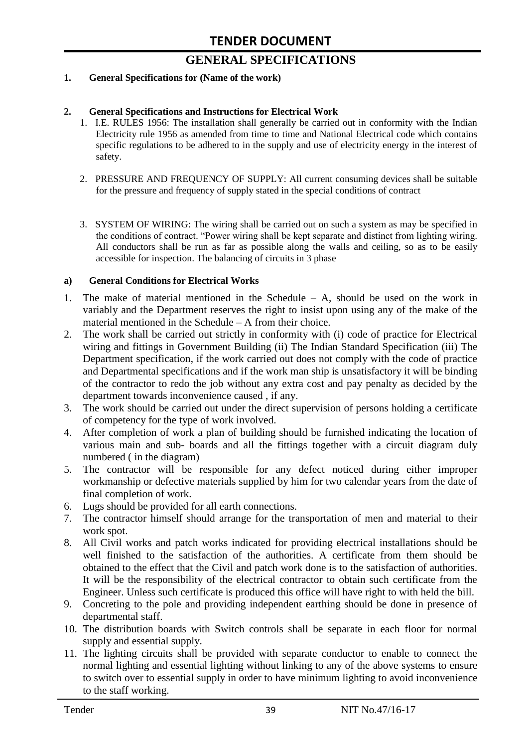# TENDER DOCUMENT

## GENERAL SPECIFICATIONS

**1. General Specifications for (Name of the work)**

**2. General Specifications and Instructions for Electrical Work**

1. I.E. RULES 1956: The installation shall generally be carried out in conformity with the Indian Electricity rule 1956 as amended from time to time and National Electrical code which contains specific regulations to be adhered to in the supply and use of electricity energy in the interest of safety.

2. PRESSURE AND FREQUENCY OF SUPPLY: All current consuming devices shall be suitable for the pressure and frequency of supply stated in the special conditions of contract

3. SYSTEM OF WIRING: The wiring shall be carried out on such a system as may be specified in the conditions of contract. "Power wiring shall be kept separate and distinct from lighting wiring. All conductors shall be run as far as possible along the walls and ceiling, so as to be easily accessible for inspection. The balancing of circuits in 3 phase

**a) General Conditions for Electrical Works**

1. The make of material mentioned in the Schedule – A, should be used on the work in variably and the Department reserves the right to insist upon using any of the make of the material mentioned in the Schedule – A from their choice.
2. The work shall be carried out strictly in conformity with (i) code of practice for Electrical wiring and fittings in Government Building (ii) The Indian Standard Specification (iii) The Department specification, if the work carried out does not comply with the code of practice and Departmental specifications and if the work man ship is unsatisfactory it will be binding of the contractor to redo the job without any extra cost and pay penalty as decided by the department towards inconvenience caused , if any.
3. The work should be carried out under the direct supervision of persons holding a certificate of competency for the type of work involved.
4. After completion of work a plan of building should be furnished indicating the location of various main and sub- boards and all the fittings together with a circuit diagram duly numbered ( in the diagram)
5. The contractor will be responsible for any defect noticed during either improper workmanship or defective materials supplied by him for two calendar years from the date of final completion of work.
6. Lugs should be provided for all earth connections.
7. The contractor himself should arrange for the transportation of men and material to their work spot.
8. All Civil works and patch works indicated for providing electrical installations should be well finished to the satisfaction of the authorities. A certificate from them should be obtained to the effect that the Civil and patch work done is to the satisfaction of authorities. It will be the responsibility of the electrical contractor to obtain such certificate from the Engineer. Unless such certificate is produced this office will have right to with held the bill.
9. Concreting to the pole and providing independent earthing should be done in presence of departmental staff.
10. The distribution boards with Switch controls shall be separate in each floor for normal supply and essential supply.
11. The lighting circuits shall be provided with separate conductor to enable to connect the normal lighting and essential lighting without linking to any of the above systems to ensure to switch over to essential supply in order to have minimum lighting to avoid inconvenience to the staff working.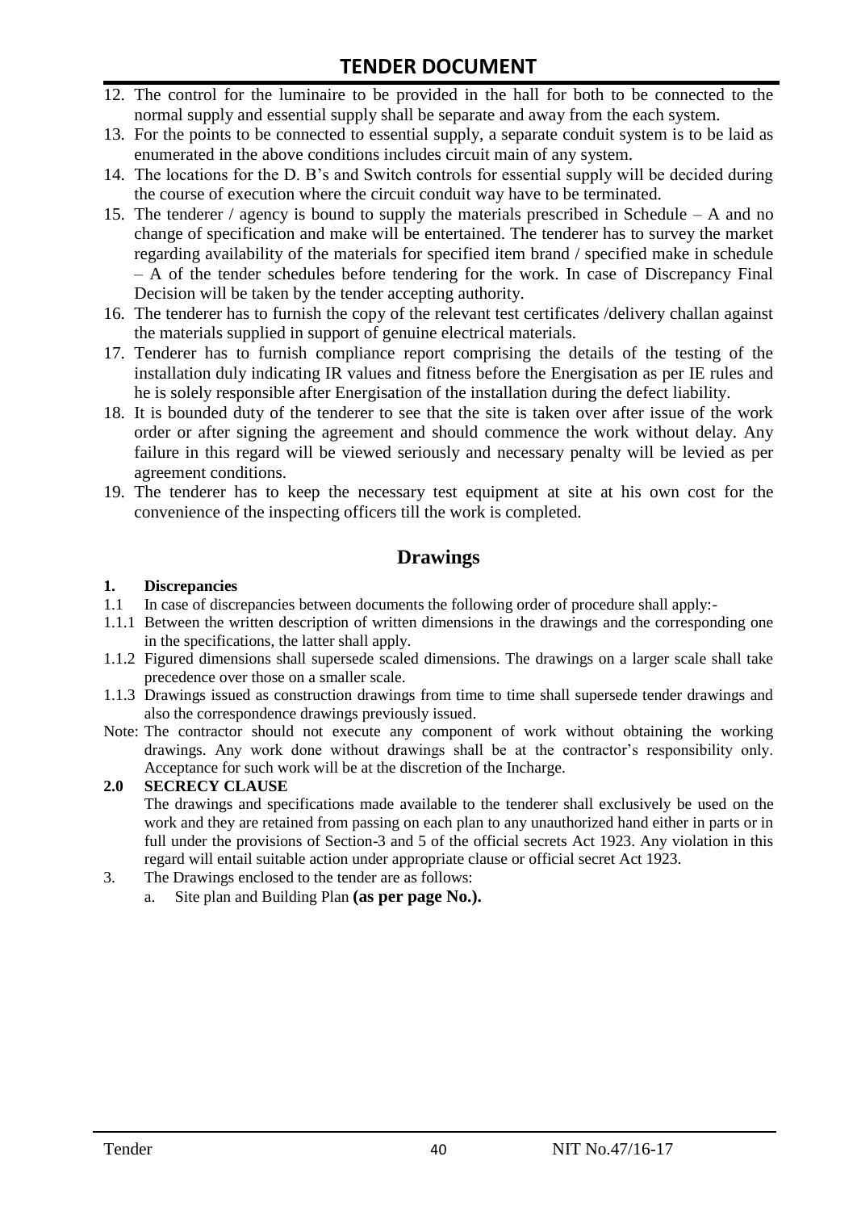12. The control for the luminaire to be provided in the hall for both to be connected to the normal supply and essential supply shall be separate and away from the each system.
13. For the points to be connected to essential supply, a separate conduit system is to be laid as enumerated in the above conditions includes circuit main of any system.
14. The locations for the D. B's and Switch controls for essential supply will be decided during the course of execution where the circuit conduit way have to be terminated.
15. The tenderer / agency is bound to supply the materials prescribed in Schedule – A and no change of specification and make will be entertained. The tenderer has to survey the market regarding availability of the materials for specified item brand / specified make in schedule – A of the tender schedules before tendering for the work. In case of Discrepancy Final Decision will be taken by the tender accepting authority.
16. The tenderer has to furnish the copy of the relevant test certificates /delivery challan against the materials supplied in support of genuine electrical materials.
17. Tenderer has to furnish compliance report comprising the details of the testing of the installation duly indicating IR values and fitness before the Energisation as per IE rules and he is solely responsible after Energisation of the installation during the defect liability.
18. It is bounded duty of the tenderer to see that the site is taken over after issue of the work order or after signing the agreement and should commence the work without delay. Any failure in this regard will be viewed seriously and necessary penalty will be levied as per agreement conditions.
19. The tenderer has to keep the necessary test equipment at site at his own cost for the convenience of the inspecting officers till the work is completed.

## Drawings

**1. Discrepancies**

1.1 In case of discrepancies between documents the following order of procedure shall apply:-

1.1.1 Between the written description of written dimensions in the drawings and the corresponding one in the specifications, the latter shall apply.

1.1.2 Figured dimensions shall supersede scaled dimensions. The drawings on a larger scale shall take precedence over those on a smaller scale.

1.1.3 Drawings issued as construction drawings from time to time shall supersede tender drawings and also the correspondence drawings previously issued.

Note: The contractor should not execute any component of work without obtaining the working drawings. Any work done without drawings shall be at the contractor's responsibility only. Acceptance for such work will be at the discretion of the Incharge.

**2.0 SECRECY CLAUSE**

The drawings and specifications made available to the tenderer shall exclusively be used on the work and they are retained from passing on each plan to any unauthorized hand either in parts or in full under the provisions of Section-3 and 5 of the official secrets Act 1923. Any violation in this regard will entail suitable action under appropriate clause or official secret Act 1923.

3. The Drawings enclosed to the tender are as follows:
   a. Site plan and Building Plan **(as per page No.).**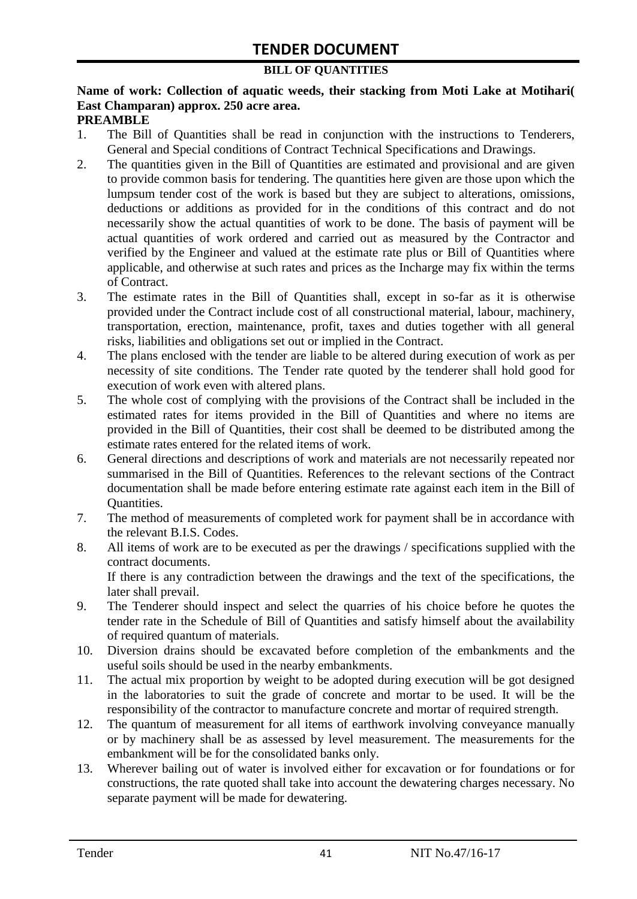# TENDER DOCUMENT

**BILL OF QUANTITIES**

**Name of work: Collection of aquatic weeds, their stacking from Moti Lake at Motihari( East Champaran) approx. 250 acre area.**

**PREAMBLE**

1. The Bill of Quantities shall be read in conjunction with the instructions to Tenderers, General and Special conditions of Contract Technical Specifications and Drawings.
2. The quantities given in the Bill of Quantities are estimated and provisional and are given to provide common basis for tendering. The quantities here given are those upon which the lumpsum tender cost of the work is based but they are subject to alterations, omissions, deductions or additions as provided for in the conditions of this contract and do not necessarily show the actual quantities of work to be done. The basis of payment will be actual quantities of work ordered and carried out as measured by the Contractor and verified by the Engineer and valued at the estimate rate plus or Bill of Quantities where applicable, and otherwise at such rates and prices as the Incharge may fix within the terms of Contract.
3. The estimate rates in the Bill of Quantities shall, except in so-far as it is otherwise provided under the Contract include cost of all constructional material, labour, machinery, transportation, erection, maintenance, profit, taxes and duties together with all general risks, liabilities and obligations set out or implied in the Contract.
4. The plans enclosed with the tender are liable to be altered during execution of work as per necessity of site conditions. The Tender rate quoted by the tenderer shall hold good for execution of work even with altered plans.
5. The whole cost of complying with the provisions of the Contract shall be included in the estimated rates for items provided in the Bill of Quantities and where no items are provided in the Bill of Quantities, their cost shall be deemed to be distributed among the estimate rates entered for the related items of work.
6. General directions and descriptions of work and materials are not necessarily repeated nor summarised in the Bill of Quantities. References to the relevant sections of the Contract documentation shall be made before entering estimate rate against each item in the Bill of Quantities.
7. The method of measurements of completed work for payment shall be in accordance with the relevant B.I.S. Codes.
8. All items of work are to be executed as per the drawings / specifications supplied with the contract documents.

   If there is any contradiction between the drawings and the text of the specifications, the later shall prevail.
9. The Tenderer should inspect and select the quarries of his choice before he quotes the tender rate in the Schedule of Bill of Quantities and satisfy himself about the availability of required quantum of materials.
10. Diversion drains should be excavated before completion of the embankments and the useful soils should be used in the nearby embankments.
11. The actual mix proportion by weight to be adopted during execution will be got designed in the laboratories to suit the grade of concrete and mortar to be used. It will be the responsibility of the contractor to manufacture concrete and mortar of required strength.
12. The quantum of measurement for all items of earthwork involving conveyance manually or by machinery shall be as assessed by level measurement. The measurements for the embankment will be for the consolidated banks only.
13. Wherever bailing out of water is involved either for excavation or for foundations or for constructions, the rate quoted shall take into account the dewatering charges necessary. No separate payment will be made for dewatering.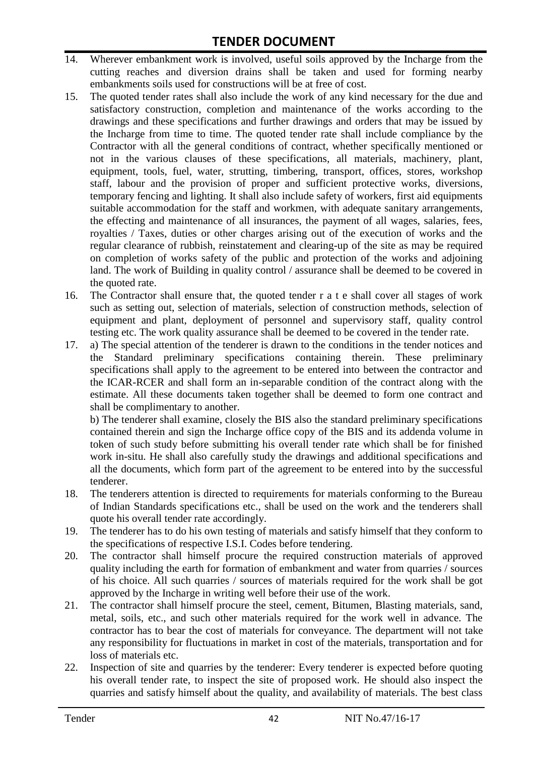14. Wherever embankment work is involved, useful soils approved by the Incharge from the cutting reaches and diversion drains shall be taken and used for forming nearby embankments soils used for constructions will be at free of cost.
15. The quoted tender rates shall also include the work of any kind necessary for the due and satisfactory construction, completion and maintenance of the works according to the drawings and these specifications and further drawings and orders that may be issued by the Incharge from time to time. The quoted tender rate shall include compliance by the Contractor with all the general conditions of contract, whether specifically mentioned or not in the various clauses of these specifications, all materials, machinery, plant, equipment, tools, fuel, water, strutting, timbering, transport, offices, stores, workshop staff, labour and the provision of proper and sufficient protective works, diversions, temporary fencing and lighting. It shall also include safety of workers, first aid equipments suitable accommodation for the staff and workmen, with adequate sanitary arrangements, the effecting and maintenance of all insurances, the payment of all wages, salaries, fees, royalties / Taxes, duties or other charges arising out of the execution of works and the regular clearance of rubbish, reinstatement and clearing-up of the site as may be required on completion of works safety of the public and protection of the works and adjoining land. The work of Building in quality control / assurance shall be deemed to be covered in the quoted rate.
16. The Contractor shall ensure that, the quoted tender r a t e shall cover all stages of work such as setting out, selection of materials, selection of construction methods, selection of equipment and plant, deployment of personnel and supervisory staff, quality control testing etc. The work quality assurance shall be deemed to be covered in the tender rate.
17. a) The special attention of the tenderer is drawn to the conditions in the tender notices and the Standard preliminary specifications containing therein. These preliminary specifications shall apply to the agreement to be entered into between the contractor and the ICAR-RCER and shall form an in-separable condition of the contract along with the estimate. All these documents taken together shall be deemed to form one contract and shall be complimentary to another.

    b) The tenderer shall examine, closely the BIS also the standard preliminary specifications contained therein and sign the Incharge office copy of the BIS and its addenda volume in token of such study before submitting his overall tender rate which shall be for finished work in-situ. He shall also carefully study the drawings and additional specifications and all the documents, which form part of the agreement to be entered into by the successful tenderer.
18. The tenderers attention is directed to requirements for materials conforming to the Bureau of Indian Standards specifications etc., shall be used on the work and the tenderers shall quote his overall tender rate accordingly.
19. The tenderer has to do his own testing of materials and satisfy himself that they conform to the specifications of respective I.S.I. Codes before tendering.
20. The contractor shall himself procure the required construction materials of approved quality including the earth for formation of embankment and water from quarries / sources of his choice. All such quarries / sources of materials required for the work shall be got approved by the Incharge in writing well before their use of the work.
21. The contractor shall himself procure the steel, cement, Bitumen, Blasting materials, sand, metal, soils, etc., and such other materials required for the work well in advance. The contractor has to bear the cost of materials for conveyance. The department will not take any responsibility for fluctuations in market in cost of the materials, transportation and for loss of materials etc.
22. Inspection of site and quarries by the tenderer: Every tenderer is expected before quoting his overall tender rate, to inspect the site of proposed work. He should also inspect the quarries and satisfy himself about the quality, and availability of materials. The best class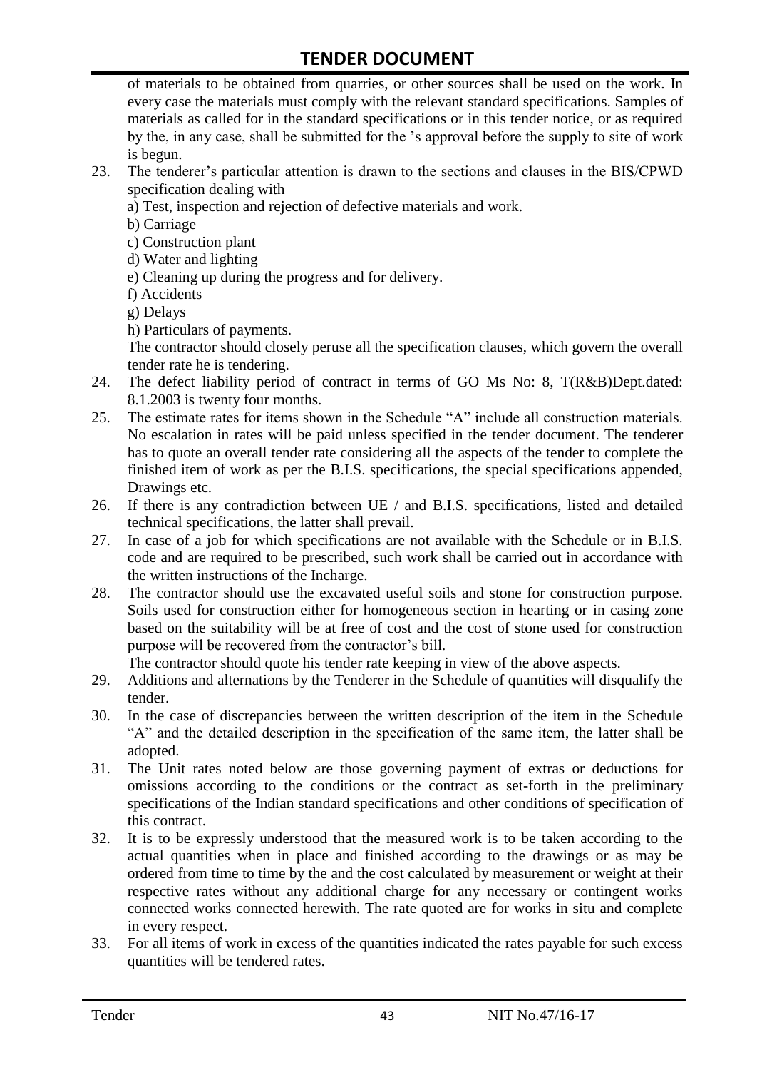of materials to be obtained from quarries, or other sources shall be used on the work. In every case the materials must comply with the relevant standard specifications. Samples of materials as called for in the standard specifications or in this tender notice, or as required by the, in any case, shall be submitted for the 's approval before the supply to site of work is begun.

23. The tenderer's particular attention is drawn to the sections and clauses in the BIS/CPWD specification dealing with
    a) Test, inspection and rejection of defective materials and work.
    b) Carriage
    c) Construction plant
    d) Water and lighting
    e) Cleaning up during the progress and for delivery.
    f) Accidents
    g) Delays
    h) Particulars of payments.

    The contractor should closely peruse all the specification clauses, which govern the overall tender rate he is tendering.
24. The defect liability period of contract in terms of GO Ms No: 8, T(R&B)Dept.dated: 8.1.2003 is twenty four months.
25. The estimate rates for items shown in the Schedule "A" include all construction materials. No escalation in rates will be paid unless specified in the tender document. The tenderer has to quote an overall tender rate considering all the aspects of the tender to complete the finished item of work as per the B.I.S. specifications, the special specifications appended, Drawings etc.
26. If there is any contradiction between UE / and B.I.S. specifications, listed and detailed technical specifications, the latter shall prevail.
27. In case of a job for which specifications are not available with the Schedule or in B.I.S. code and are required to be prescribed, such work shall be carried out in accordance with the written instructions of the Incharge.
28. The contractor should use the excavated useful soils and stone for construction purpose. Soils used for construction either for homogeneous section in hearting or in casing zone based on the suitability will be at free of cost and the cost of stone used for construction purpose will be recovered from the contractor's bill.

    The contractor should quote his tender rate keeping in view of the above aspects.
29. Additions and alternations by the Tenderer in the Schedule of quantities will disqualify the tender.
30. In the case of discrepancies between the written description of the item in the Schedule "A" and the detailed description in the specification of the same item, the latter shall be adopted.
31. The Unit rates noted below are those governing payment of extras or deductions for omissions according to the conditions or the contract as set-forth in the preliminary specifications of the Indian standard specifications and other conditions of specification of this contract.
32. It is to be expressly understood that the measured work is to be taken according to the actual quantities when in place and finished according to the drawings or as may be ordered from time to time by the and the cost calculated by measurement or weight at their respective rates without any additional charge for any necessary or contingent works connected works connected herewith. The rate quoted are for works in situ and complete in every respect.
33. For all items of work in excess of the quantities indicated the rates payable for such excess quantities will be tendered rates.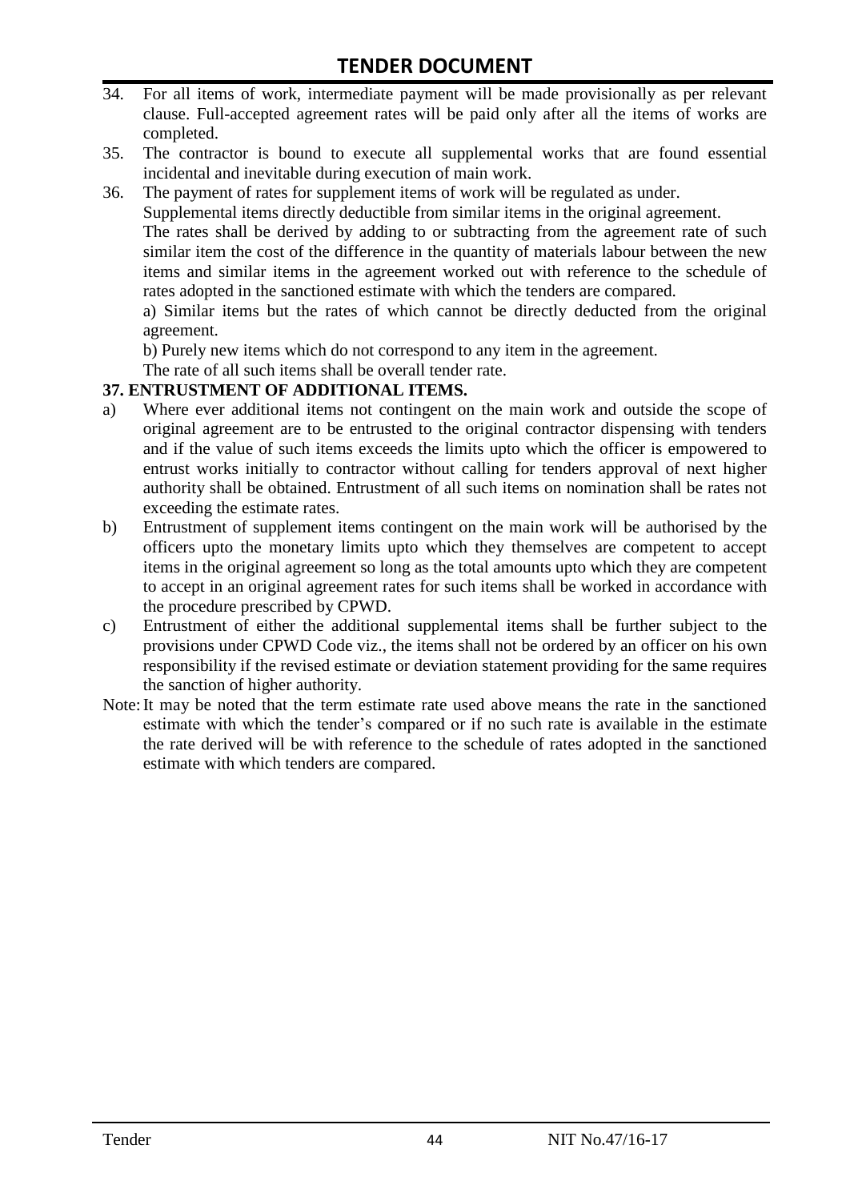34. For all items of work, intermediate payment will be made provisionally as per relevant clause. Full-accepted agreement rates will be paid only after all the items of works are completed.
35. The contractor is bound to execute all supplemental works that are found essential incidental and inevitable during execution of main work.
36. The payment of rates for supplement items of work will be regulated as under.
    Supplemental items directly deductible from similar items in the original agreement.
    The rates shall be derived by adding to or subtracting from the agreement rate of such similar item the cost of the difference in the quantity of materials labour between the new items and similar items in the agreement worked out with reference to the schedule of rates adopted in the sanctioned estimate with which the tenders are compared.
    a) Similar items but the rates of which cannot be directly deducted from the original agreement.
    b) Purely new items which do not correspond to any item in the agreement.
    The rate of all such items shall be overall tender rate.

**37. ENTRUSTMENT OF ADDITIONAL ITEMS.**

a) Where ever additional items not contingent on the main work and outside the scope of original agreement are to be entrusted to the original contractor dispensing with tenders and if the value of such items exceeds the limits upto which the officer is empowered to entrust works initially to contractor without calling for tenders approval of next higher authority shall be obtained. Entrustment of all such items on nomination shall be rates not exceeding the estimate rates.
b) Entrustment of supplement items contingent on the main work will be authorised by the officers upto the monetary limits upto which they themselves are competent to accept items in the original agreement so long as the total amounts upto which they are competent to accept in an original agreement rates for such items shall be worked in accordance with the procedure prescribed by CPWD.
c) Entrustment of either the additional supplemental items shall be further subject to the provisions under CPWD Code viz., the items shall not be ordered by an officer on his own responsibility if the revised estimate or deviation statement providing for the same requires the sanction of higher authority.

Note: It may be noted that the term estimate rate used above means the rate in the sanctioned estimate with which the tender's compared or if no such rate is available in the estimate the rate derived will be with reference to the schedule of rates adopted in the sanctioned estimate with which tenders are compared.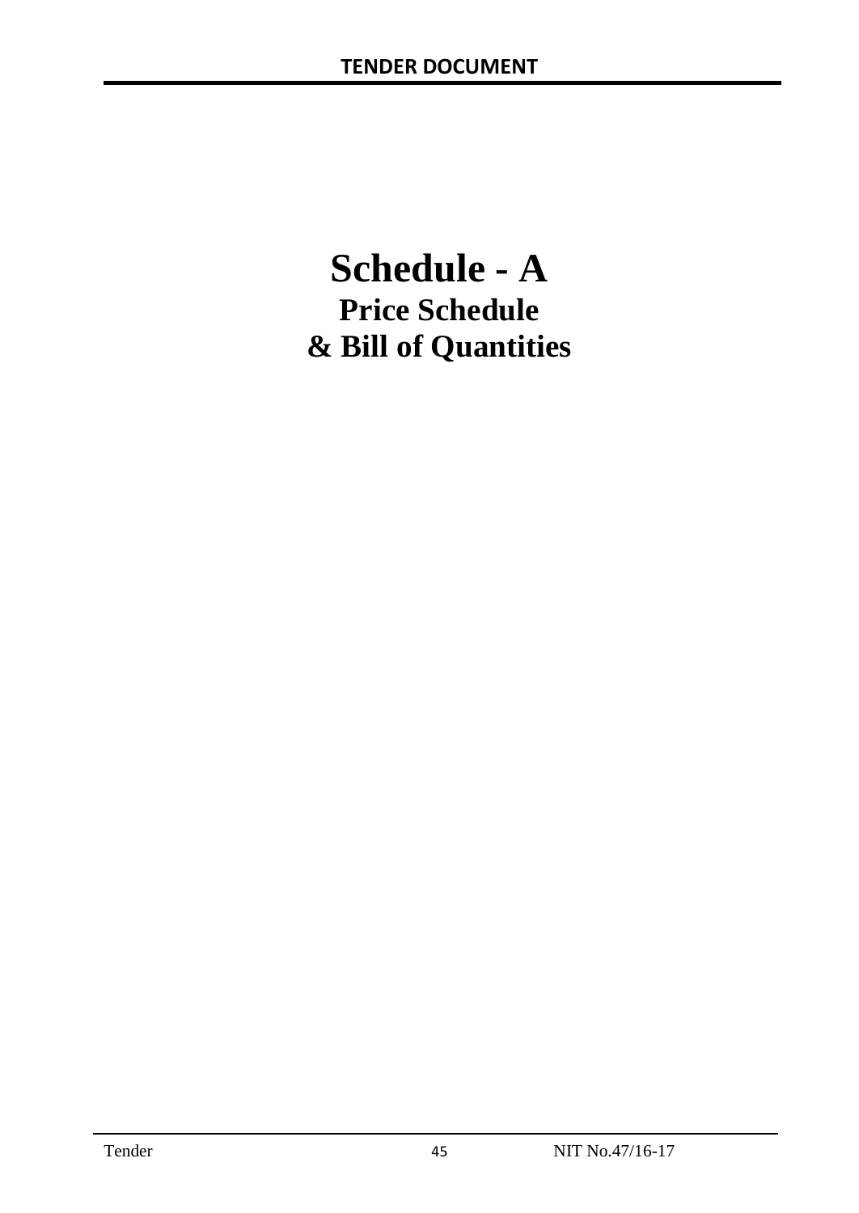# Schedule - A

## Price Schedule
## & Bill of Quantities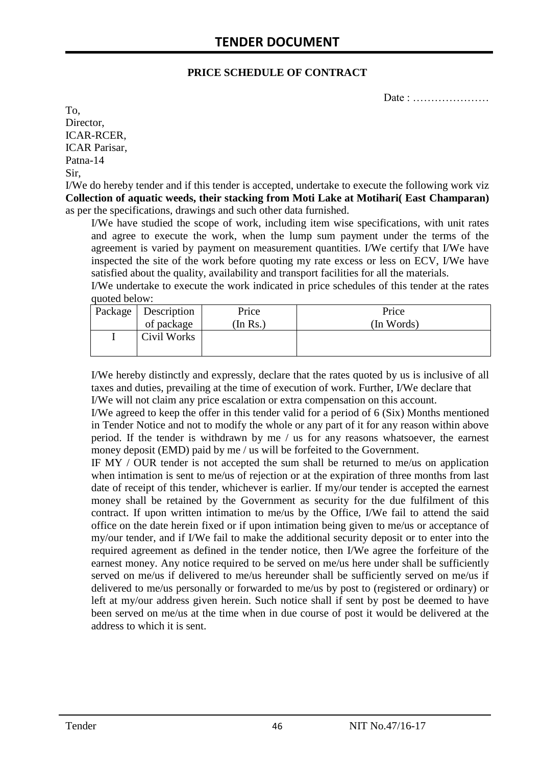# TENDER DOCUMENT

**PRICE SCHEDULE OF CONTRACT**

Date : …………………

To,
Director,
ICAR-RCER,
ICAR Parisar,
Patna-14
Sir,

I/We do hereby tender and if this tender is accepted, undertake to execute the following work viz **Collection of aquatic weeds, their stacking from Moti Lake at Motihari( East Champaran)** as per the specifications, drawings and such other data furnished.

I/We have studied the scope of work, including item wise specifications, with unit rates and agree to execute the work, when the lump sum payment under the terms of the agreement is varied by payment on measurement quantities. I/We certify that I/We have inspected the site of the work before quoting my rate excess or less on ECV, I/We have satisfied about the quality, availability and transport facilities for all the materials.

I/We undertake to execute the work indicated in price schedules of this tender at the rates quoted below:

| Package | Description of package | Price (In Rs.) | Price (In Words) |
|---|---|---|---|
| I | Civil Works | | |

I/We hereby distinctly and expressly, declare that the rates quoted by us is inclusive of all taxes and duties, prevailing at the time of execution of work. Further, I/We declare that I/We will not claim any price escalation or extra compensation on this account.

I/We agreed to keep the offer in this tender valid for a period of 6 (Six) Months mentioned in Tender Notice and not to modify the whole or any part of it for any reason within above period. If the tender is withdrawn by me / us for any reasons whatsoever, the earnest money deposit (EMD) paid by me / us will be forfeited to the Government.

IF MY / OUR tender is not accepted the sum shall be returned to me/us on application when intimation is sent to me/us of rejection or at the expiration of three months from last date of receipt of this tender, whichever is earlier. If my/our tender is accepted the earnest money shall be retained by the Government as security for the due fulfilment of this contract. If upon written intimation to me/us by the Office, I/We fail to attend the said office on the date herein fixed or if upon intimation being given to me/us or acceptance of my/our tender, and if I/We fail to make the additional security deposit or to enter into the required agreement as defined in the tender notice, then I/We agree the forfeiture of the earnest money. Any notice required to be served on me/us here under shall be sufficiently served on me/us if delivered to me/us hereunder shall be sufficiently served on me/us if delivered to me/us personally or forwarded to me/us by post to (registered or ordinary) or left at my/our address given herein. Such notice shall if sent by post be deemed to have been served on me/us at the time when in due course of post it would be delivered at the address to which it is sent.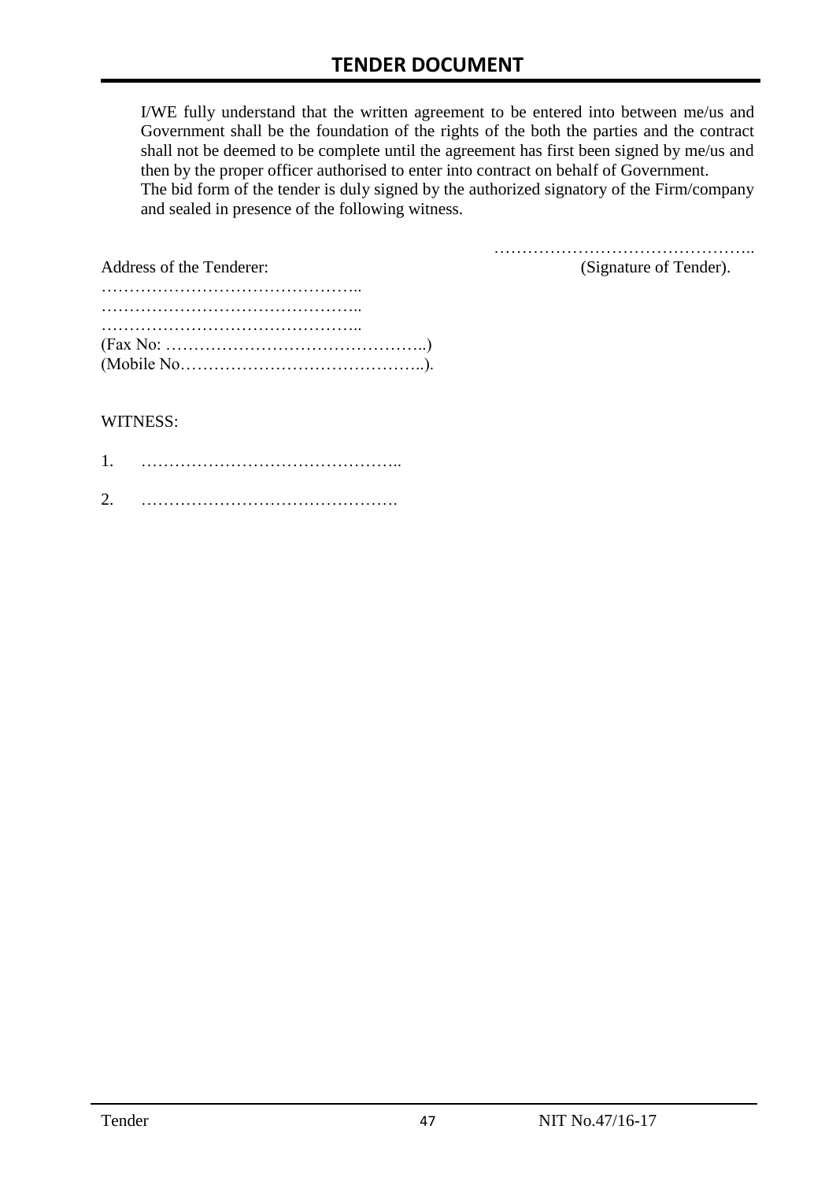I/WE fully understand that the written agreement to be entered into between me/us and Government shall be the foundation of the rights of the both the parties and the contract shall not be deemed to be complete until the agreement has first been signed by me/us and then by the proper officer authorised to enter into contract on behalf of Government.
The bid form of the tender is duly signed by the authorized signatory of the Firm/company and sealed in presence of the following witness.

………………………………………..
(Signature of Tender).

Address of the Tenderer:

………………………………………..
………………………………………..
………………………………………..
(Fax No: ………………………………………..)
(Mobile No……………………………………..).

WITNESS:

1. ………………………………………..

2. ……………………………………….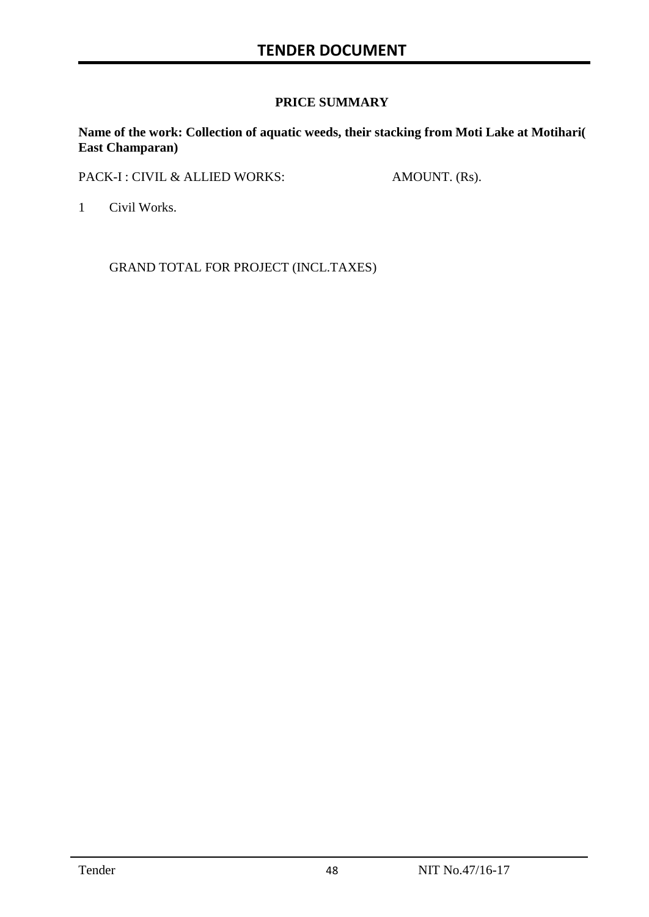## PRICE SUMMARY

**Name of the work: Collection of aquatic weeds, their stacking from Moti Lake at Motihari( East Champaran)**

| PACK-I : CIVIL & ALLIED WORKS: | AMOUNT. (Rs). |
|---|---|
| 1 Civil Works. | |
| GRAND TOTAL FOR PROJECT (INCL.TAXES) | |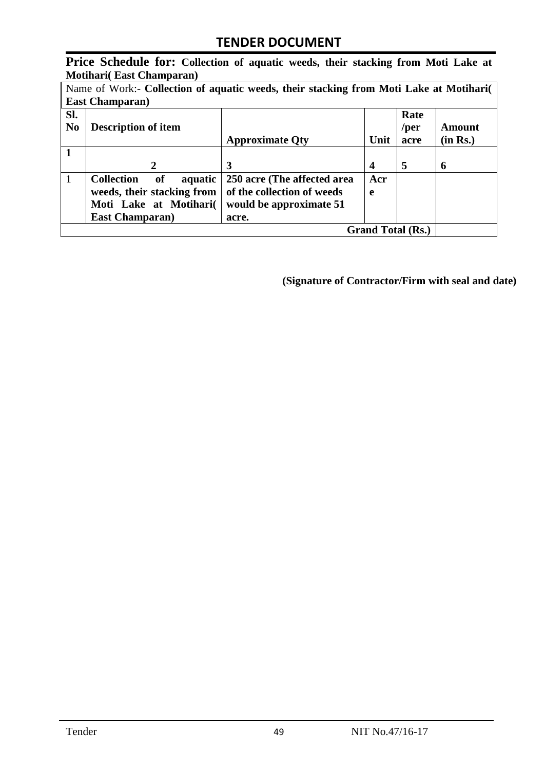## TENDER DOCUMENT

**Price Schedule for: Collection of aquatic weeds, their stacking from Moti Lake at Motihari( East Champaran)**

| Name of Work:- **Collection of aquatic weeds, their stacking from Moti Lake at Motihari( East Champaran)** | | | | | |
|---|---|---|---|---|---|
| **Sl. No** | **Description of item** | **Approximate Qty** | **Unit** | **Rate /per acre** | **Amount (in Rs.)** |
| **1** | **2** | **3** | **4** | **5** | **6** |
| 1 | **Collection of aquatic weeds, their stacking from Moti Lake at Motihari( East Champaran)** | **250 acre (The affected area of the collection of weeds would be approximate 51 acre.** | **Acre** | | |
| | | | **Grand Total (Rs.)** | | |

**(Signature of Contractor/Firm with seal and date)**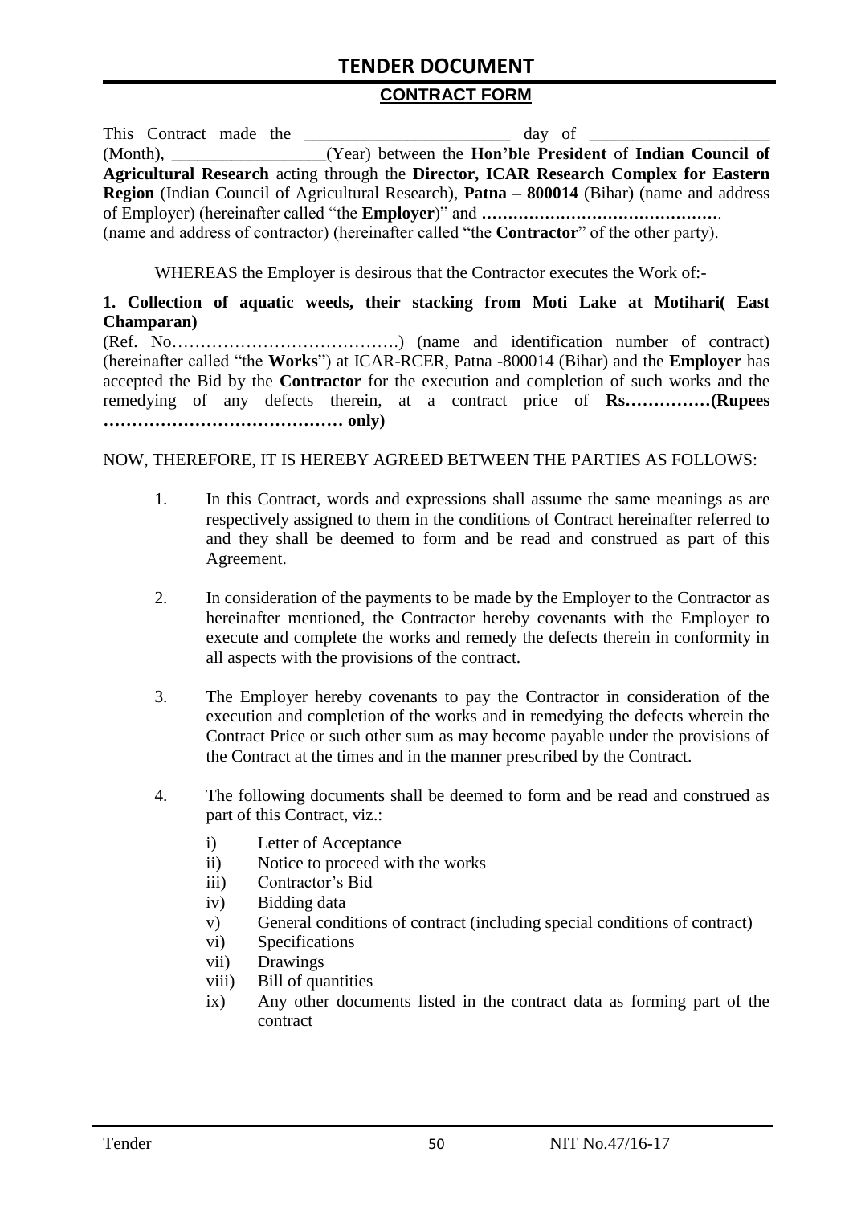## CONTRACT FORM

This Contract made the ________________________ day of ____________________ (Month), _________________(Year) between the **Hon'ble President** of **Indian Council of Agricultural Research** acting through the **Director, ICAR Research Complex for Eastern Region** (Indian Council of Agricultural Research), **Patna – 800014** (Bihar) (name and address of Employer) (hereinafter called "the **Employer**)" and **……………………………………….** (name and address of contractor) (hereinafter called "the **Contractor**" of the other party).

WHEREAS the Employer is desirous that the Contractor executes the Work of:-

**1. Collection of aquatic weeds, their stacking from Moti Lake at Motihari( East Champaran)**

(Ref. No………………………………….) (name and identification number of contract) (hereinafter called "the **Works**") at ICAR-RCER, Patna -800014 (Bihar) and the **Employer** has accepted the Bid by the **Contractor** for the execution and completion of such works and the remedying of any defects therein, at a contract price of **Rs……………(Rupees …………………………………… only)**

NOW, THEREFORE, IT IS HEREBY AGREED BETWEEN THE PARTIES AS FOLLOWS:

1. In this Contract, words and expressions shall assume the same meanings as are respectively assigned to them in the conditions of Contract hereinafter referred to and they shall be deemed to form and be read and construed as part of this Agreement.

2. In consideration of the payments to be made by the Employer to the Contractor as hereinafter mentioned, the Contractor hereby covenants with the Employer to execute and complete the works and remedy the defects therein in conformity in all aspects with the provisions of the contract.

3. The Employer hereby covenants to pay the Contractor in consideration of the execution and completion of the works and in remedying the defects wherein the Contract Price or such other sum as may become payable under the provisions of the Contract at the times and in the manner prescribed by the Contract.

4. The following documents shall be deemed to form and be read and construed as part of this Contract, viz.:

   i) Letter of Acceptance
   ii) Notice to proceed with the works
   iii) Contractor's Bid
   iv) Bidding data
   v) General conditions of contract (including special conditions of contract)
   vi) Specifications
   vii) Drawings
   viii) Bill of quantities
   ix) Any other documents listed in the contract data as forming part of the contract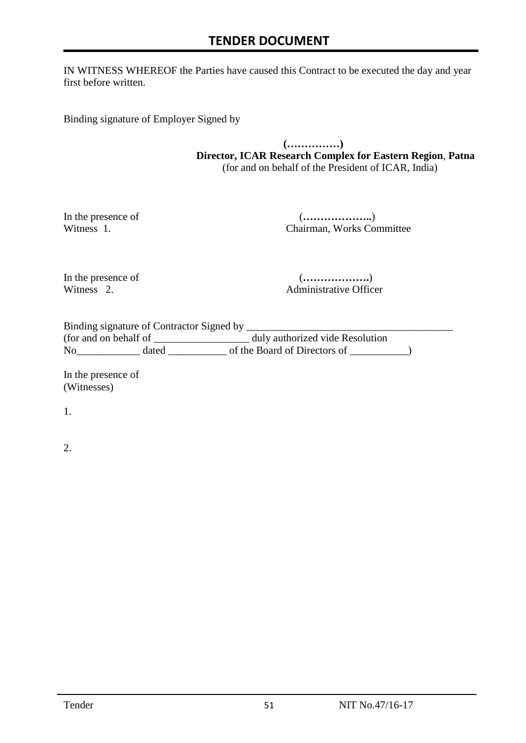IN WITNESS WHEREOF the Parties have caused this Contract to be executed the day and year first before written.

Binding signature of Employer Signed by

**(……………)**
**Director, ICAR Research Complex for Eastern Region**, **Patna**
(for and on behalf of the President of ICAR, India)

In the presence of
Witness 1.

(**………………..**)
Chairman, Works Committee

In the presence of
Witness 2.

(**……………….**)
Administrative Officer

Binding signature of Contractor Signed by _______________________________________
(for and on behalf of _________________ duly authorized vide Resolution
No____________ dated ___________ of the Board of Directors of ___________)

In the presence of
(Witnesses)

1.

2.